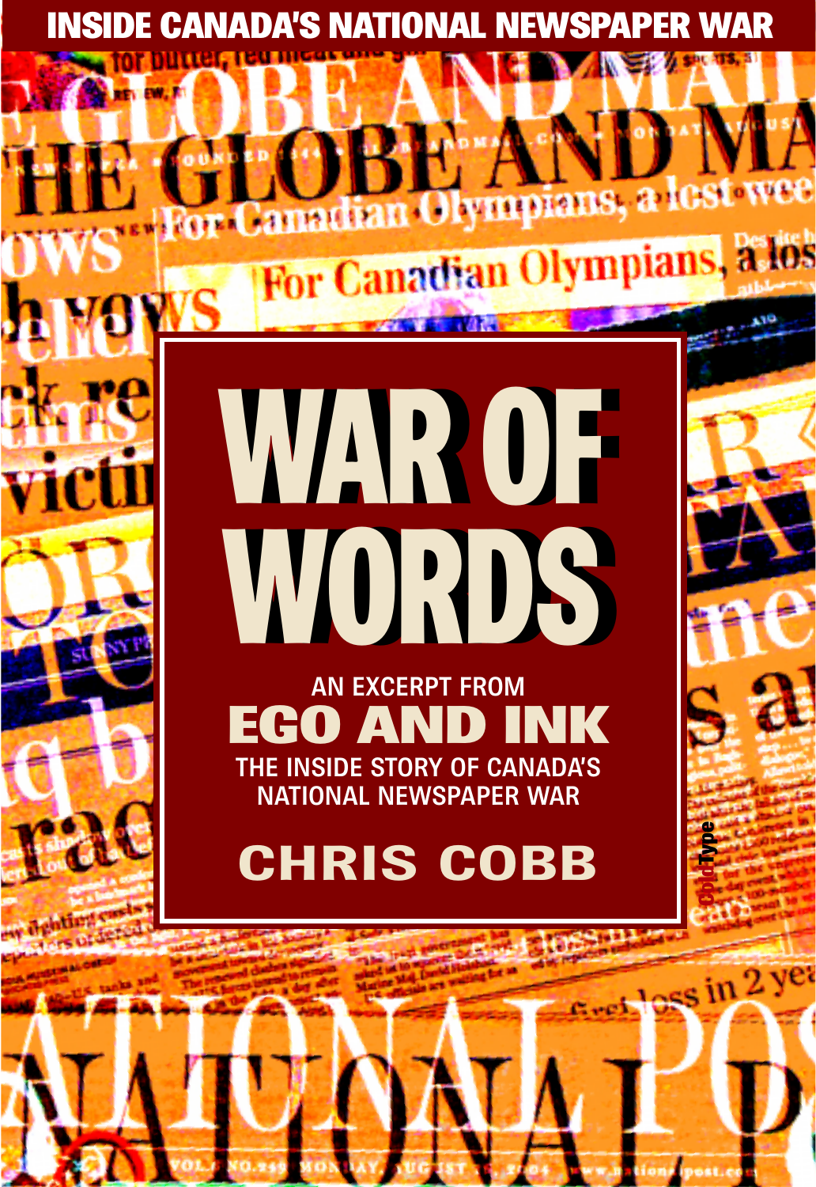INSIDE CANADA'S NATIONAL NEWSPAPER WAR

# WAR OF WORDS

AN EXCERPT FROM

## EGO AND INK

THE INSIDE STORY OF CANADA'S NATIONAL NEWSPAPER WAR

### CHRIS COBB

ColdType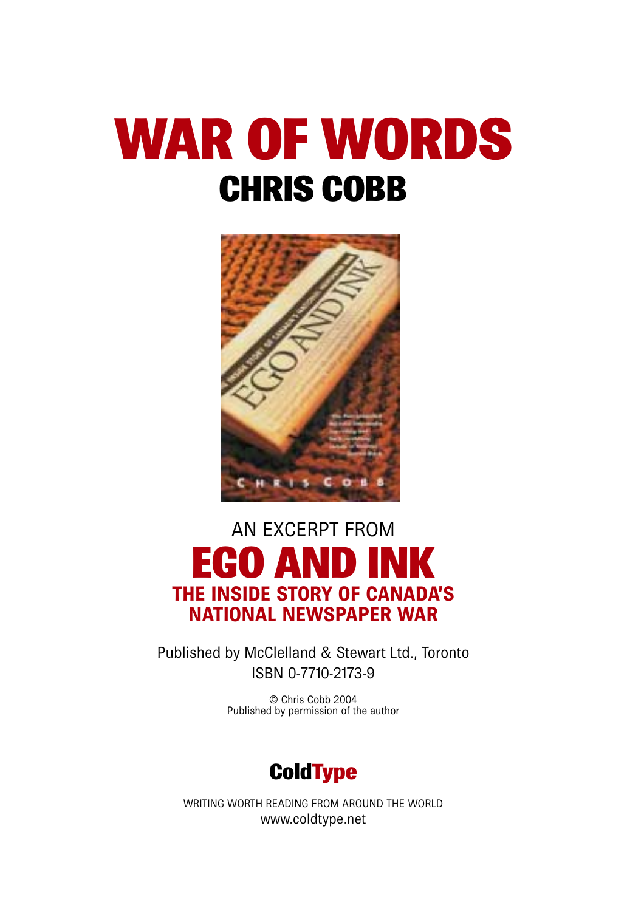# WAR OF WORDS

## CHRIS COBB

AN EXCERPT FROM

# EGO AND INK

## THE INSIDE STORY OF CANADA'S NATIONAL NEWSPAPER WAR

Published by McClelland & Stewart Ltd., Toronto
ISBN 0-7710-2173-9

© Chris Cobb 2004
Published by permission of the author

**ColdType**

WRITING WORTH READING FROM AROUND THE WORLD
www.coldtype.net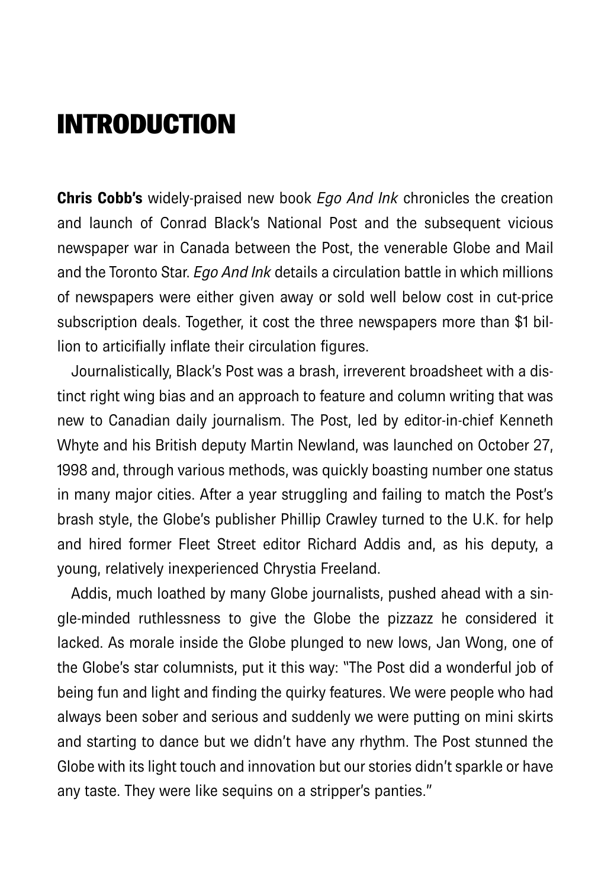# INTRODUCTION

**Chris Cobb's** widely-praised new book *Ego And Ink* chronicles the creation and launch of Conrad Black's National Post and the subsequent vicious newspaper war in Canada between the Post, the venerable Globe and Mail and the Toronto Star. *Ego And Ink* details a circulation battle in which millions of newspapers were either given away or sold well below cost in cut-price subscription deals. Together, it cost the three newspapers more than $1 billion to artificially inflate their circulation figures.

Journalistically, Black's Post was a brash, irreverent broadsheet with a distinct right wing bias and an approach to feature and column writing that was new to Canadian daily journalism. The Post, led by editor-in-chief Kenneth Whyte and his British deputy Martin Newland, was launched on October 27, 1998 and, through various methods, was quickly boasting number one status in many major cities. After a year struggling and failing to match the Post's brash style, the Globe's publisher Phillip Crawley turned to the U.K. for help and hired former Fleet Street editor Richard Addis and, as his deputy, a young, relatively inexperienced Chrystia Freeland.

Addis, much loathed by many Globe journalists, pushed ahead with a single-minded ruthlessness to give the Globe the pizzazz he considered it lacked. As morale inside the Globe plunged to new lows, Jan Wong, one of the Globe's star columnists, put it this way: "The Post did a wonderful job of being fun and light and finding the quirky features. We were people who had always been sober and serious and suddenly we were putting on mini skirts and starting to dance but we didn't have any rhythm. The Post stunned the Globe with its light touch and innovation but our stories didn't sparkle or have any taste. They were like sequins on a stripper's panties."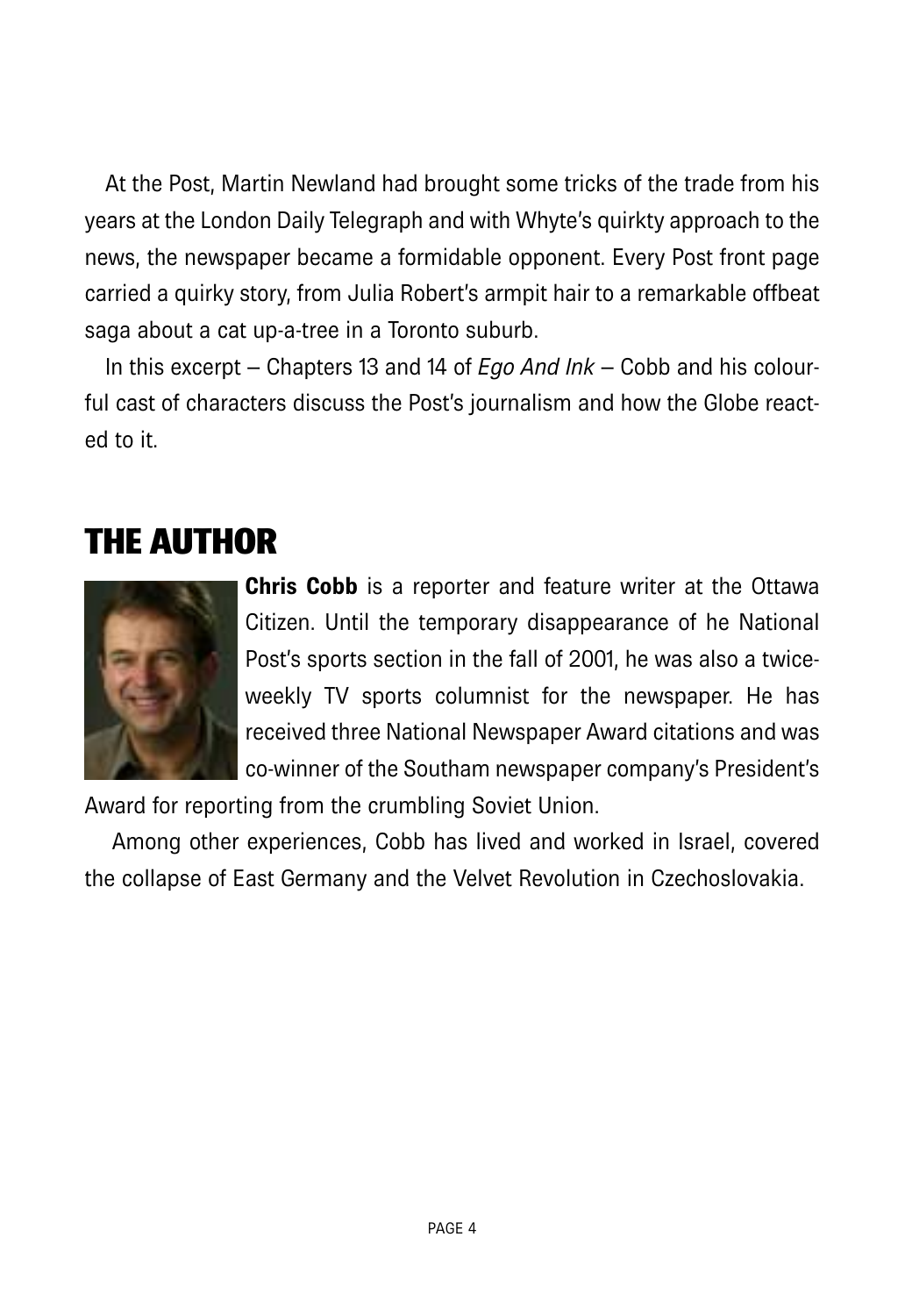At the Post, Martin Newland had brought some tricks of the trade from his years at the London Daily Telegraph and with Whyte's quirkty approach to the news, the newspaper became a formidable opponent. Every Post front page carried a quirky story, from Julia Robert's armpit hair to a remarkable offbeat saga about a cat up-a-tree in a Toronto suburb.

In this excerpt – Chapters 13 and 14 of *Ego And Ink* – Cobb and his colourful cast of characters discuss the Post's journalism and how the Globe reacted to it.

## THE AUTHOR

**Chris Cobb** is a reporter and feature writer at the Ottawa Citizen. Until the temporary disappearance of he National Post's sports section in the fall of 2001, he was also a twice-weekly TV sports columnist for the newspaper. He has received three National Newspaper Award citations and was co-winner of the Southam newspaper company's President's Award for reporting from the crumbling Soviet Union.

Among other experiences, Cobb has lived and worked in Israel, covered the collapse of East Germany and the Velvet Revolution in Czechoslovakia.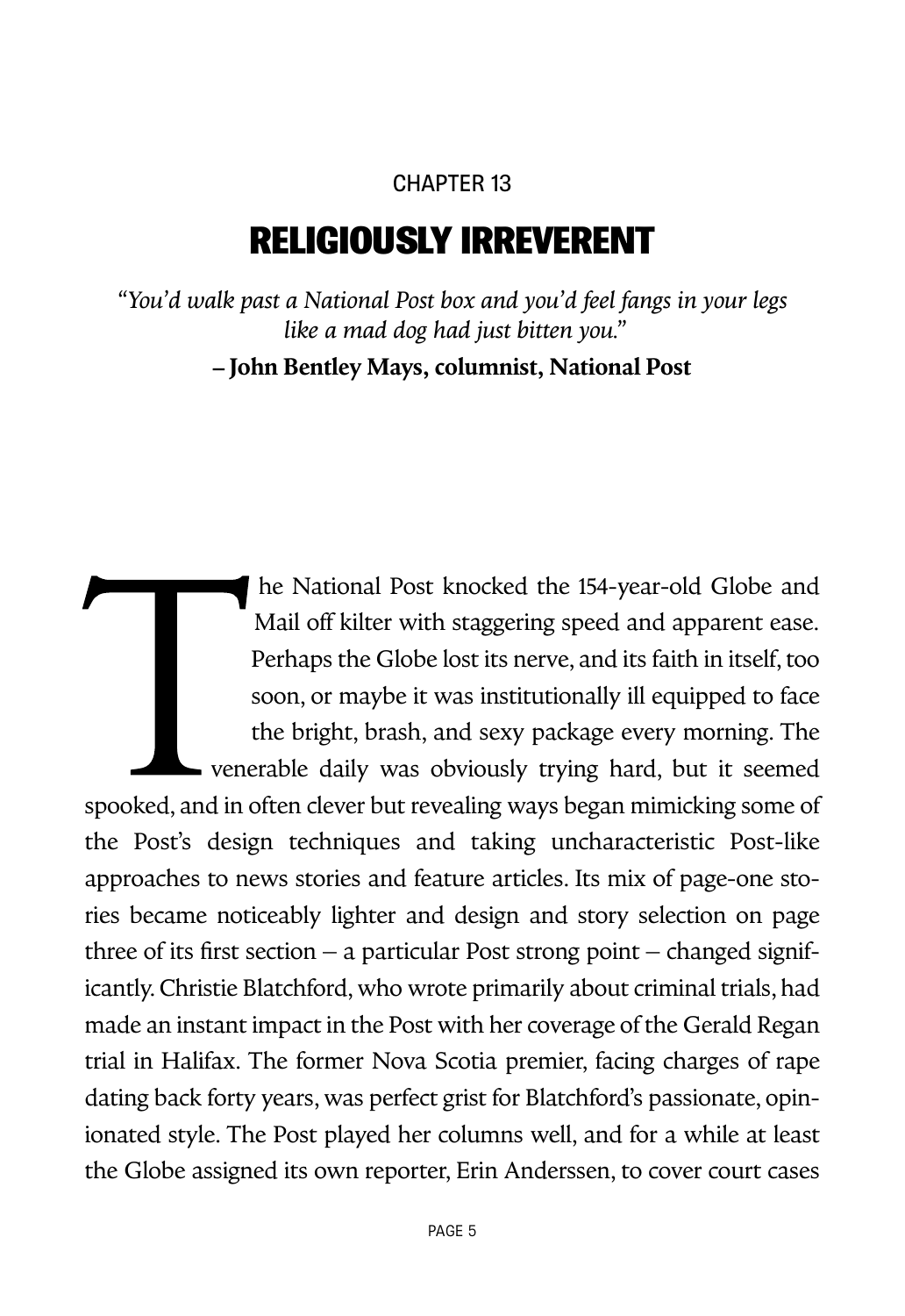CHAPTER 13

# RELIGIOUSLY IRREVERENT

*"You'd walk past a National Post box and you'd feel fangs in your legs like a mad dog had just bitten you."*

**– John Bentley Mays, columnist, National Post**

The National Post knocked the 154-year-old Globe and Mail off kilter with staggering speed and apparent ease. Perhaps the Globe lost its nerve, and its faith in itself, too soon, or maybe it was institutionally ill equipped to face the bright, brash, and sexy package every morning. The venerable daily was obviously trying hard, but it seemed spooked, and in often clever but revealing ways began mimicking some of the Post's design techniques and taking uncharacteristic Post-like approaches to news stories and feature articles. Its mix of page-one stories became noticeably lighter and design and story selection on page three of its first section – a particular Post strong point – changed significantly. Christie Blatchford, who wrote primarily about criminal trials, had made an instant impact in the Post with her coverage of the Gerald Regan trial in Halifax. The former Nova Scotia premier, facing charges of rape dating back forty years, was perfect grist for Blatchford's passionate, opinionated style. The Post played her columns well, and for a while at least the Globe assigned its own reporter, Erin Anderssen, to cover court cases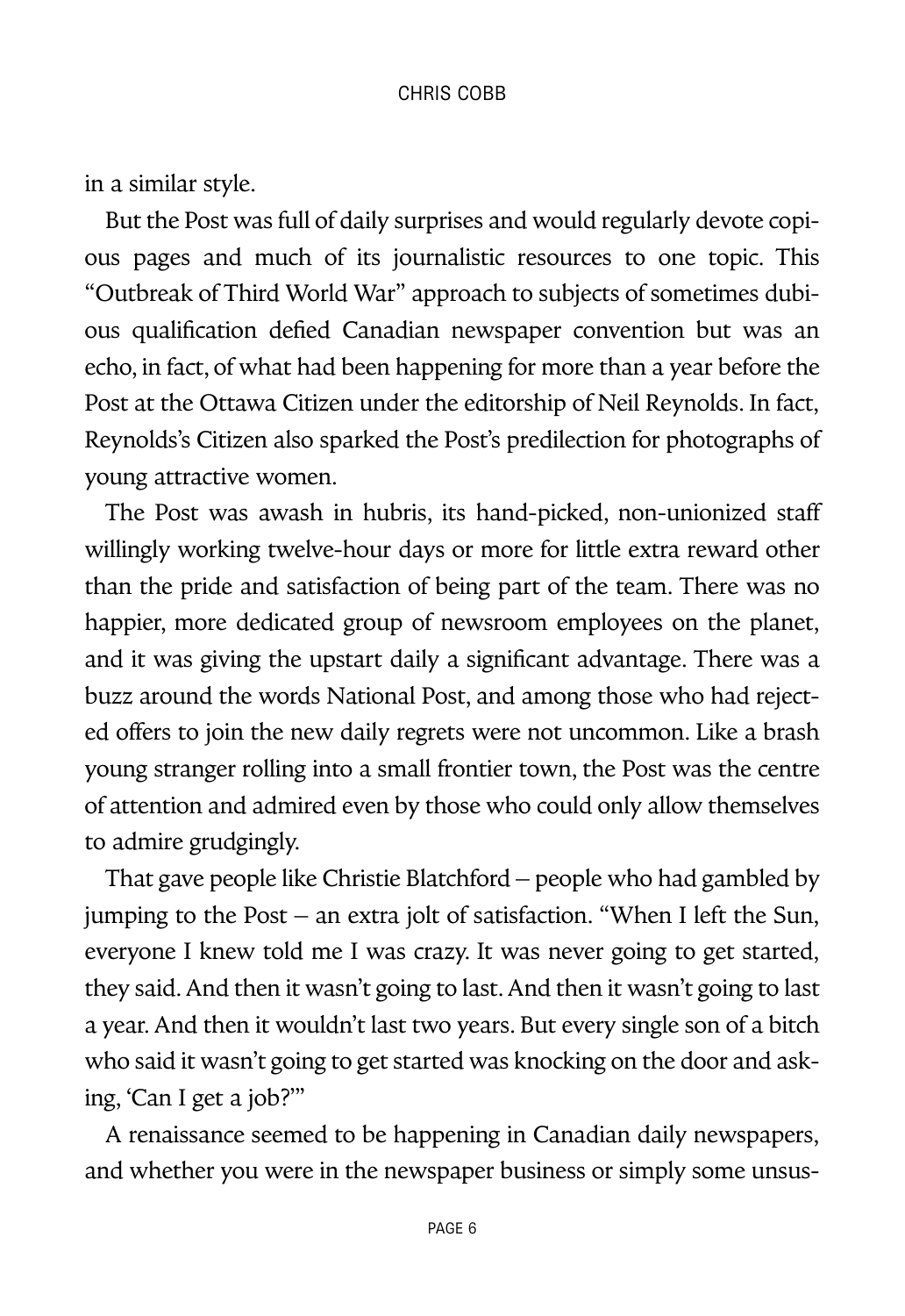in a similar style.

But the Post was full of daily surprises and would regularly devote copious pages and much of its journalistic resources to one topic. This "Outbreak of Third World War" approach to subjects of sometimes dubious qualification defied Canadian newspaper convention but was an echo, in fact, of what had been happening for more than a year before the Post at the Ottawa Citizen under the editorship of Neil Reynolds. In fact, Reynolds's Citizen also sparked the Post's predilection for photographs of young attractive women.

The Post was awash in hubris, its hand-picked, non-unionized staff willingly working twelve-hour days or more for little extra reward other than the pride and satisfaction of being part of the team. There was no happier, more dedicated group of newsroom employees on the planet, and it was giving the upstart daily a significant advantage. There was a buzz around the words National Post, and among those who had rejected offers to join the new daily regrets were not uncommon. Like a brash young stranger rolling into a small frontier town, the Post was the centre of attention and admired even by those who could only allow themselves to admire grudgingly.

That gave people like Christie Blatchford – people who had gambled by jumping to the Post – an extra jolt of satisfaction. "When I left the Sun, everyone I knew told me I was crazy. It was never going to get started, they said. And then it wasn't going to last. And then it wasn't going to last a year. And then it wouldn't last two years. But every single son of a bitch who said it wasn't going to get started was knocking on the door and asking, 'Can I get a job?'"

A renaissance seemed to be happening in Canadian daily newspapers, and whether you were in the newspaper business or simply some unsus-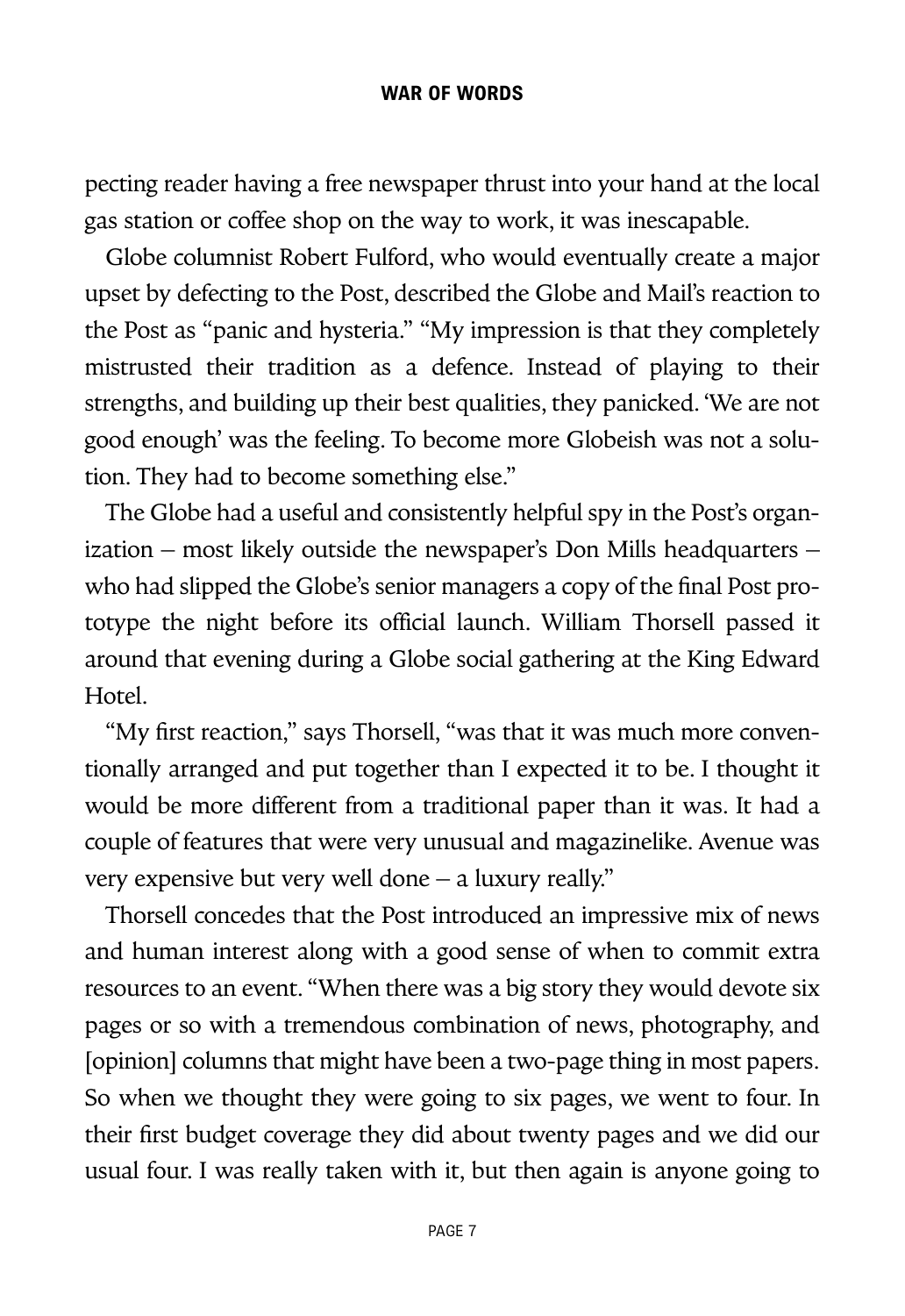pecting reader having a free newspaper thrust into your hand at the local gas station or coffee shop on the way to work, it was inescapable.

Globe columnist Robert Fulford, who would eventually create a major upset by defecting to the Post, described the Globe and Mail's reaction to the Post as "panic and hysteria." "My impression is that they completely mistrusted their tradition as a defence. Instead of playing to their strengths, and building up their best qualities, they panicked. 'We are not good enough' was the feeling. To become more Globeish was not a solution. They had to become something else."

The Globe had a useful and consistently helpful spy in the Post's organization – most likely outside the newspaper's Don Mills headquarters – who had slipped the Globe's senior managers a copy of the final Post prototype the night before its official launch. William Thorsell passed it around that evening during a Globe social gathering at the King Edward Hotel.

"My first reaction," says Thorsell, "was that it was much more conventionally arranged and put together than I expected it to be. I thought it would be more different from a traditional paper than it was. It had a couple of features that were very unusual and magazinelike. Avenue was very expensive but very well done – a luxury really."

Thorsell concedes that the Post introduced an impressive mix of news and human interest along with a good sense of when to commit extra resources to an event. "When there was a big story they would devote six pages or so with a tremendous combination of news, photography, and [opinion] columns that might have been a two-page thing in most papers. So when we thought they were going to six pages, we went to four. In their first budget coverage they did about twenty pages and we did our usual four. I was really taken with it, but then again is anyone going to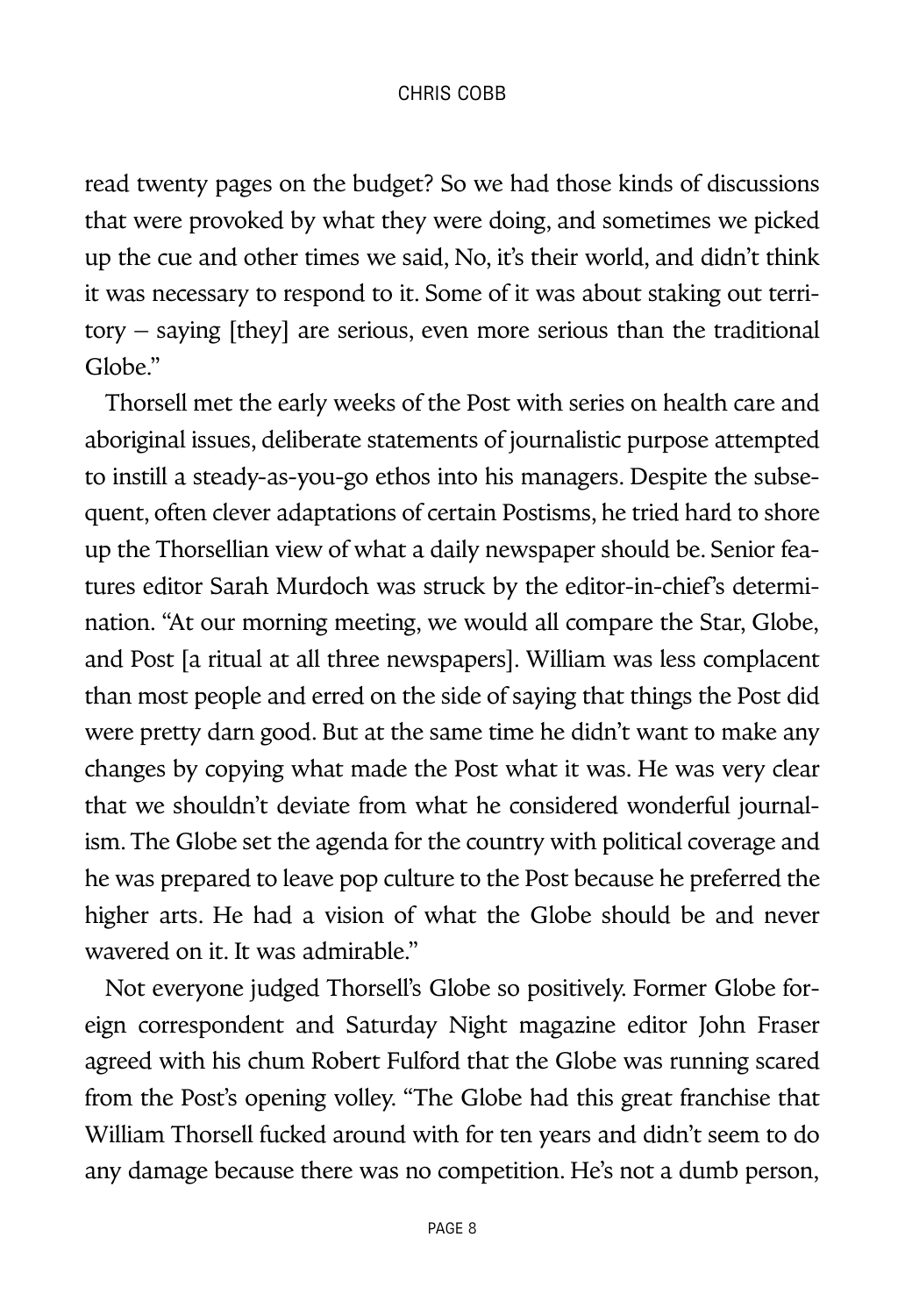read twenty pages on the budget? So we had those kinds of discussions that were provoked by what they were doing, and sometimes we picked up the cue and other times we said, No, it's their world, and didn't think it was necessary to respond to it. Some of it was about staking out territory – saying [they] are serious, even more serious than the traditional Globe."

Thorsell met the early weeks of the Post with series on health care and aboriginal issues, deliberate statements of journalistic purpose attempted to instill a steady-as-you-go ethos into his managers. Despite the subsequent, often clever adaptations of certain Postisms, he tried hard to shore up the Thorsellian view of what a daily newspaper should be. Senior features editor Sarah Murdoch was struck by the editor-in-chief's determination. "At our morning meeting, we would all compare the Star, Globe, and Post [a ritual at all three newspapers]. William was less complacent than most people and erred on the side of saying that things the Post did were pretty darn good. But at the same time he didn't want to make any changes by copying what made the Post what it was. He was very clear that we shouldn't deviate from what he considered wonderful journalism. The Globe set the agenda for the country with political coverage and he was prepared to leave pop culture to the Post because he preferred the higher arts. He had a vision of what the Globe should be and never wavered on it. It was admirable."

Not everyone judged Thorsell's Globe so positively. Former Globe foreign correspondent and Saturday Night magazine editor John Fraser agreed with his chum Robert Fulford that the Globe was running scared from the Post's opening volley. "The Globe had this great franchise that William Thorsell fucked around with for ten years and didn't seem to do any damage because there was no competition. He's not a dumb person,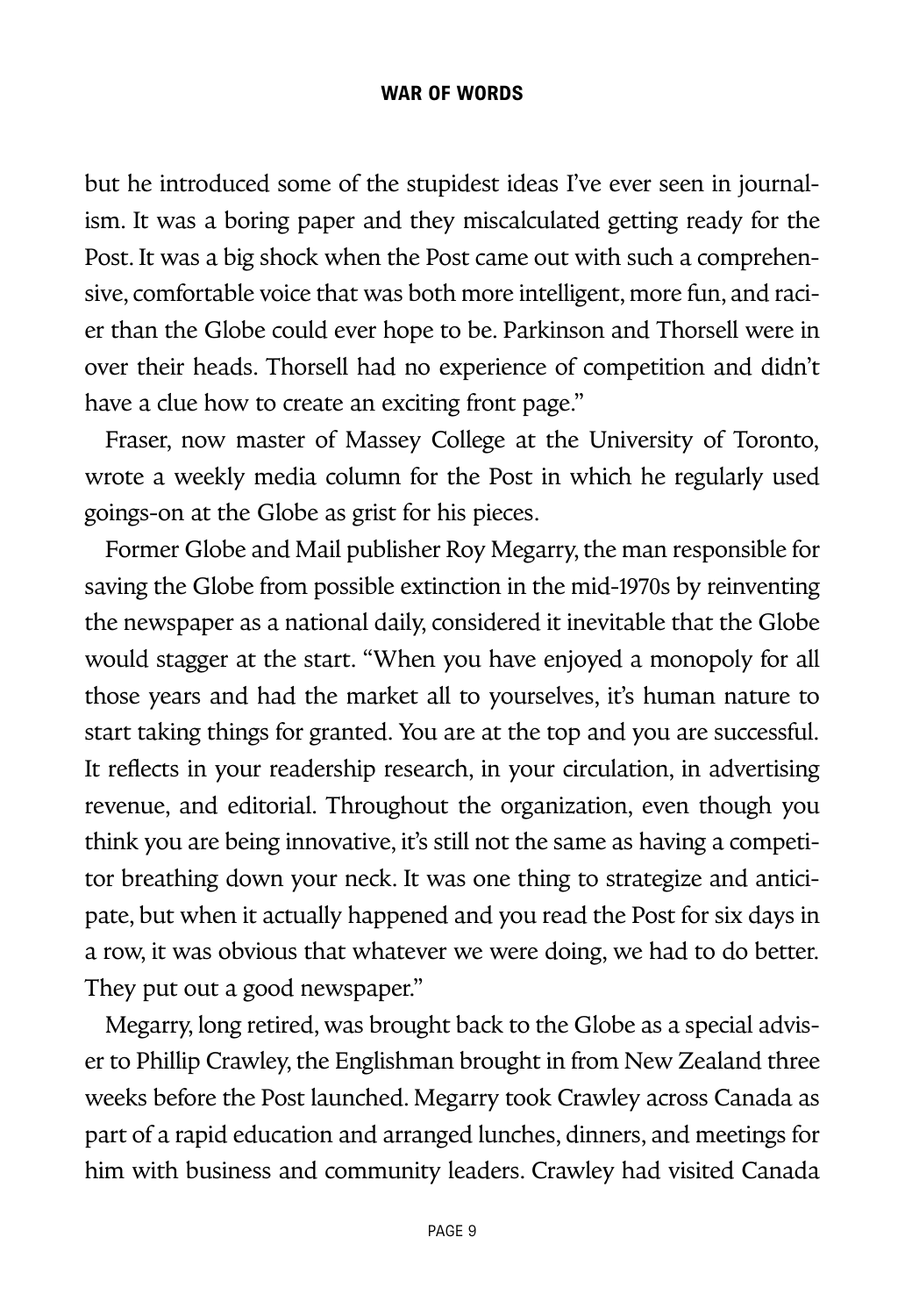but he introduced some of the stupidest ideas I've ever seen in journalism. It was a boring paper and they miscalculated getting ready for the Post. It was a big shock when the Post came out with such a comprehensive, comfortable voice that was both more intelligent, more fun, and racier than the Globe could ever hope to be. Parkinson and Thorsell were in over their heads. Thorsell had no experience of competition and didn't have a clue how to create an exciting front page."

Fraser, now master of Massey College at the University of Toronto, wrote a weekly media column for the Post in which he regularly used goings-on at the Globe as grist for his pieces.

Former Globe and Mail publisher Roy Megarry, the man responsible for saving the Globe from possible extinction in the mid-1970s by reinventing the newspaper as a national daily, considered it inevitable that the Globe would stagger at the start. "When you have enjoyed a monopoly for all those years and had the market all to yourselves, it's human nature to start taking things for granted. You are at the top and you are successful. It reflects in your readership research, in your circulation, in advertising revenue, and editorial. Throughout the organization, even though you think you are being innovative, it's still not the same as having a competitor breathing down your neck. It was one thing to strategize and anticipate, but when it actually happened and you read the Post for six days in a row, it was obvious that whatever we were doing, we had to do better. They put out a good newspaper."

Megarry, long retired, was brought back to the Globe as a special adviser to Phillip Crawley, the Englishman brought in from New Zealand three weeks before the Post launched. Megarry took Crawley across Canada as part of a rapid education and arranged lunches, dinners, and meetings for him with business and community leaders. Crawley had visited Canada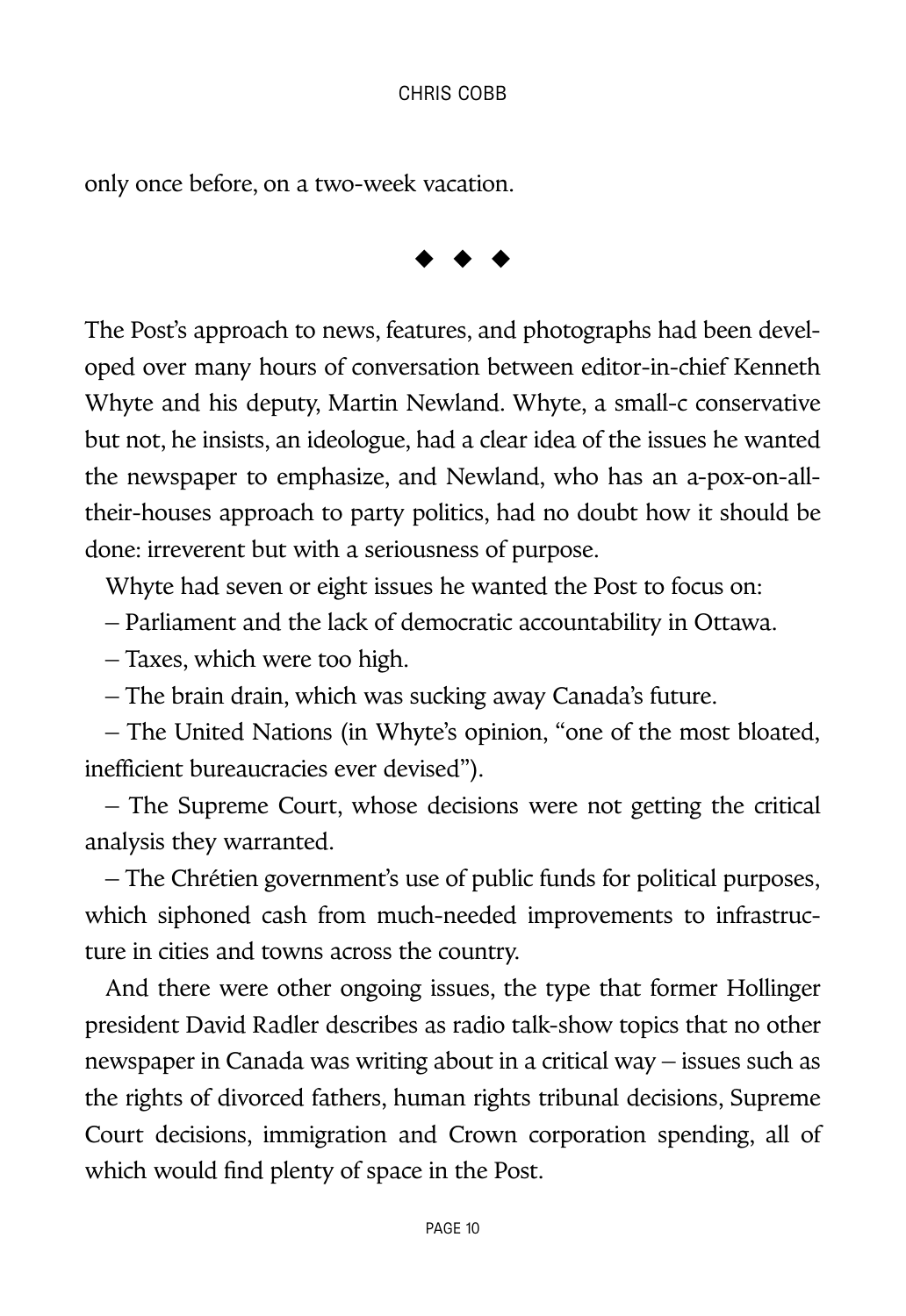only once before, on a two-week vacation.

◆ ◆ ◆

The Post's approach to news, features, and photographs had been developed over many hours of conversation between editor-in-chief Kenneth Whyte and his deputy, Martin Newland. Whyte, a small-c conservative but not, he insists, an ideologue, had a clear idea of the issues he wanted the newspaper to emphasize, and Newland, who has an a-pox-on-all-their-houses approach to party politics, had no doubt how it should be done: irreverent but with a seriousness of purpose.

Whyte had seven or eight issues he wanted the Post to focus on:

– Parliament and the lack of democratic accountability in Ottawa.

– Taxes, which were too high.

– The brain drain, which was sucking away Canada's future.

– The United Nations (in Whyte's opinion, "one of the most bloated, inefficient bureaucracies ever devised").

– The Supreme Court, whose decisions were not getting the critical analysis they warranted.

– The Chrétien government's use of public funds for political purposes, which siphoned cash from much-needed improvements to infrastructure in cities and towns across the country.

And there were other ongoing issues, the type that former Hollinger president David Radler describes as radio talk-show topics that no other newspaper in Canada was writing about in a critical way – issues such as the rights of divorced fathers, human rights tribunal decisions, Supreme Court decisions, immigration and Crown corporation spending, all of which would find plenty of space in the Post.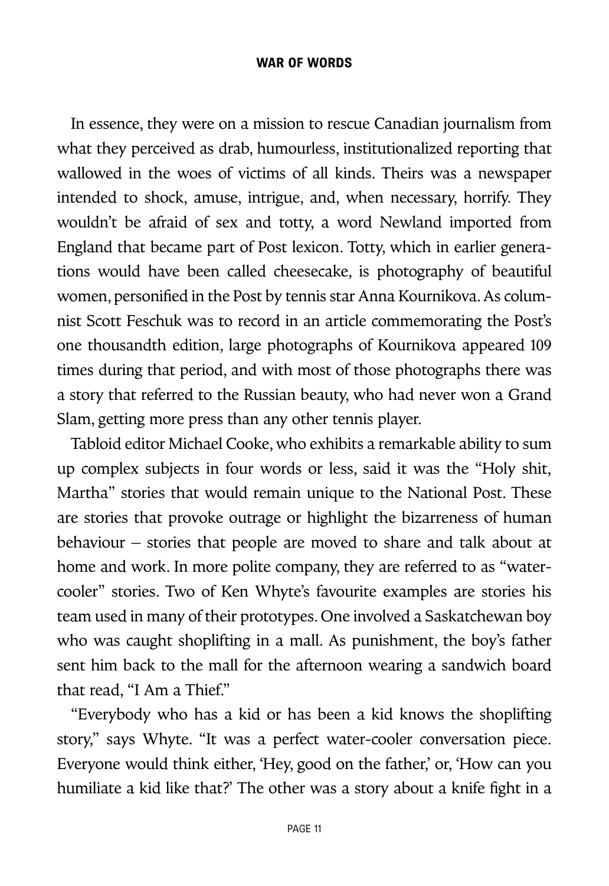In essence, they were on a mission to rescue Canadian journalism from what they perceived as drab, humourless, institutionalized reporting that wallowed in the woes of victims of all kinds. Theirs was a newspaper intended to shock, amuse, intrigue, and, when necessary, horrify. They wouldn't be afraid of sex and totty, a word Newland imported from England that became part of Post lexicon. Totty, which in earlier generations would have been called cheesecake, is photography of beautiful women, personified in the Post by tennis star Anna Kournikova. As columnist Scott Feschuk was to record in an article commemorating the Post's one thousandth edition, large photographs of Kournikova appeared 109 times during that period, and with most of those photographs there was a story that referred to the Russian beauty, who had never won a Grand Slam, getting more press than any other tennis player.

Tabloid editor Michael Cooke, who exhibits a remarkable ability to sum up complex subjects in four words or less, said it was the "Holy shit, Martha" stories that would remain unique to the National Post. These are stories that provoke outrage or highlight the bizarreness of human behaviour – stories that people are moved to share and talk about at home and work. In more polite company, they are referred to as "water-cooler" stories. Two of Ken Whyte's favourite examples are stories his team used in many of their prototypes. One involved a Saskatchewan boy who was caught shoplifting in a mall. As punishment, the boy's father sent him back to the mall for the afternoon wearing a sandwich board that read, "I Am a Thief."

"Everybody who has a kid or has been a kid knows the shoplifting story," says Whyte. "It was a perfect water-cooler conversation piece. Everyone would think either, 'Hey, good on the father,' or, 'How can you humiliate a kid like that?' The other was a story about a knife fight in a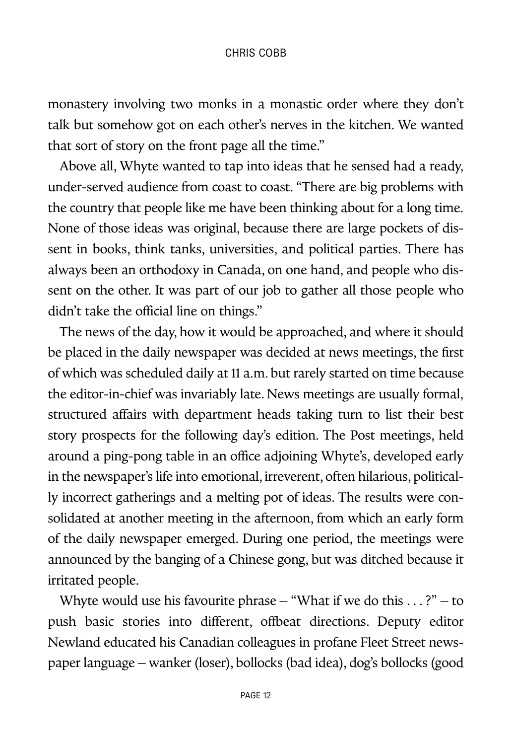monastery involving two monks in a monastic order where they don't talk but somehow got on each other's nerves in the kitchen. We wanted that sort of story on the front page all the time."

Above all, Whyte wanted to tap into ideas that he sensed had a ready, under-served audience from coast to coast. "There are big problems with the country that people like me have been thinking about for a long time. None of those ideas was original, because there are large pockets of dissent in books, think tanks, universities, and political parties. There has always been an orthodoxy in Canada, on one hand, and people who dissent on the other. It was part of our job to gather all those people who didn't take the official line on things."

The news of the day, how it would be approached, and where it should be placed in the daily newspaper was decided at news meetings, the first of which was scheduled daily at 11 a.m. but rarely started on time because the editor-in-chief was invariably late. News meetings are usually formal, structured affairs with department heads taking turn to list their best story prospects for the following day's edition. The Post meetings, held around a ping-pong table in an office adjoining Whyte's, developed early in the newspaper's life into emotional, irreverent, often hilarious, politically incorrect gatherings and a melting pot of ideas. The results were consolidated at another meeting in the afternoon, from which an early form of the daily newspaper emerged. During one period, the meetings were announced by the banging of a Chinese gong, but was ditched because it irritated people.

Whyte would use his favourite phrase – "What if we do this . . . ?" – to push basic stories into different, offbeat directions. Deputy editor Newland educated his Canadian colleagues in profane Fleet Street newspaper language – wanker (loser), bollocks (bad idea), dog's bollocks (good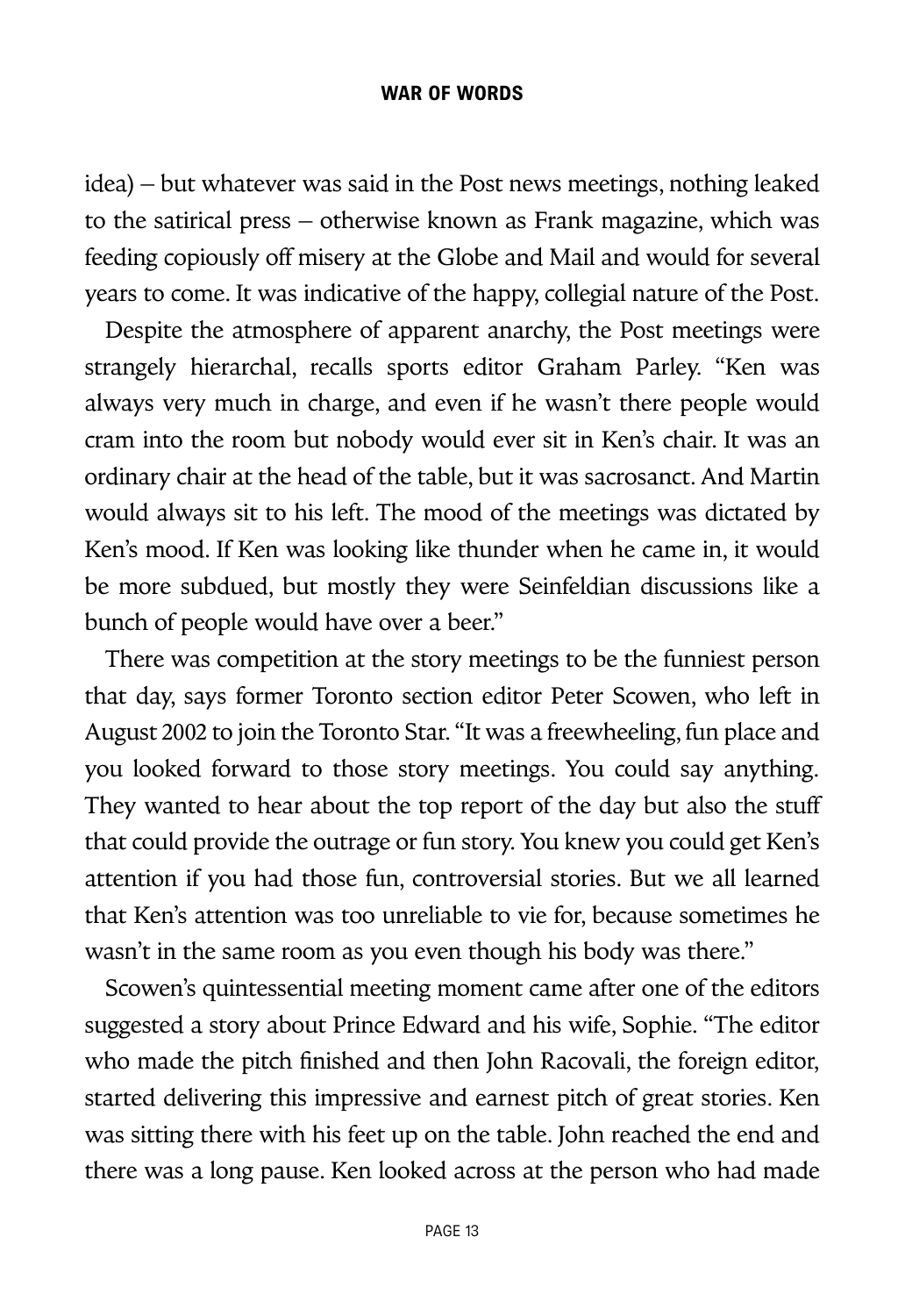idea) – but whatever was said in the Post news meetings, nothing leaked to the satirical press – otherwise known as Frank magazine, which was feeding copiously off misery at the Globe and Mail and would for several years to come. It was indicative of the happy, collegial nature of the Post.

Despite the atmosphere of apparent anarchy, the Post meetings were strangely hierarchal, recalls sports editor Graham Parley. "Ken was always very much in charge, and even if he wasn't there people would cram into the room but nobody would ever sit in Ken's chair. It was an ordinary chair at the head of the table, but it was sacrosanct. And Martin would always sit to his left. The mood of the meetings was dictated by Ken's mood. If Ken was looking like thunder when he came in, it would be more subdued, but mostly they were Seinfeldian discussions like a bunch of people would have over a beer."

There was competition at the story meetings to be the funniest person that day, says former Toronto section editor Peter Scowen, who left in August 2002 to join the Toronto Star. "It was a freewheeling, fun place and you looked forward to those story meetings. You could say anything. They wanted to hear about the top report of the day but also the stuff that could provide the outrage or fun story. You knew you could get Ken's attention if you had those fun, controversial stories. But we all learned that Ken's attention was too unreliable to vie for, because sometimes he wasn't in the same room as you even though his body was there."

Scowen's quintessential meeting moment came after one of the editors suggested a story about Prince Edward and his wife, Sophie. "The editor who made the pitch finished and then John Racovali, the foreign editor, started delivering this impressive and earnest pitch of great stories. Ken was sitting there with his feet up on the table. John reached the end and there was a long pause. Ken looked across at the person who had made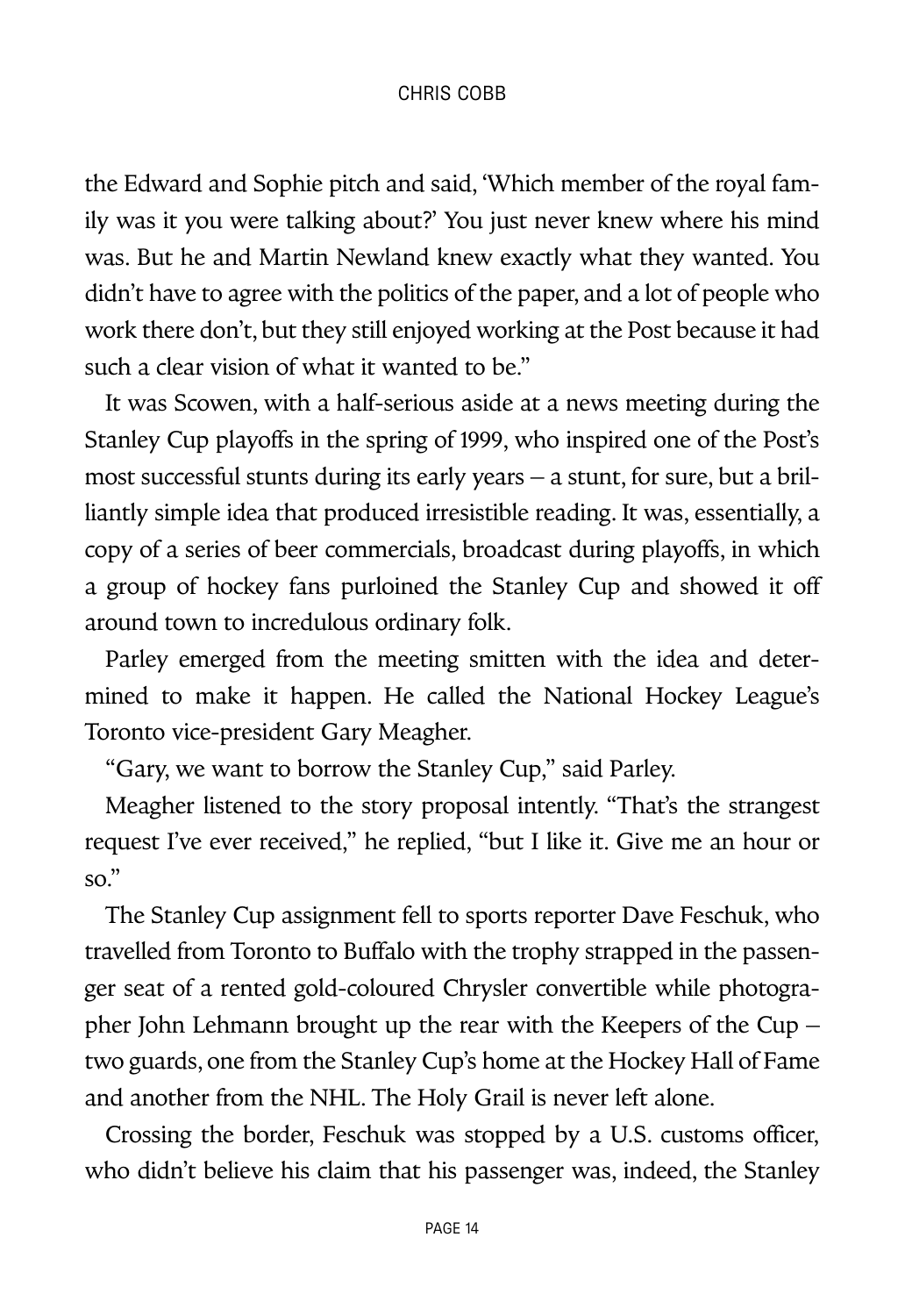the Edward and Sophie pitch and said, 'Which member of the royal family was it you were talking about?' You just never knew where his mind was. But he and Martin Newland knew exactly what they wanted. You didn't have to agree with the politics of the paper, and a lot of people who work there don't, but they still enjoyed working at the Post because it had such a clear vision of what it wanted to be."

It was Scowen, with a half-serious aside at a news meeting during the Stanley Cup playoffs in the spring of 1999, who inspired one of the Post's most successful stunts during its early years – a stunt, for sure, but a brilliantly simple idea that produced irresistible reading. It was, essentially, a copy of a series of beer commercials, broadcast during playoffs, in which a group of hockey fans purloined the Stanley Cup and showed it off around town to incredulous ordinary folk.

Parley emerged from the meeting smitten with the idea and determined to make it happen. He called the National Hockey League's Toronto vice-president Gary Meagher.

"Gary, we want to borrow the Stanley Cup," said Parley.

Meagher listened to the story proposal intently. "That's the strangest request I've ever received," he replied, "but I like it. Give me an hour or so."

The Stanley Cup assignment fell to sports reporter Dave Feschuk, who travelled from Toronto to Buffalo with the trophy strapped in the passenger seat of a rented gold-coloured Chrysler convertible while photographer John Lehmann brought up the rear with the Keepers of the Cup – two guards, one from the Stanley Cup's home at the Hockey Hall of Fame and another from the NHL. The Holy Grail is never left alone.

Crossing the border, Feschuk was stopped by a U.S. customs officer, who didn't believe his claim that his passenger was, indeed, the Stanley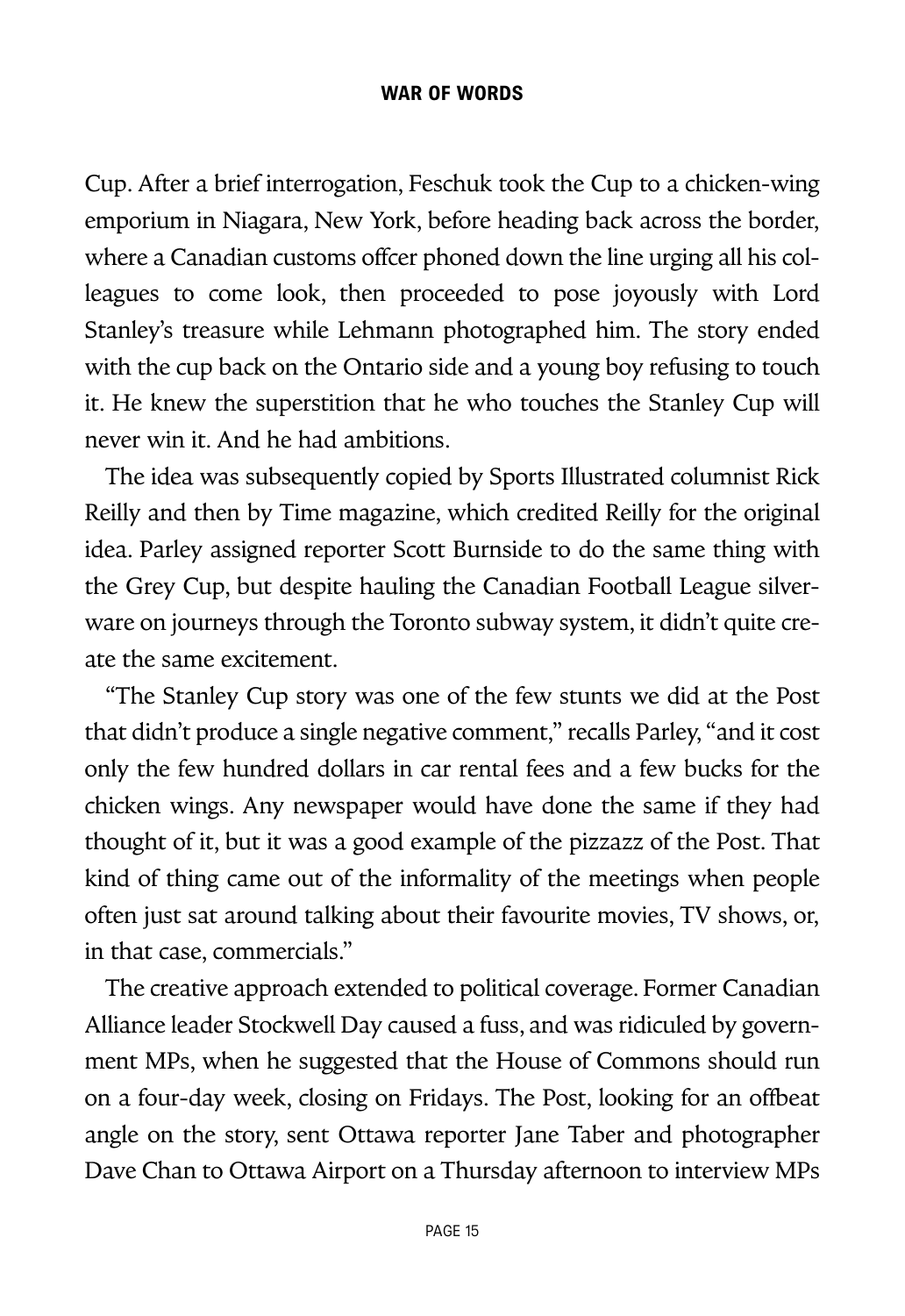Cup. After a brief interrogation, Feschuk took the Cup to a chicken-wing emporium in Niagara, New York, before heading back across the border, where a Canadian customs offcer phoned down the line urging all his colleagues to come look, then proceeded to pose joyously with Lord Stanley's treasure while Lehmann photographed him. The story ended with the cup back on the Ontario side and a young boy refusing to touch it. He knew the superstition that he who touches the Stanley Cup will never win it. And he had ambitions.

The idea was subsequently copied by Sports Illustrated columnist Rick Reilly and then by Time magazine, which credited Reilly for the original idea. Parley assigned reporter Scott Burnside to do the same thing with the Grey Cup, but despite hauling the Canadian Football League silverware on journeys through the Toronto subway system, it didn't quite create the same excitement.

"The Stanley Cup story was one of the few stunts we did at the Post that didn't produce a single negative comment," recalls Parley, "and it cost only the few hundred dollars in car rental fees and a few bucks for the chicken wings. Any newspaper would have done the same if they had thought of it, but it was a good example of the pizzazz of the Post. That kind of thing came out of the informality of the meetings when people often just sat around talking about their favourite movies, TV shows, or, in that case, commercials."

The creative approach extended to political coverage. Former Canadian Alliance leader Stockwell Day caused a fuss, and was ridiculed by government MPs, when he suggested that the House of Commons should run on a four-day week, closing on Fridays. The Post, looking for an offbeat angle on the story, sent Ottawa reporter Jane Taber and photographer Dave Chan to Ottawa Airport on a Thursday afternoon to interview MPs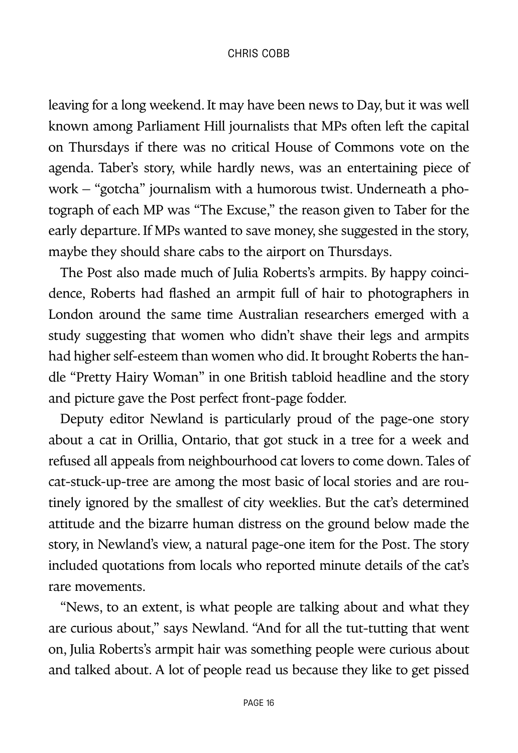leaving for a long weekend. It may have been news to Day, but it was well known among Parliament Hill journalists that MPs often left the capital on Thursdays if there was no critical House of Commons vote on the agenda. Taber's story, while hardly news, was an entertaining piece of work – "gotcha" journalism with a humorous twist. Underneath a photograph of each MP was "The Excuse," the reason given to Taber for the early departure. If MPs wanted to save money, she suggested in the story, maybe they should share cabs to the airport on Thursdays.

The Post also made much of Julia Roberts's armpits. By happy coincidence, Roberts had flashed an armpit full of hair to photographers in London around the same time Australian researchers emerged with a study suggesting that women who didn't shave their legs and armpits had higher self-esteem than women who did. It brought Roberts the handle "Pretty Hairy Woman" in one British tabloid headline and the story and picture gave the Post perfect front-page fodder.

Deputy editor Newland is particularly proud of the page-one story about a cat in Orillia, Ontario, that got stuck in a tree for a week and refused all appeals from neighbourhood cat lovers to come down. Tales of cat-stuck-up-tree are among the most basic of local stories and are routinely ignored by the smallest of city weeklies. But the cat's determined attitude and the bizarre human distress on the ground below made the story, in Newland's view, a natural page-one item for the Post. The story included quotations from locals who reported minute details of the cat's rare movements.

"News, to an extent, is what people are talking about and what they are curious about," says Newland. "And for all the tut-tutting that went on, Julia Roberts's armpit hair was something people were curious about and talked about. A lot of people read us because they like to get pissed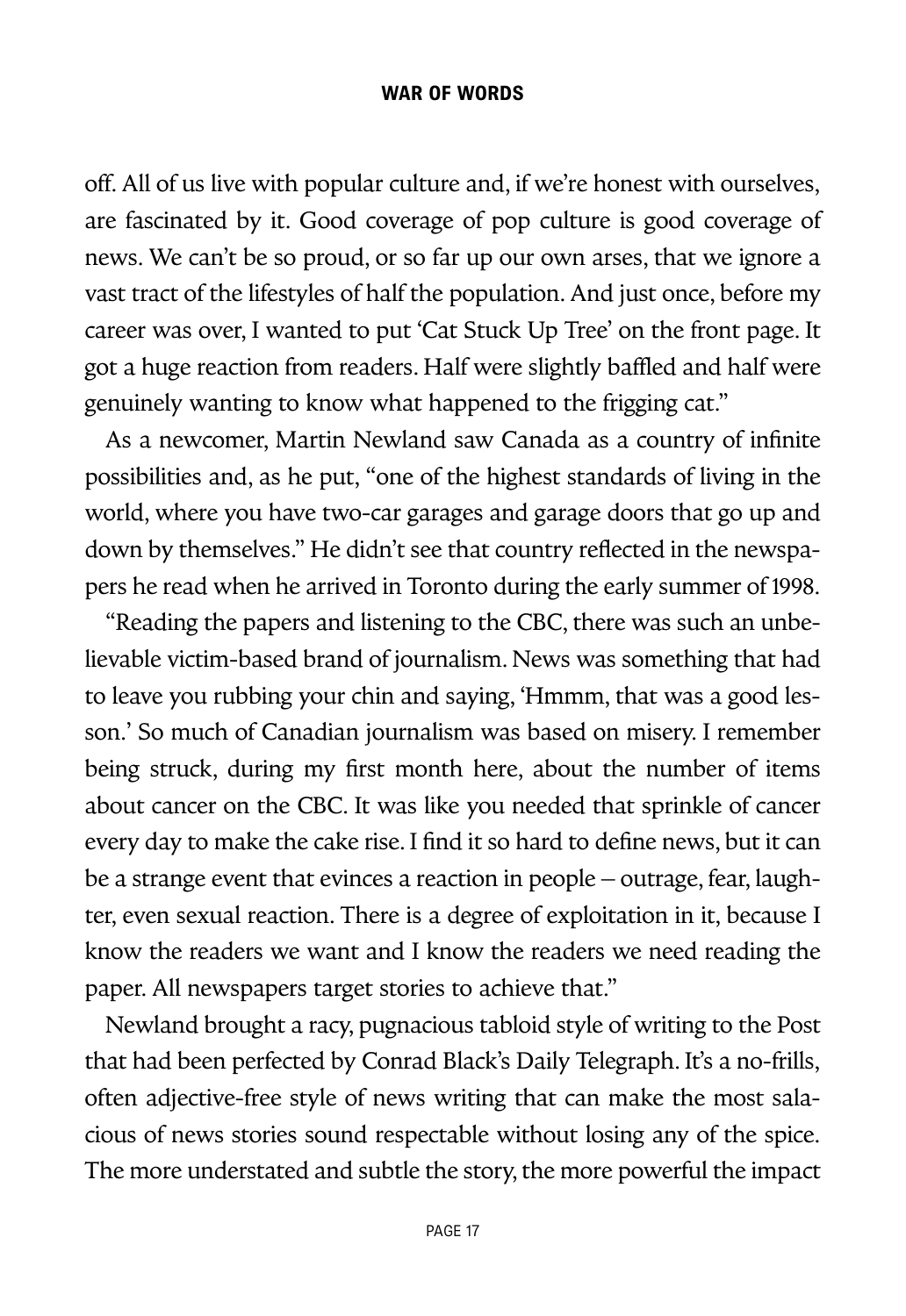off. All of us live with popular culture and, if we're honest with ourselves, are fascinated by it. Good coverage of pop culture is good coverage of news. We can't be so proud, or so far up our own arses, that we ignore a vast tract of the lifestyles of half the population. And just once, before my career was over, I wanted to put 'Cat Stuck Up Tree' on the front page. It got a huge reaction from readers. Half were slightly baffled and half were genuinely wanting to know what happened to the frigging cat."

As a newcomer, Martin Newland saw Canada as a country of infinite possibilities and, as he put, "one of the highest standards of living in the world, where you have two-car garages and garage doors that go up and down by themselves." He didn't see that country reflected in the newspapers he read when he arrived in Toronto during the early summer of 1998.

"Reading the papers and listening to the CBC, there was such an unbelievable victim-based brand of journalism. News was something that had to leave you rubbing your chin and saying, 'Hmmm, that was a good lesson.' So much of Canadian journalism was based on misery. I remember being struck, during my first month here, about the number of items about cancer on the CBC. It was like you needed that sprinkle of cancer every day to make the cake rise. I find it so hard to define news, but it can be a strange event that evinces a reaction in people – outrage, fear, laughter, even sexual reaction. There is a degree of exploitation in it, because I know the readers we want and I know the readers we need reading the paper. All newspapers target stories to achieve that."

Newland brought a racy, pugnacious tabloid style of writing to the Post that had been perfected by Conrad Black's Daily Telegraph. It's a no-frills, often adjective-free style of news writing that can make the most salacious of news stories sound respectable without losing any of the spice. The more understated and subtle the story, the more powerful the impact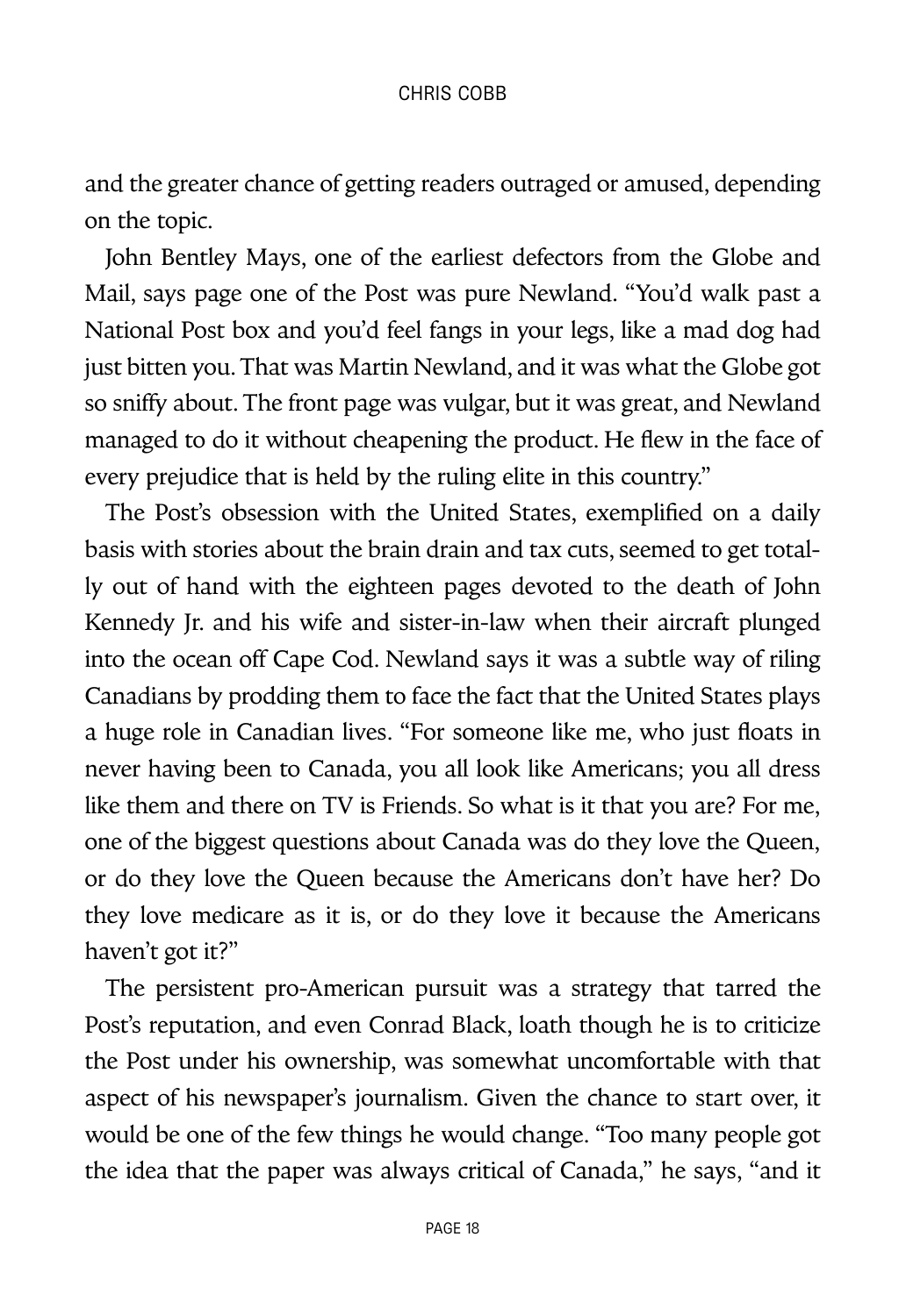and the greater chance of getting readers outraged or amused, depending on the topic.

John Bentley Mays, one of the earliest defectors from the Globe and Mail, says page one of the Post was pure Newland. "You'd walk past a National Post box and you'd feel fangs in your legs, like a mad dog had just bitten you. That was Martin Newland, and it was what the Globe got so sniffy about. The front page was vulgar, but it was great, and Newland managed to do it without cheapening the product. He flew in the face of every prejudice that is held by the ruling elite in this country."

The Post's obsession with the United States, exemplified on a daily basis with stories about the brain drain and tax cuts, seemed to get totally out of hand with the eighteen pages devoted to the death of John Kennedy Jr. and his wife and sister-in-law when their aircraft plunged into the ocean off Cape Cod. Newland says it was a subtle way of riling Canadians by prodding them to face the fact that the United States plays a huge role in Canadian lives. "For someone like me, who just floats in never having been to Canada, you all look like Americans; you all dress like them and there on TV is Friends. So what is it that you are? For me, one of the biggest questions about Canada was do they love the Queen, or do they love the Queen because the Americans don't have her? Do they love medicare as it is, or do they love it because the Americans haven't got it?"

The persistent pro-American pursuit was a strategy that tarred the Post's reputation, and even Conrad Black, loath though he is to criticize the Post under his ownership, was somewhat uncomfortable with that aspect of his newspaper's journalism. Given the chance to start over, it would be one of the few things he would change. "Too many people got the idea that the paper was always critical of Canada," he says, "and it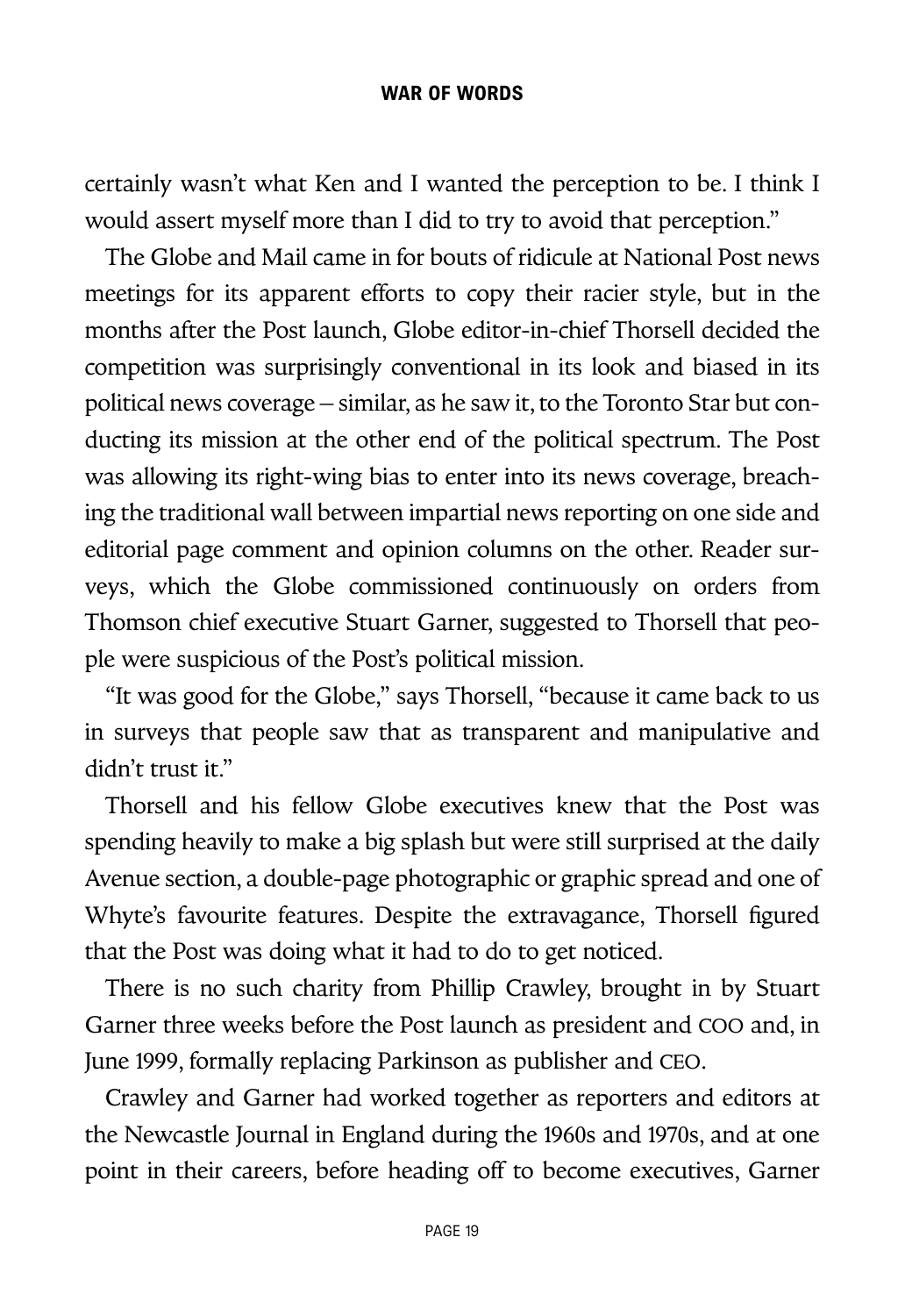certainly wasn't what Ken and I wanted the perception to be. I think I would assert myself more than I did to try to avoid that perception."

The Globe and Mail came in for bouts of ridicule at National Post news meetings for its apparent efforts to copy their racier style, but in the months after the Post launch, Globe editor-in-chief Thorsell decided the competition was surprisingly conventional in its look and biased in its political news coverage – similar, as he saw it, to the Toronto Star but conducting its mission at the other end of the political spectrum. The Post was allowing its right-wing bias to enter into its news coverage, breaching the traditional wall between impartial news reporting on one side and editorial page comment and opinion columns on the other. Reader surveys, which the Globe commissioned continuously on orders from Thomson chief executive Stuart Garner, suggested to Thorsell that people were suspicious of the Post's political mission.

"It was good for the Globe," says Thorsell, "because it came back to us in surveys that people saw that as transparent and manipulative and didn't trust it."

Thorsell and his fellow Globe executives knew that the Post was spending heavily to make a big splash but were still surprised at the daily Avenue section, a double-page photographic or graphic spread and one of Whyte's favourite features. Despite the extravagance, Thorsell figured that the Post was doing what it had to do to get noticed.

There is no such charity from Phillip Crawley, brought in by Stuart Garner three weeks before the Post launch as president and COO and, in June 1999, formally replacing Parkinson as publisher and CEO.

Crawley and Garner had worked together as reporters and editors at the Newcastle Journal in England during the 1960s and 1970s, and at one point in their careers, before heading off to become executives, Garner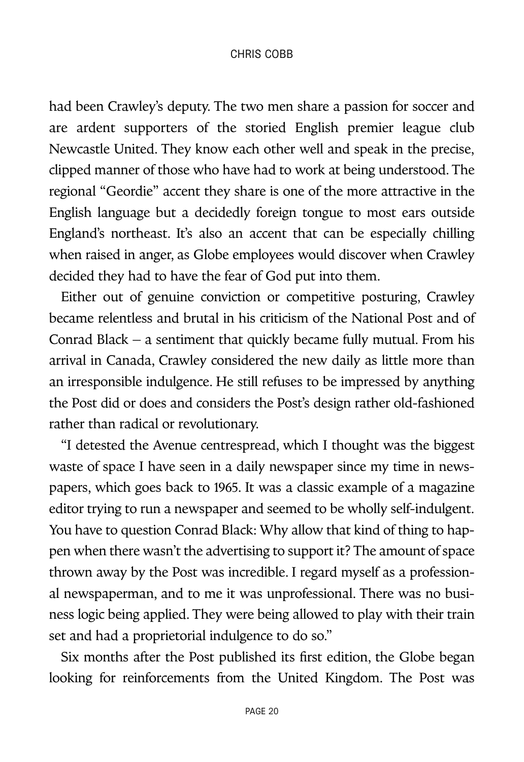had been Crawley's deputy. The two men share a passion for soccer and are ardent supporters of the storied English premier league club Newcastle United. They know each other well and speak in the precise, clipped manner of those who have had to work at being understood. The regional "Geordie" accent they share is one of the more attractive in the English language but a decidedly foreign tongue to most ears outside England's northeast. It's also an accent that can be especially chilling when raised in anger, as Globe employees would discover when Crawley decided they had to have the fear of God put into them.

Either out of genuine conviction or competitive posturing, Crawley became relentless and brutal in his criticism of the National Post and of Conrad Black – a sentiment that quickly became fully mutual. From his arrival in Canada, Crawley considered the new daily as little more than an irresponsible indulgence. He still refuses to be impressed by anything the Post did or does and considers the Post's design rather old-fashioned rather than radical or revolutionary.

"I detested the Avenue centrespread, which I thought was the biggest waste of space I have seen in a daily newspaper since my time in newspapers, which goes back to 1965. It was a classic example of a magazine editor trying to run a newspaper and seemed to be wholly self-indulgent. You have to question Conrad Black: Why allow that kind of thing to happen when there wasn't the advertising to support it? The amount of space thrown away by the Post was incredible. I regard myself as a professional newspaperman, and to me it was unprofessional. There was no business logic being applied. They were being allowed to play with their train set and had a proprietorial indulgence to do so."

Six months after the Post published its first edition, the Globe began looking for reinforcements from the United Kingdom. The Post was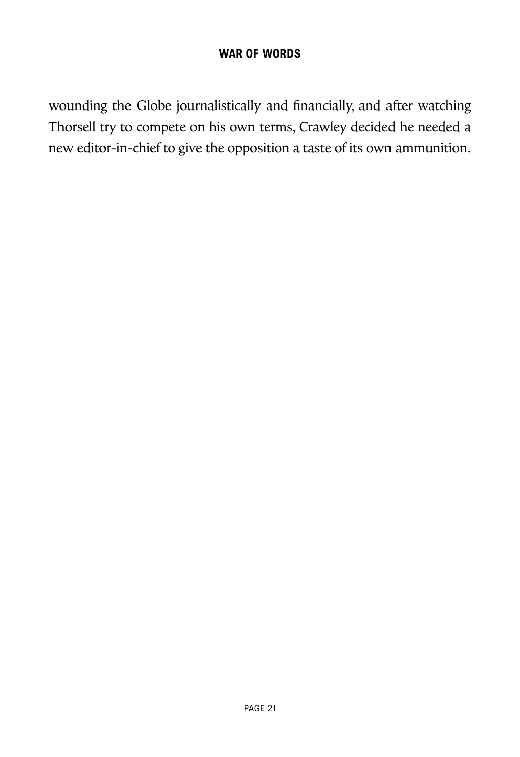wounding the Globe journalistically and financially, and after watching Thorsell try to compete on his own terms, Crawley decided he needed a new editor-in-chief to give the opposition a taste of its own ammunition.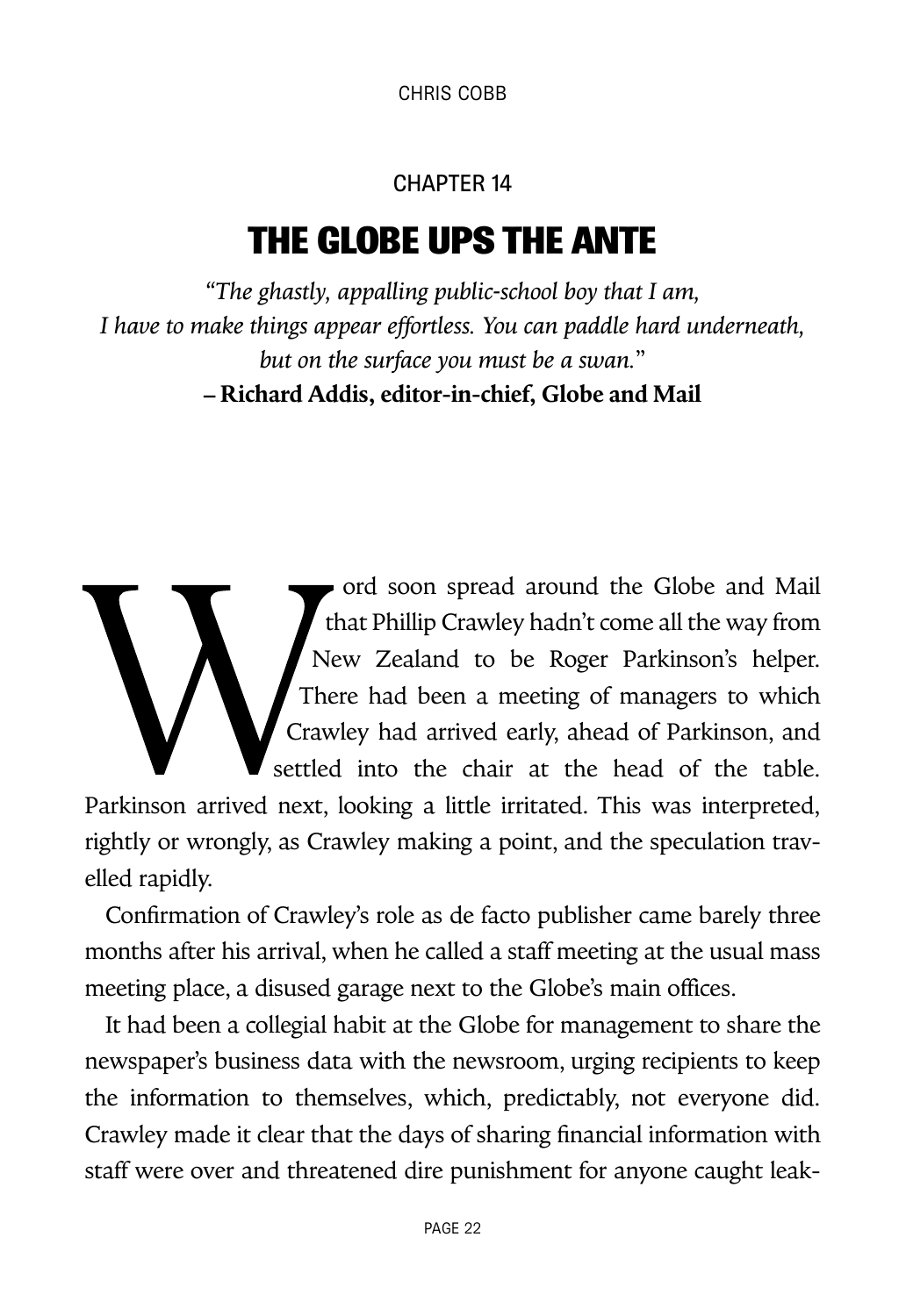CHAPTER 14

# THE GLOBE UPS THE ANTE

*"The ghastly, appalling public-school boy that I am,*
*I have to make things appear effortless. You can paddle hard underneath,*
*but on the surface you must be a swan."*
**– Richard Addis, editor-in-chief, Globe and Mail**

Word soon spread around the Globe and Mail that Phillip Crawley hadn't come all the way from New Zealand to be Roger Parkinson's helper. There had been a meeting of managers to which Crawley had arrived early, ahead of Parkinson, and settled into the chair at the head of the table. Parkinson arrived next, looking a little irritated. This was interpreted, rightly or wrongly, as Crawley making a point, and the speculation travelled rapidly.

Confirmation of Crawley's role as de facto publisher came barely three months after his arrival, when he called a staff meeting at the usual mass meeting place, a disused garage next to the Globe's main offices.

It had been a collegial habit at the Globe for management to share the newspaper's business data with the newsroom, urging recipients to keep the information to themselves, which, predictably, not everyone did. Crawley made it clear that the days of sharing financial information with staff were over and threatened dire punishment for anyone caught leak-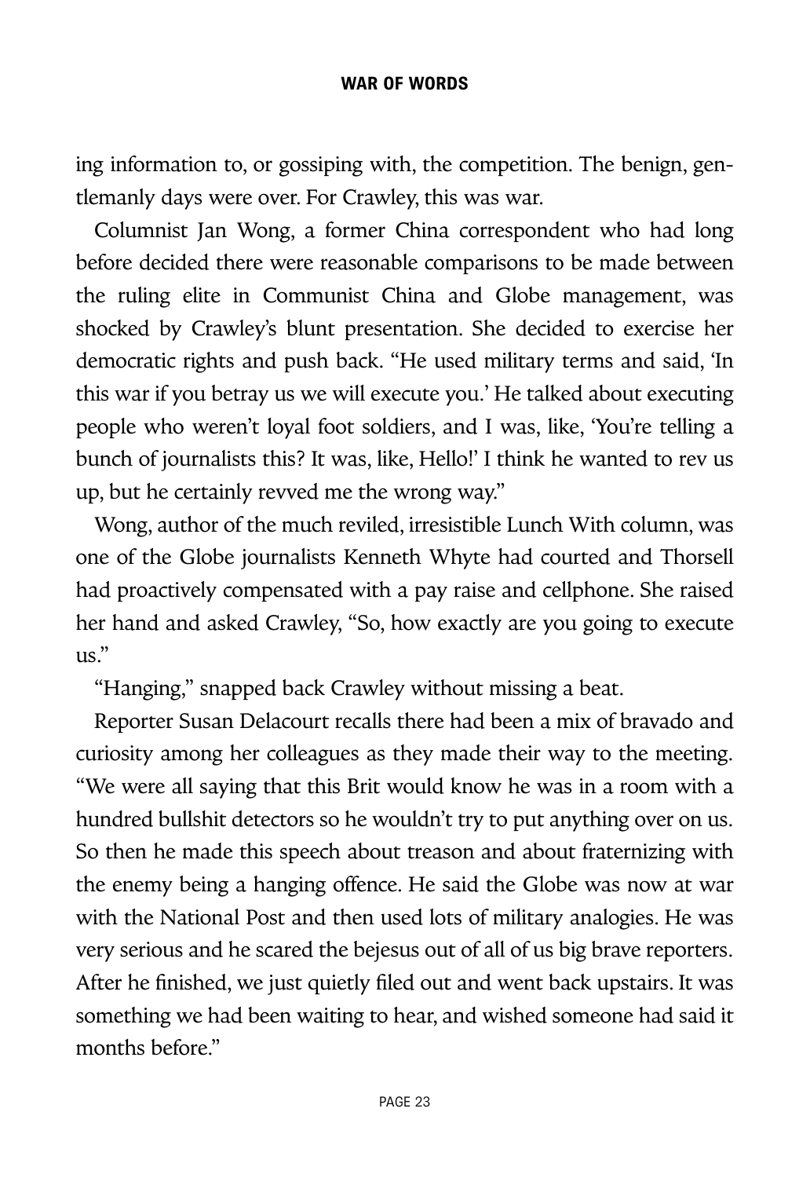ing information to, or gossiping with, the competition. The benign, gentlemanly days were over. For Crawley, this was war.

Columnist Jan Wong, a former China correspondent who had long before decided there were reasonable comparisons to be made between the ruling elite in Communist China and Globe management, was shocked by Crawley's blunt presentation. She decided to exercise her democratic rights and push back. "He used military terms and said, 'In this war if you betray us we will execute you.' He talked about executing people who weren't loyal foot soldiers, and I was, like, 'You're telling a bunch of journalists this? It was, like, Hello!' I think he wanted to rev us up, but he certainly revved me the wrong way."

Wong, author of the much reviled, irresistible Lunch With column, was one of the Globe journalists Kenneth Whyte had courted and Thorsell had proactively compensated with a pay raise and cellphone. She raised her hand and asked Crawley, "So, how exactly are you going to execute us."

"Hanging," snapped back Crawley without missing a beat.

Reporter Susan Delacourt recalls there had been a mix of bravado and curiosity among her colleagues as they made their way to the meeting. "We were all saying that this Brit would know he was in a room with a hundred bullshit detectors so he wouldn't try to put anything over on us. So then he made this speech about treason and about fraternizing with the enemy being a hanging offence. He said the Globe was now at war with the National Post and then used lots of military analogies. He was very serious and he scared the bejesus out of all of us big brave reporters. After he finished, we just quietly filed out and went back upstairs. It was something we had been waiting to hear, and wished someone had said it months before."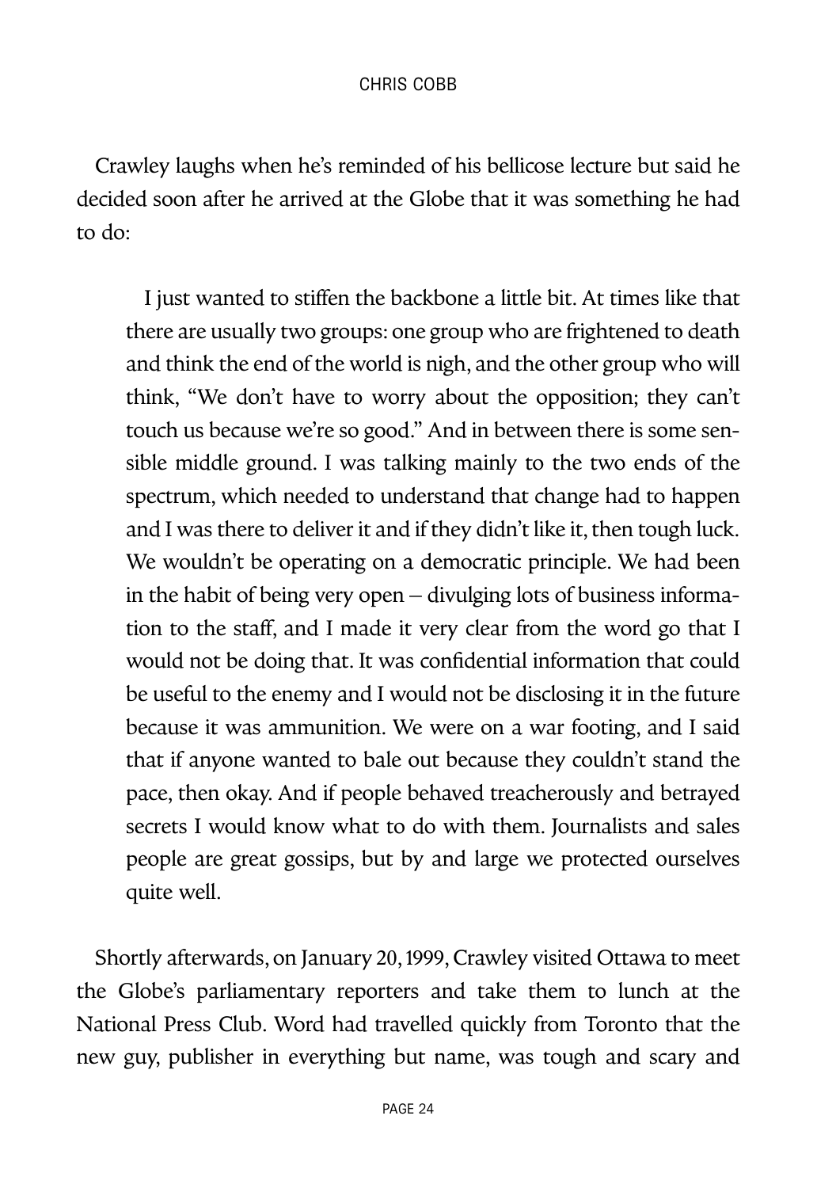Crawley laughs when he's reminded of his bellicose lecture but said he decided soon after he arrived at the Globe that it was something he had to do:

> I just wanted to stiffen the backbone a little bit. At times like that there are usually two groups: one group who are frightened to death and think the end of the world is nigh, and the other group who will think, "We don't have to worry about the opposition; they can't touch us because we're so good." And in between there is some sensible middle ground. I was talking mainly to the two ends of the spectrum, which needed to understand that change had to happen and I was there to deliver it and if they didn't like it, then tough luck. We wouldn't be operating on a democratic principle. We had been in the habit of being very open – divulging lots of business information to the staff, and I made it very clear from the word go that I would not be doing that. It was confidential information that could be useful to the enemy and I would not be disclosing it in the future because it was ammunition. We were on a war footing, and I said that if anyone wanted to bale out because they couldn't stand the pace, then okay. And if people behaved treacherously and betrayed secrets I would know what to do with them. Journalists and sales people are great gossips, but by and large we protected ourselves quite well.

Shortly afterwards, on January 20, 1999, Crawley visited Ottawa to meet the Globe's parliamentary reporters and take them to lunch at the National Press Club. Word had travelled quickly from Toronto that the new guy, publisher in everything but name, was tough and scary and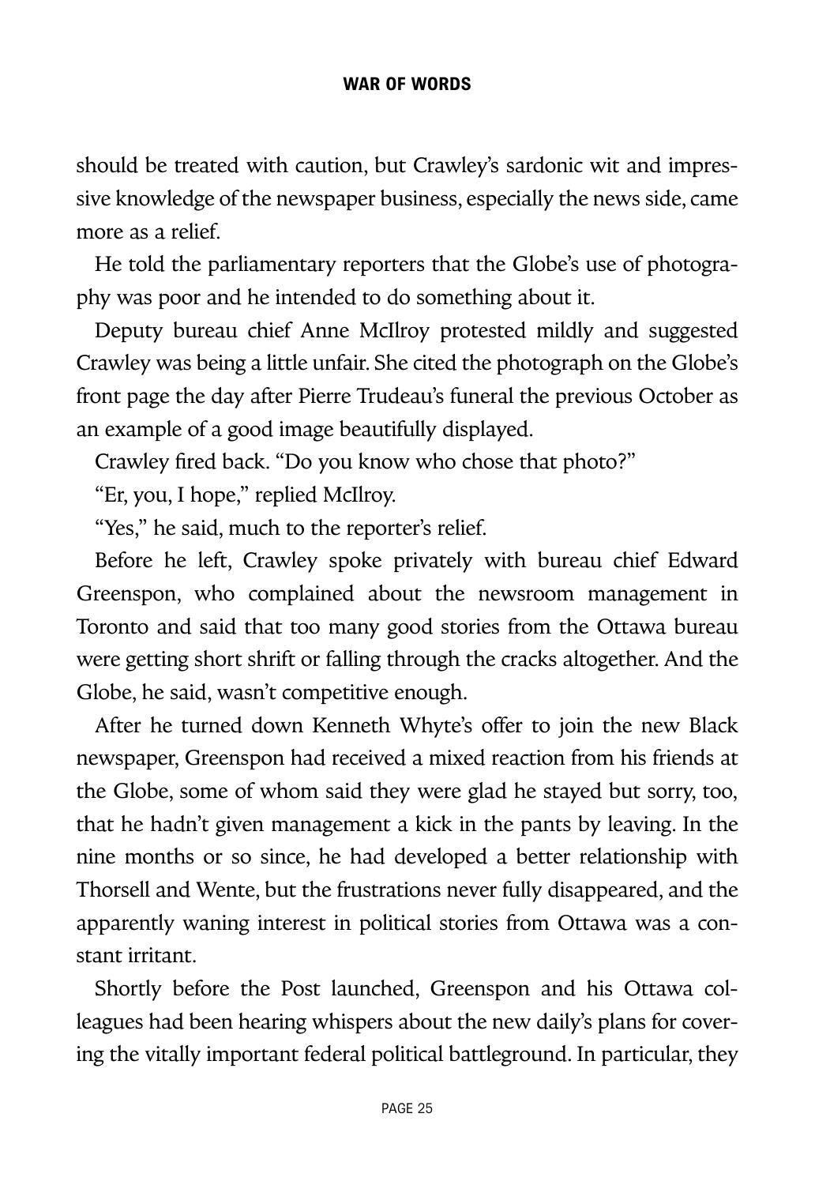should be treated with caution, but Crawley's sardonic wit and impressive knowledge of the newspaper business, especially the news side, came more as a relief.

He told the parliamentary reporters that the Globe's use of photography was poor and he intended to do something about it.

Deputy bureau chief Anne McIlroy protested mildly and suggested Crawley was being a little unfair. She cited the photograph on the Globe's front page the day after Pierre Trudeau's funeral the previous October as an example of a good image beautifully displayed.

Crawley fired back. "Do you know who chose that photo?"

"Er, you, I hope," replied McIlroy.

"Yes," he said, much to the reporter's relief.

Before he left, Crawley spoke privately with bureau chief Edward Greenspon, who complained about the newsroom management in Toronto and said that too many good stories from the Ottawa bureau were getting short shrift or falling through the cracks altogether. And the Globe, he said, wasn't competitive enough.

After he turned down Kenneth Whyte's offer to join the new Black newspaper, Greenspon had received a mixed reaction from his friends at the Globe, some of whom said they were glad he stayed but sorry, too, that he hadn't given management a kick in the pants by leaving. In the nine months or so since, he had developed a better relationship with Thorsell and Wente, but the frustrations never fully disappeared, and the apparently waning interest in political stories from Ottawa was a constant irritant.

Shortly before the Post launched, Greenspon and his Ottawa colleagues had been hearing whispers about the new daily's plans for covering the vitally important federal political battleground. In particular, they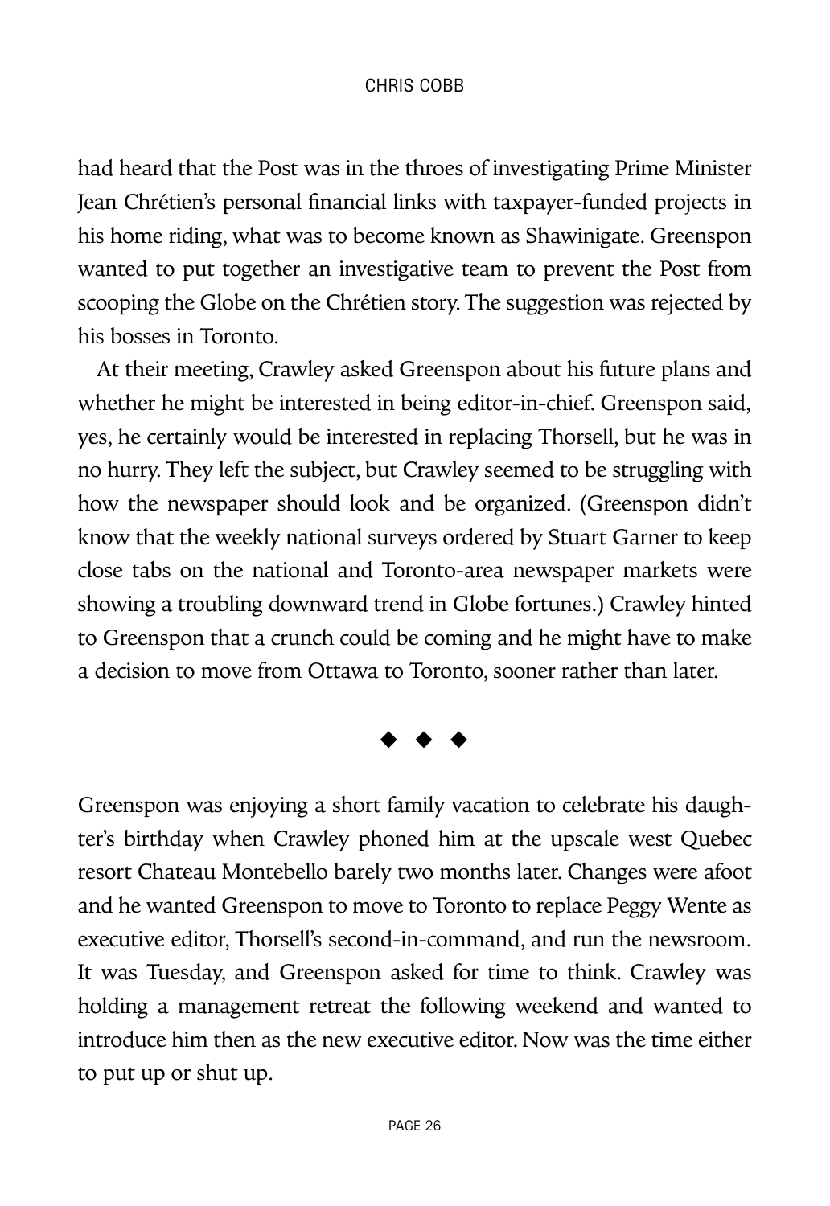had heard that the Post was in the throes of investigating Prime Minister Jean Chrétien's personal financial links with taxpayer-funded projects in his home riding, what was to become known as Shawinigate. Greenspon wanted to put together an investigative team to prevent the Post from scooping the Globe on the Chrétien story. The suggestion was rejected by his bosses in Toronto.

At their meeting, Crawley asked Greenspon about his future plans and whether he might be interested in being editor-in-chief. Greenspon said, yes, he certainly would be interested in replacing Thorsell, but he was in no hurry. They left the subject, but Crawley seemed to be struggling with how the newspaper should look and be organized. (Greenspon didn't know that the weekly national surveys ordered by Stuart Garner to keep close tabs on the national and Toronto-area newspaper markets were showing a troubling downward trend in Globe fortunes.) Crawley hinted to Greenspon that a crunch could be coming and he might have to make a decision to move from Ottawa to Toronto, sooner rather than later.

◆ ◆ ◆

Greenspon was enjoying a short family vacation to celebrate his daughter's birthday when Crawley phoned him at the upscale west Quebec resort Chateau Montebello barely two months later. Changes were afoot and he wanted Greenspon to move to Toronto to replace Peggy Wente as executive editor, Thorsell's second-in-command, and run the newsroom. It was Tuesday, and Greenspon asked for time to think. Crawley was holding a management retreat the following weekend and wanted to introduce him then as the new executive editor. Now was the time either to put up or shut up.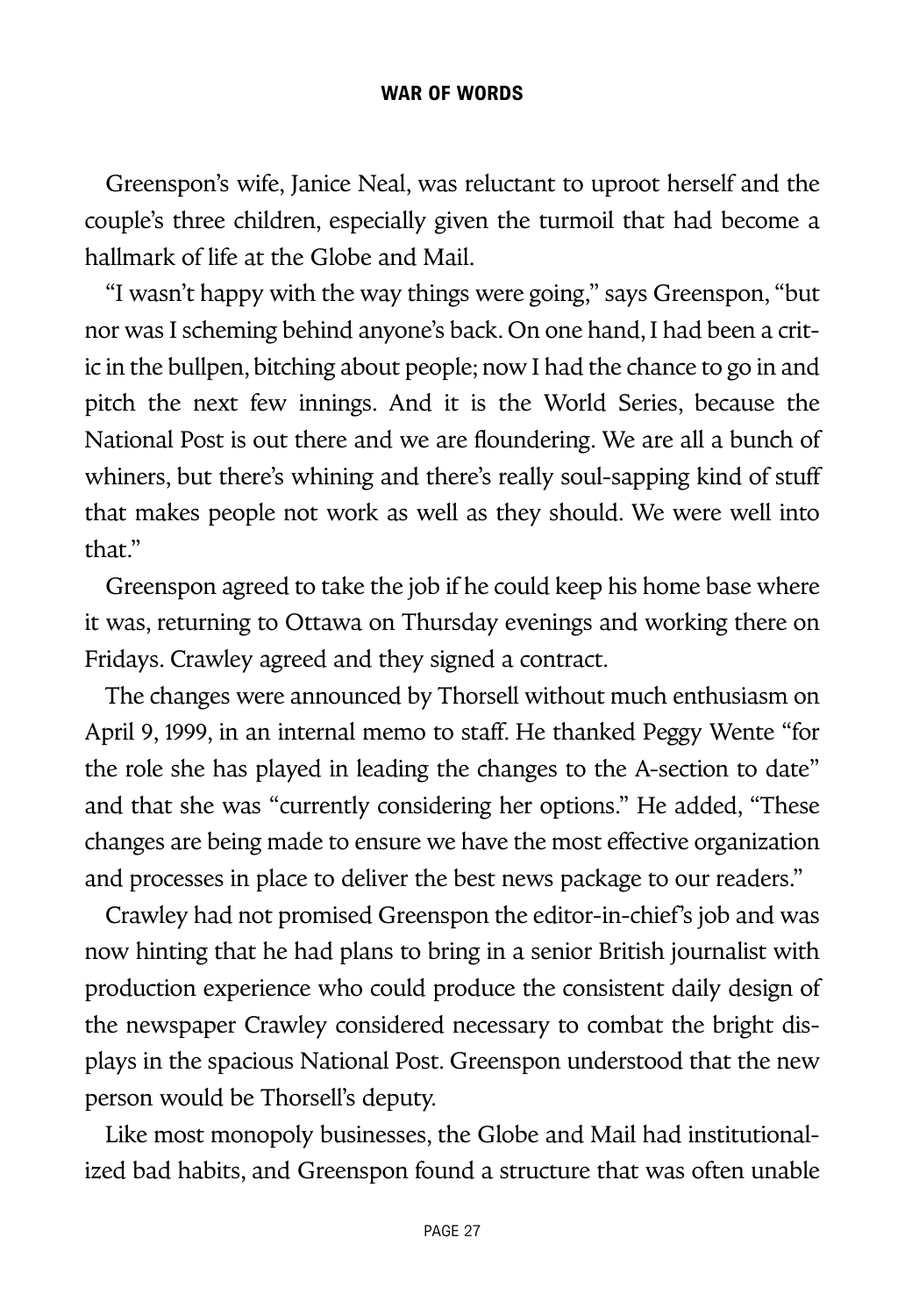Greenspon's wife, Janice Neal, was reluctant to uproot herself and the couple's three children, especially given the turmoil that had become a hallmark of life at the Globe and Mail.

"I wasn't happy with the way things were going," says Greenspon, "but nor was I scheming behind anyone's back. On one hand, I had been a critic in the bullpen, bitching about people; now I had the chance to go in and pitch the next few innings. And it is the World Series, because the National Post is out there and we are floundering. We are all a bunch of whiners, but there's whining and there's really soul-sapping kind of stuff that makes people not work as well as they should. We were well into that."

Greenspon agreed to take the job if he could keep his home base where it was, returning to Ottawa on Thursday evenings and working there on Fridays. Crawley agreed and they signed a contract.

The changes were announced by Thorsell without much enthusiasm on April 9, 1999, in an internal memo to staff. He thanked Peggy Wente "for the role she has played in leading the changes to the A-section to date" and that she was "currently considering her options." He added, "These changes are being made to ensure we have the most effective organization and processes in place to deliver the best news package to our readers."

Crawley had not promised Greenspon the editor-in-chief's job and was now hinting that he had plans to bring in a senior British journalist with production experience who could produce the consistent daily design of the newspaper Crawley considered necessary to combat the bright displays in the spacious National Post. Greenspon understood that the new person would be Thorsell's deputy.

Like most monopoly businesses, the Globe and Mail had institutionalized bad habits, and Greenspon found a structure that was often unable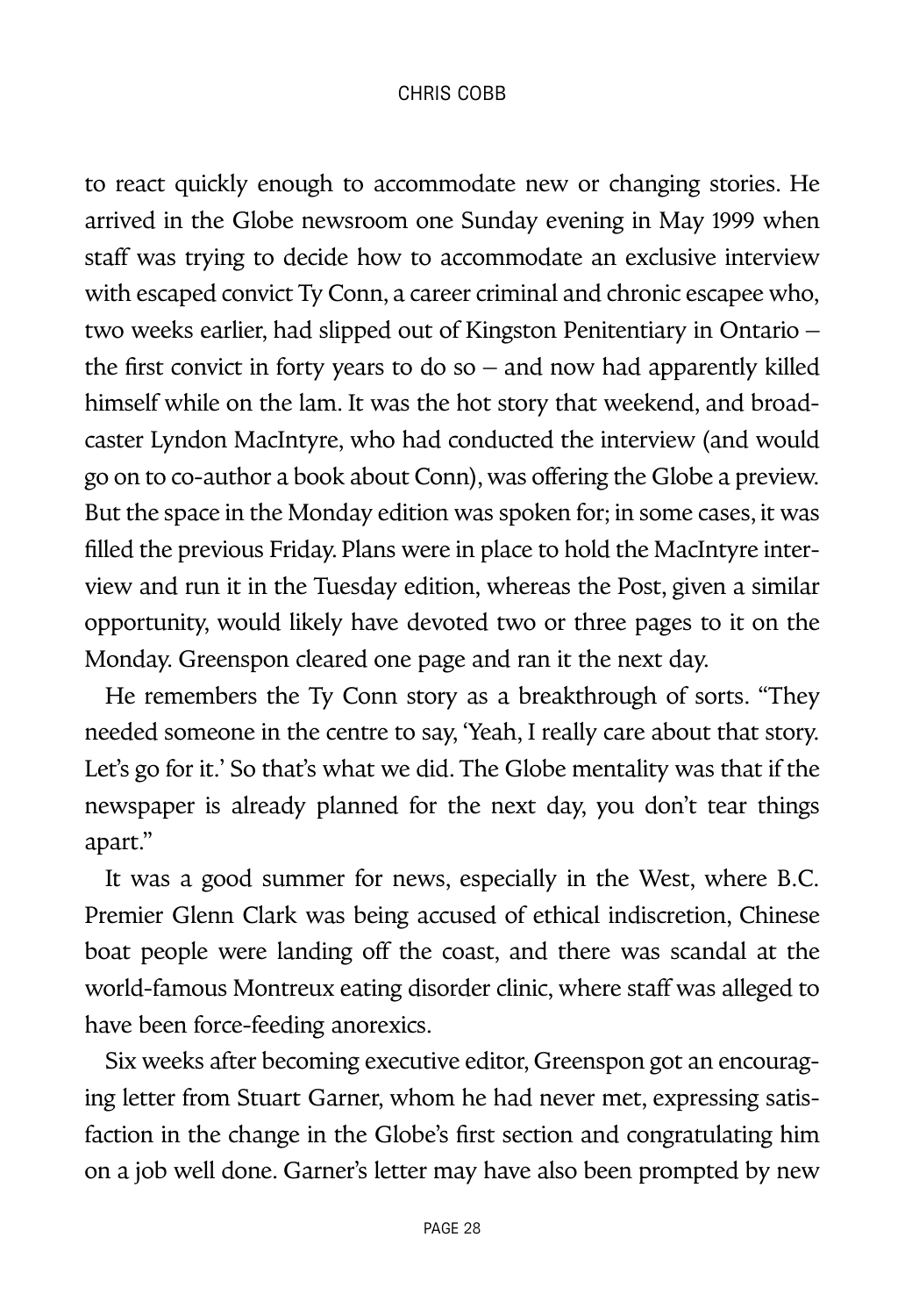to react quickly enough to accommodate new or changing stories. He arrived in the Globe newsroom one Sunday evening in May 1999 when staff was trying to decide how to accommodate an exclusive interview with escaped convict Ty Conn, a career criminal and chronic escapee who, two weeks earlier, had slipped out of Kingston Penitentiary in Ontario – the first convict in forty years to do so – and now had apparently killed himself while on the lam. It was the hot story that weekend, and broadcaster Lyndon MacIntyre, who had conducted the interview (and would go on to co-author a book about Conn), was offering the Globe a preview. But the space in the Monday edition was spoken for; in some cases, it was filled the previous Friday. Plans were in place to hold the MacIntyre interview and run it in the Tuesday edition, whereas the Post, given a similar opportunity, would likely have devoted two or three pages to it on the Monday. Greenspon cleared one page and ran it the next day.

He remembers the Ty Conn story as a breakthrough of sorts. "They needed someone in the centre to say, 'Yeah, I really care about that story. Let's go for it.' So that's what we did. The Globe mentality was that if the newspaper is already planned for the next day, you don't tear things apart."

It was a good summer for news, especially in the West, where B.C. Premier Glenn Clark was being accused of ethical indiscretion, Chinese boat people were landing off the coast, and there was scandal at the world-famous Montreux eating disorder clinic, where staff was alleged to have been force-feeding anorexics.

Six weeks after becoming executive editor, Greenspon got an encouraging letter from Stuart Garner, whom he had never met, expressing satisfaction in the change in the Globe's first section and congratulating him on a job well done. Garner's letter may have also been prompted by new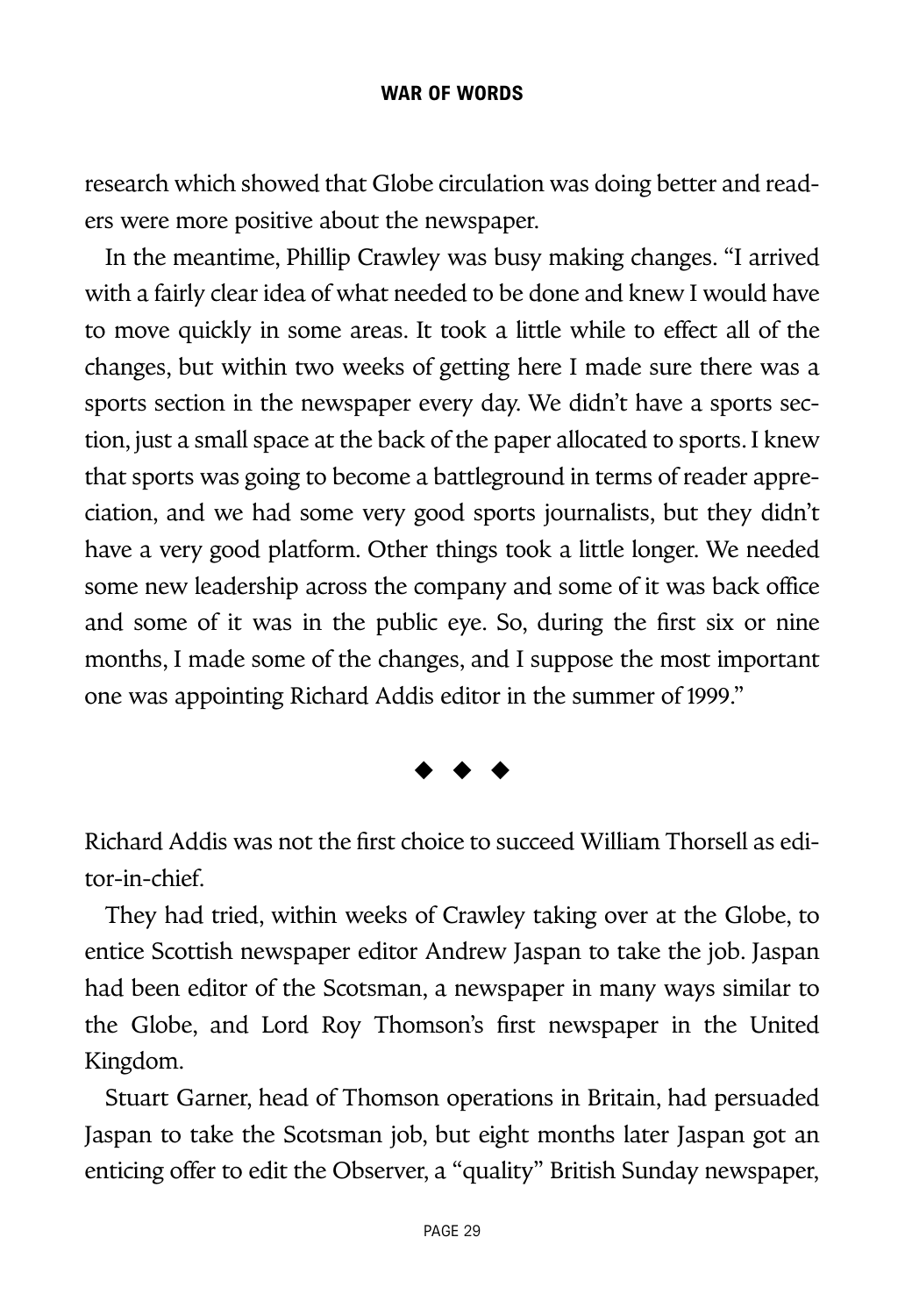research which showed that Globe circulation was doing better and readers were more positive about the newspaper.

In the meantime, Phillip Crawley was busy making changes. "I arrived with a fairly clear idea of what needed to be done and knew I would have to move quickly in some areas. It took a little while to effect all of the changes, but within two weeks of getting here I made sure there was a sports section in the newspaper every day. We didn't have a sports section, just a small space at the back of the paper allocated to sports. I knew that sports was going to become a battleground in terms of reader appreciation, and we had some very good sports journalists, but they didn't have a very good platform. Other things took a little longer. We needed some new leadership across the company and some of it was back office and some of it was in the public eye. So, during the first six or nine months, I made some of the changes, and I suppose the most important one was appointing Richard Addis editor in the summer of 1999."

◆ ◆ ◆

Richard Addis was not the first choice to succeed William Thorsell as editor-in-chief.

They had tried, within weeks of Crawley taking over at the Globe, to entice Scottish newspaper editor Andrew Jaspan to take the job. Jaspan had been editor of the Scotsman, a newspaper in many ways similar to the Globe, and Lord Roy Thomson's first newspaper in the United Kingdom.

Stuart Garner, head of Thomson operations in Britain, had persuaded Jaspan to take the Scotsman job, but eight months later Jaspan got an enticing offer to edit the Observer, a "quality" British Sunday newspaper,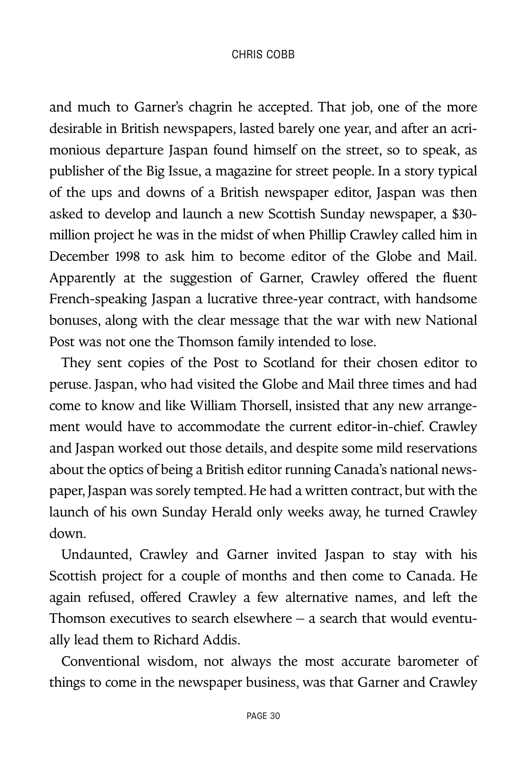and much to Garner's chagrin he accepted. That job, one of the more desirable in British newspapers, lasted barely one year, and after an acrimonious departure Jaspan found himself on the street, so to speak, as publisher of the Big Issue, a magazine for street people. In a story typical of the ups and downs of a British newspaper editor, Jaspan was then asked to develop and launch a new Scottish Sunday newspaper, a $30-million project he was in the midst of when Phillip Crawley called him in December 1998 to ask him to become editor of the Globe and Mail. Apparently at the suggestion of Garner, Crawley offered the fluent French-speaking Jaspan a lucrative three-year contract, with handsome bonuses, along with the clear message that the war with new National Post was not one the Thomson family intended to lose.

They sent copies of the Post to Scotland for their chosen editor to peruse. Jaspan, who had visited the Globe and Mail three times and had come to know and like William Thorsell, insisted that any new arrangement would have to accommodate the current editor-in-chief. Crawley and Jaspan worked out those details, and despite some mild reservations about the optics of being a British editor running Canada's national newspaper, Jaspan was sorely tempted. He had a written contract, but with the launch of his own Sunday Herald only weeks away, he turned Crawley down.

Undaunted, Crawley and Garner invited Jaspan to stay with his Scottish project for a couple of months and then come to Canada. He again refused, offered Crawley a few alternative names, and left the Thomson executives to search elsewhere – a search that would eventually lead them to Richard Addis.

Conventional wisdom, not always the most accurate barometer of things to come in the newspaper business, was that Garner and Crawley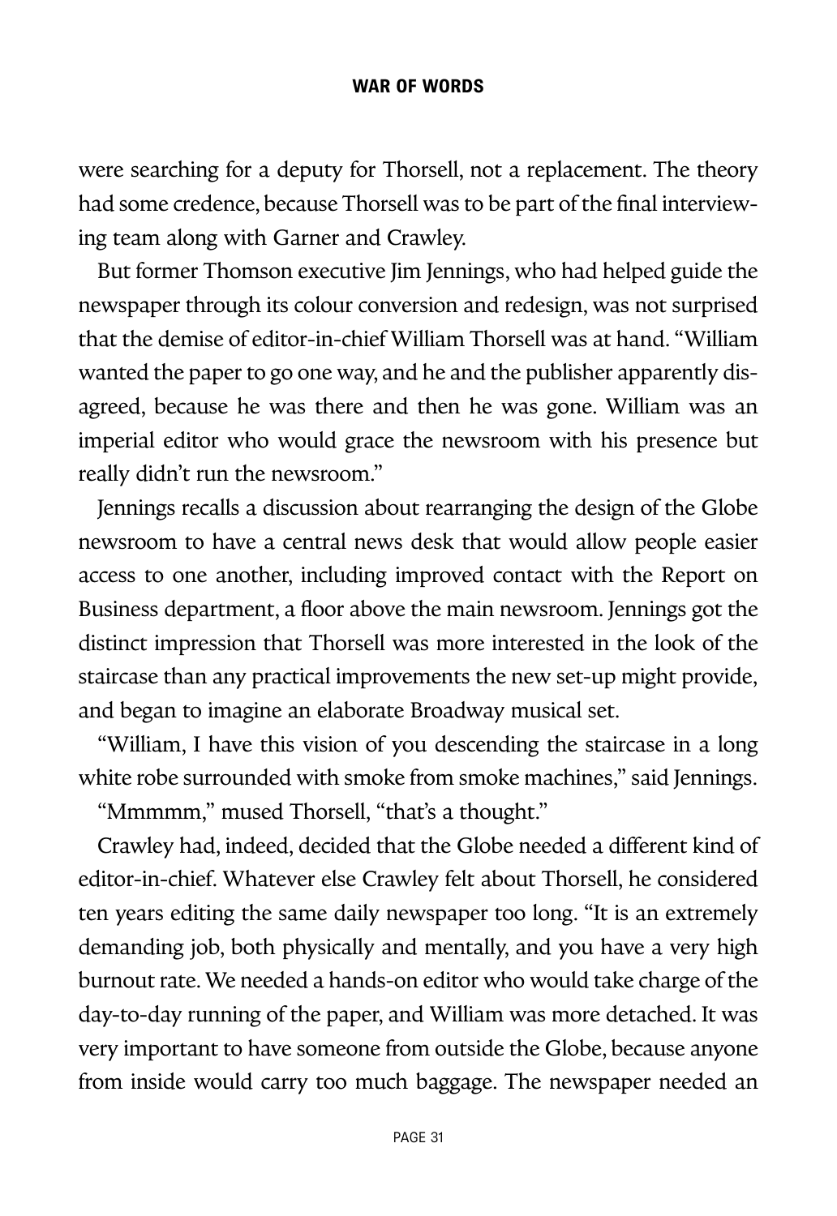were searching for a deputy for Thorsell, not a replacement. The theory had some credence, because Thorsell was to be part of the final interviewing team along with Garner and Crawley.

But former Thomson executive Jim Jennings, who had helped guide the newspaper through its colour conversion and redesign, was not surprised that the demise of editor-in-chief William Thorsell was at hand. "William wanted the paper to go one way, and he and the publisher apparently disagreed, because he was there and then he was gone. William was an imperial editor who would grace the newsroom with his presence but really didn't run the newsroom."

Jennings recalls a discussion about rearranging the design of the Globe newsroom to have a central news desk that would allow people easier access to one another, including improved contact with the Report on Business department, a floor above the main newsroom. Jennings got the distinct impression that Thorsell was more interested in the look of the staircase than any practical improvements the new set-up might provide, and began to imagine an elaborate Broadway musical set.

"William, I have this vision of you descending the staircase in a long white robe surrounded with smoke from smoke machines," said Jennings.

"Mmmmm," mused Thorsell, "that's a thought."

Crawley had, indeed, decided that the Globe needed a different kind of editor-in-chief. Whatever else Crawley felt about Thorsell, he considered ten years editing the same daily newspaper too long. "It is an extremely demanding job, both physically and mentally, and you have a very high burnout rate. We needed a hands-on editor who would take charge of the day-to-day running of the paper, and William was more detached. It was very important to have someone from outside the Globe, because anyone from inside would carry too much baggage. The newspaper needed an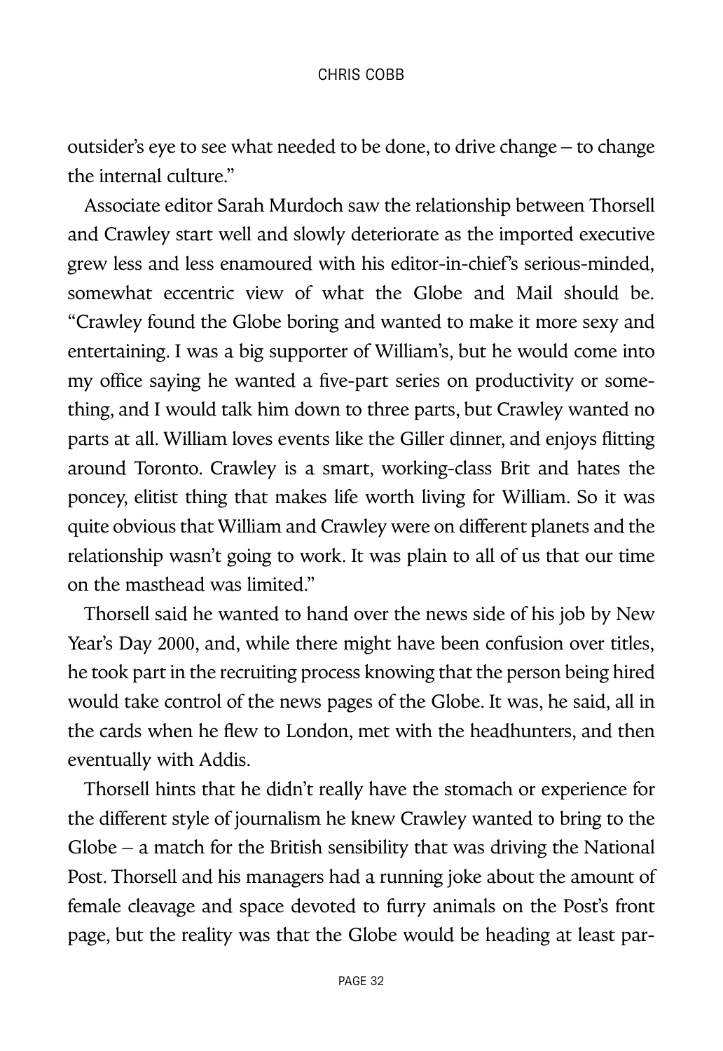outsider's eye to see what needed to be done, to drive change – to change the internal culture."

Associate editor Sarah Murdoch saw the relationship between Thorsell and Crawley start well and slowly deteriorate as the imported executive grew less and less enamoured with his editor-in-chief's serious-minded, somewhat eccentric view of what the Globe and Mail should be. "Crawley found the Globe boring and wanted to make it more sexy and entertaining. I was a big supporter of William's, but he would come into my office saying he wanted a five-part series on productivity or something, and I would talk him down to three parts, but Crawley wanted no parts at all. William loves events like the Giller dinner, and enjoys flitting around Toronto. Crawley is a smart, working-class Brit and hates the poncey, elitist thing that makes life worth living for William. So it was quite obvious that William and Crawley were on different planets and the relationship wasn't going to work. It was plain to all of us that our time on the masthead was limited."

Thorsell said he wanted to hand over the news side of his job by New Year's Day 2000, and, while there might have been confusion over titles, he took part in the recruiting process knowing that the person being hired would take control of the news pages of the Globe. It was, he said, all in the cards when he flew to London, met with the headhunters, and then eventually with Addis.

Thorsell hints that he didn't really have the stomach or experience for the different style of journalism he knew Crawley wanted to bring to the Globe – a match for the British sensibility that was driving the National Post. Thorsell and his managers had a running joke about the amount of female cleavage and space devoted to furry animals on the Post's front page, but the reality was that the Globe would be heading at least par-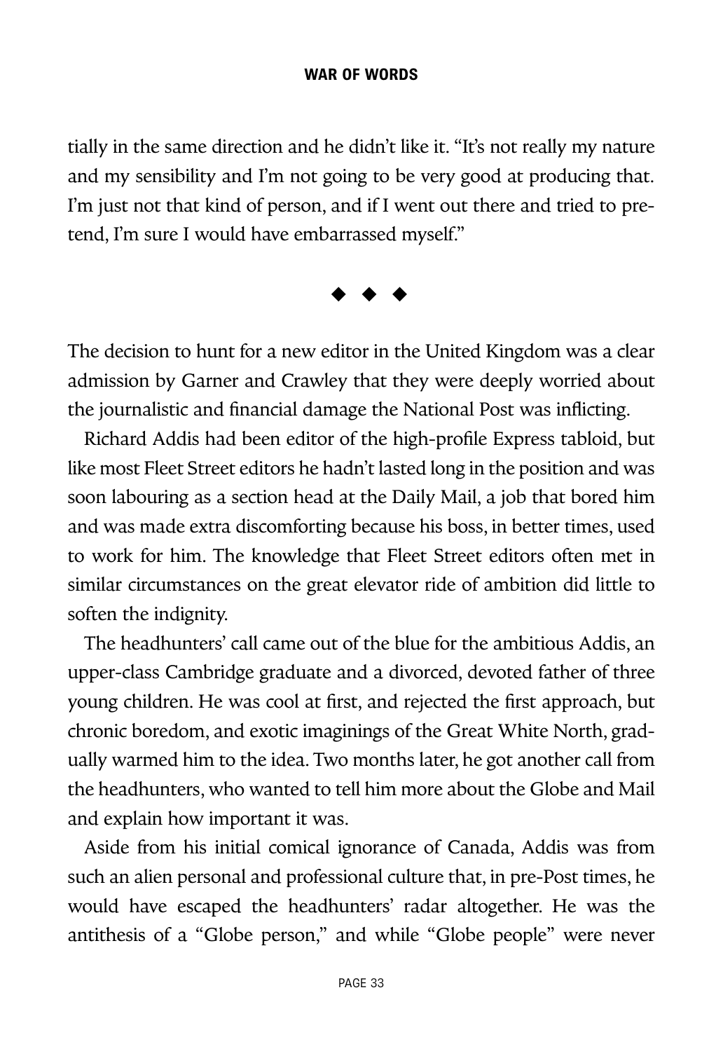tially in the same direction and he didn't like it. "It's not really my nature and my sensibility and I'm not going to be very good at producing that. I'm just not that kind of person, and if I went out there and tried to pretend, I'm sure I would have embarrassed myself."

◆ ◆ ◆

The decision to hunt for a new editor in the United Kingdom was a clear admission by Garner and Crawley that they were deeply worried about the journalistic and financial damage the National Post was inflicting.

Richard Addis had been editor of the high-profile Express tabloid, but like most Fleet Street editors he hadn't lasted long in the position and was soon labouring as a section head at the Daily Mail, a job that bored him and was made extra discomforting because his boss, in better times, used to work for him. The knowledge that Fleet Street editors often met in similar circumstances on the great elevator ride of ambition did little to soften the indignity.

The headhunters' call came out of the blue for the ambitious Addis, an upper-class Cambridge graduate and a divorced, devoted father of three young children. He was cool at first, and rejected the first approach, but chronic boredom, and exotic imaginings of the Great White North, gradually warmed him to the idea. Two months later, he got another call from the headhunters, who wanted to tell him more about the Globe and Mail and explain how important it was.

Aside from his initial comical ignorance of Canada, Addis was from such an alien personal and professional culture that, in pre-Post times, he would have escaped the headhunters' radar altogether. He was the antithesis of a "Globe person," and while "Globe people" were never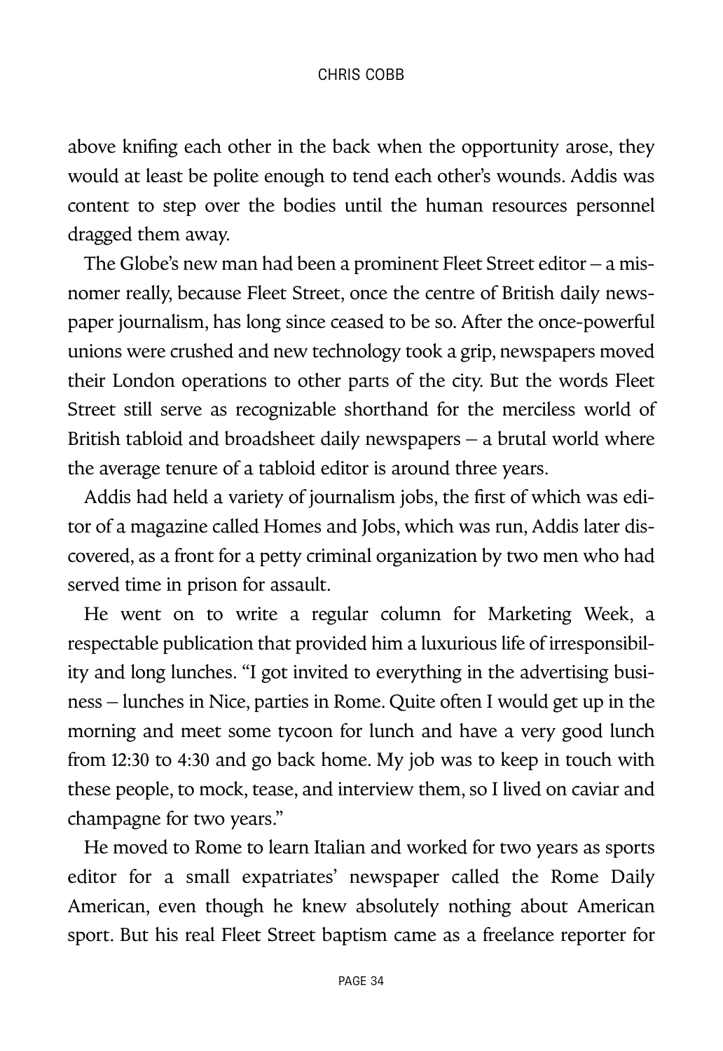above knifing each other in the back when the opportunity arose, they would at least be polite enough to tend each other's wounds. Addis was content to step over the bodies until the human resources personnel dragged them away.

The Globe's new man had been a prominent Fleet Street editor – a misnomer really, because Fleet Street, once the centre of British daily newspaper journalism, has long since ceased to be so. After the once-powerful unions were crushed and new technology took a grip, newspapers moved their London operations to other parts of the city. But the words Fleet Street still serve as recognizable shorthand for the merciless world of British tabloid and broadsheet daily newspapers – a brutal world where the average tenure of a tabloid editor is around three years.

Addis had held a variety of journalism jobs, the first of which was editor of a magazine called Homes and Jobs, which was run, Addis later discovered, as a front for a petty criminal organization by two men who had served time in prison for assault.

He went on to write a regular column for Marketing Week, a respectable publication that provided him a luxurious life of irresponsibility and long lunches. "I got invited to everything in the advertising business – lunches in Nice, parties in Rome. Quite often I would get up in the morning and meet some tycoon for lunch and have a very good lunch from 12:30 to 4:30 and go back home. My job was to keep in touch with these people, to mock, tease, and interview them, so I lived on caviar and champagne for two years."

He moved to Rome to learn Italian and worked for two years as sports editor for a small expatriates' newspaper called the Rome Daily American, even though he knew absolutely nothing about American sport. But his real Fleet Street baptism came as a freelance reporter for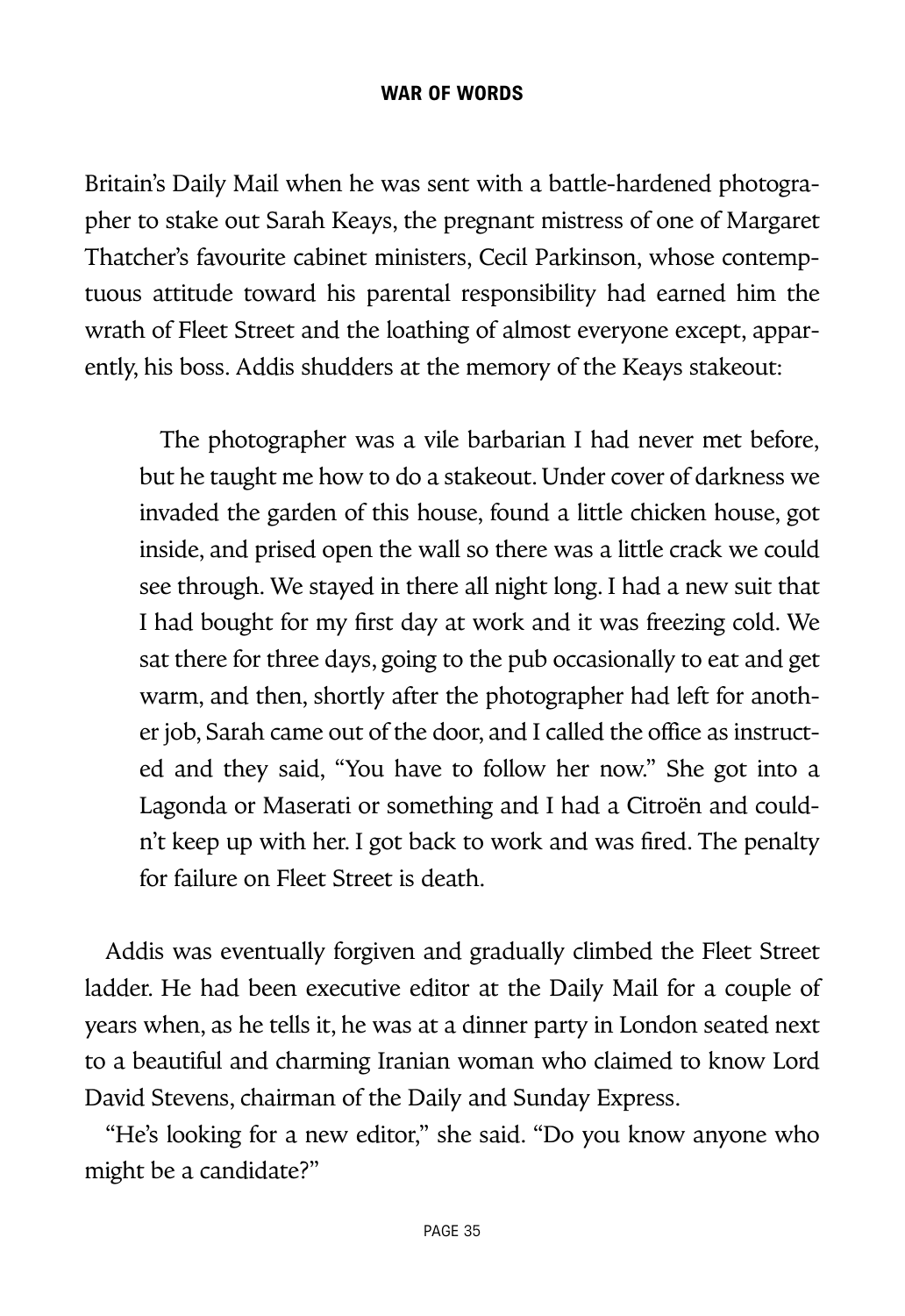Britain's Daily Mail when he was sent with a battle-hardened photographer to stake out Sarah Keays, the pregnant mistress of one of Margaret Thatcher's favourite cabinet ministers, Cecil Parkinson, whose contemptuous attitude toward his parental responsibility had earned him the wrath of Fleet Street and the loathing of almost everyone except, apparently, his boss. Addis shudders at the memory of the Keays stakeout:

> The photographer was a vile barbarian I had never met before, but he taught me how to do a stakeout. Under cover of darkness we invaded the garden of this house, found a little chicken house, got inside, and prised open the wall so there was a little crack we could see through. We stayed in there all night long. I had a new suit that I had bought for my first day at work and it was freezing cold. We sat there for three days, going to the pub occasionally to eat and get warm, and then, shortly after the photographer had left for another job, Sarah came out of the door, and I called the office as instructed and they said, "You have to follow her now." She got into a Lagonda or Maserati or something and I had a Citroën and couldn't keep up with her. I got back to work and was fired. The penalty for failure on Fleet Street is death.

Addis was eventually forgiven and gradually climbed the Fleet Street ladder. He had been executive editor at the Daily Mail for a couple of years when, as he tells it, he was at a dinner party in London seated next to a beautiful and charming Iranian woman who claimed to know Lord David Stevens, chairman of the Daily and Sunday Express.

"He's looking for a new editor," she said. "Do you know anyone who might be a candidate?"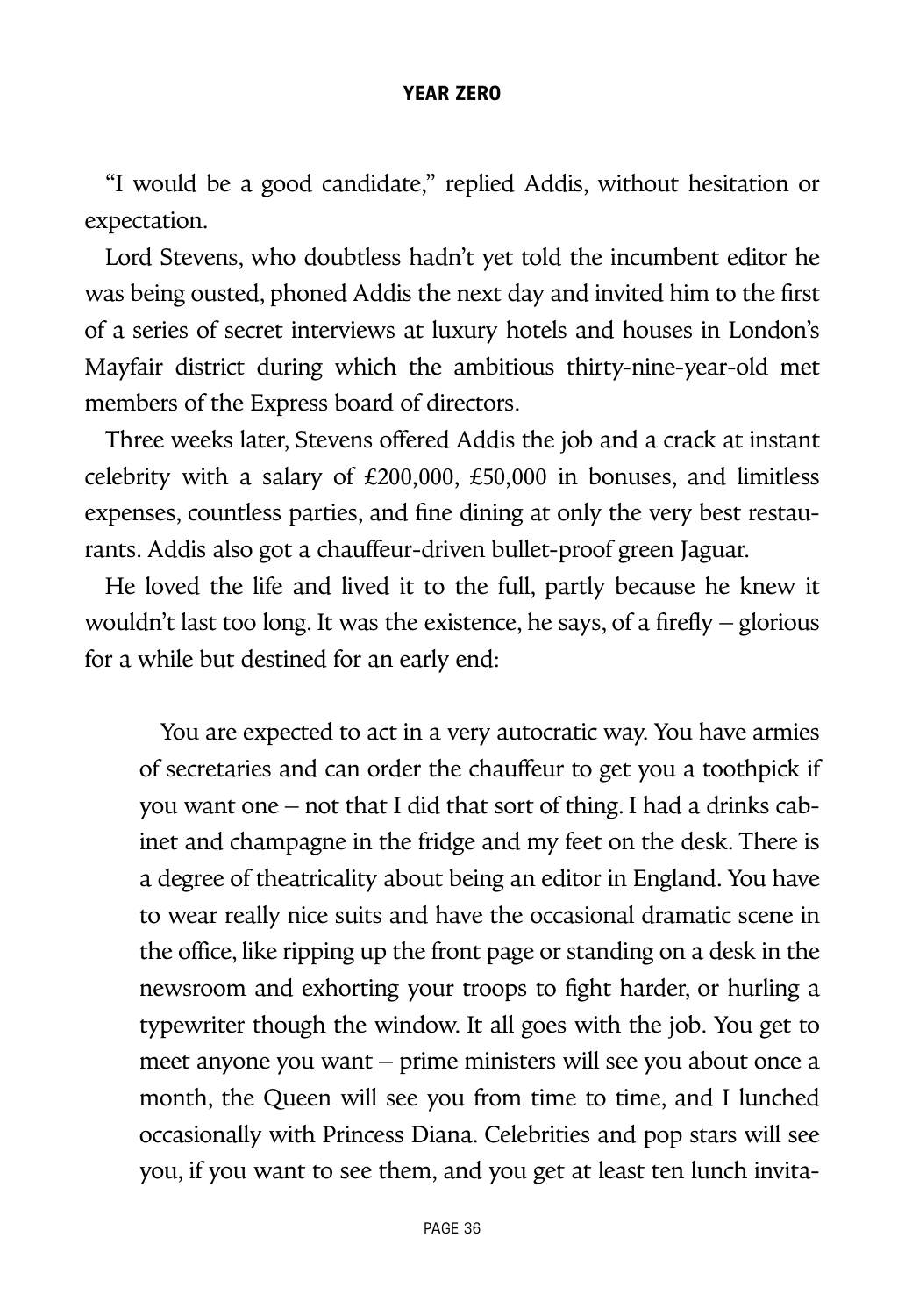"I would be a good candidate," replied Addis, without hesitation or expectation.

Lord Stevens, who doubtless hadn't yet told the incumbent editor he was being ousted, phoned Addis the next day and invited him to the first of a series of secret interviews at luxury hotels and houses in London's Mayfair district during which the ambitious thirty-nine-year-old met members of the Express board of directors.

Three weeks later, Stevens offered Addis the job and a crack at instant celebrity with a salary of £200,000, £50,000 in bonuses, and limitless expenses, countless parties, and fine dining at only the very best restaurants. Addis also got a chauffeur-driven bullet-proof green Jaguar.

He loved the life and lived it to the full, partly because he knew it wouldn't last too long. It was the existence, he says, of a firefly – glorious for a while but destined for an early end:

> You are expected to act in a very autocratic way. You have armies of secretaries and can order the chauffeur to get you a toothpick if you want one – not that I did that sort of thing. I had a drinks cabinet and champagne in the fridge and my feet on the desk. There is a degree of theatricality about being an editor in England. You have to wear really nice suits and have the occasional dramatic scene in the office, like ripping up the front page or standing on a desk in the newsroom and exhorting your troops to fight harder, or hurling a typewriter though the window. It all goes with the job. You get to meet anyone you want – prime ministers will see you about once a month, the Queen will see you from time to time, and I lunched occasionally with Princess Diana. Celebrities and pop stars will see you, if you want to see them, and you get at least ten lunch invita-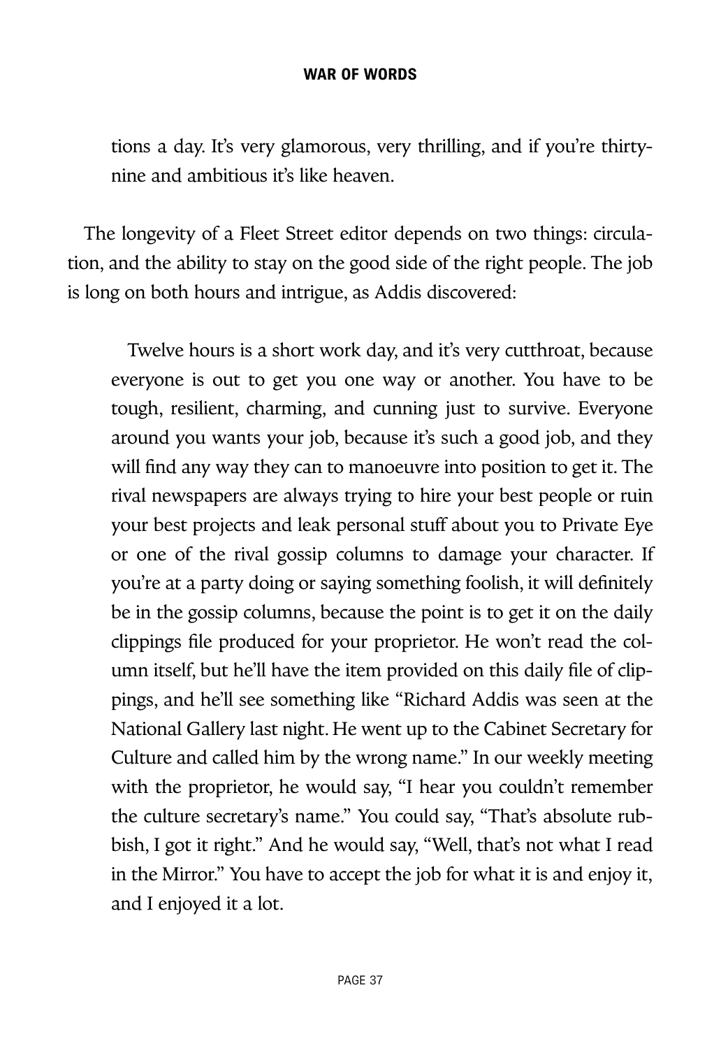tions a day. It's very glamorous, very thrilling, and if you're thirty-nine and ambitious it's like heaven.

The longevity of a Fleet Street editor depends on two things: circulation, and the ability to stay on the good side of the right people. The job is long on both hours and intrigue, as Addis discovered:

> Twelve hours is a short work day, and it's very cutthroat, because everyone is out to get you one way or another. You have to be tough, resilient, charming, and cunning just to survive. Everyone around you wants your job, because it's such a good job, and they will find any way they can to manoeuvre into position to get it. The rival newspapers are always trying to hire your best people or ruin your best projects and leak personal stuff about you to Private Eye or one of the rival gossip columns to damage your character. If you're at a party doing or saying something foolish, it will definitely be in the gossip columns, because the point is to get it on the daily clippings file produced for your proprietor. He won't read the column itself, but he'll have the item provided on this daily file of clippings, and he'll see something like "Richard Addis was seen at the National Gallery last night. He went up to the Cabinet Secretary for Culture and called him by the wrong name." In our weekly meeting with the proprietor, he would say, "I hear you couldn't remember the culture secretary's name." You could say, "That's absolute rubbish, I got it right." And he would say, "Well, that's not what I read in the Mirror." You have to accept the job for what it is and enjoy it, and I enjoyed it a lot.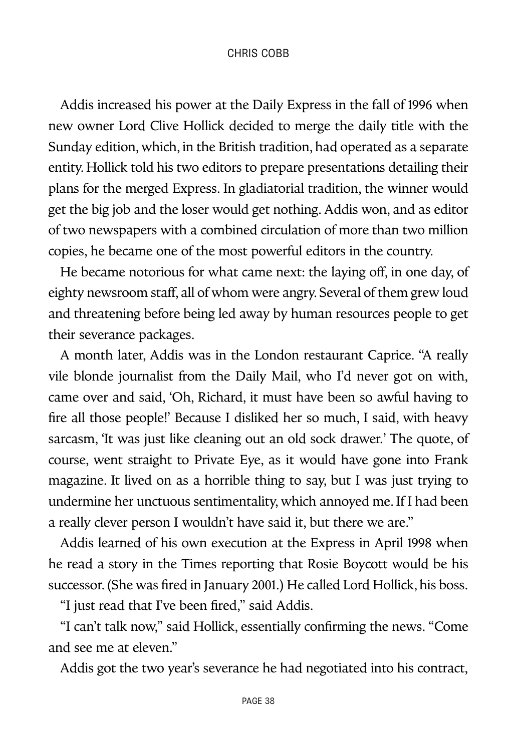Addis increased his power at the Daily Express in the fall of 1996 when new owner Lord Clive Hollick decided to merge the daily title with the Sunday edition, which, in the British tradition, had operated as a separate entity. Hollick told his two editors to prepare presentations detailing their plans for the merged Express. In gladiatorial tradition, the winner would get the big job and the loser would get nothing. Addis won, and as editor of two newspapers with a combined circulation of more than two million copies, he became one of the most powerful editors in the country.

He became notorious for what came next: the laying off, in one day, of eighty newsroom staff, all of whom were angry. Several of them grew loud and threatening before being led away by human resources people to get their severance packages.

A month later, Addis was in the London restaurant Caprice. "A really vile blonde journalist from the Daily Mail, who I'd never got on with, came over and said, 'Oh, Richard, it must have been so awful having to fire all those people!' Because I disliked her so much, I said, with heavy sarcasm, 'It was just like cleaning out an old sock drawer.' The quote, of course, went straight to Private Eye, as it would have gone into Frank magazine. It lived on as a horrible thing to say, but I was just trying to undermine her unctuous sentimentality, which annoyed me. If I had been a really clever person I wouldn't have said it, but there we are."

Addis learned of his own execution at the Express in April 1998 when he read a story in the Times reporting that Rosie Boycott would be his successor. (She was fired in January 2001.) He called Lord Hollick, his boss.

"I just read that I've been fired," said Addis.

"I can't talk now," said Hollick, essentially confirming the news. "Come and see me at eleven."

Addis got the two year's severance he had negotiated into his contract,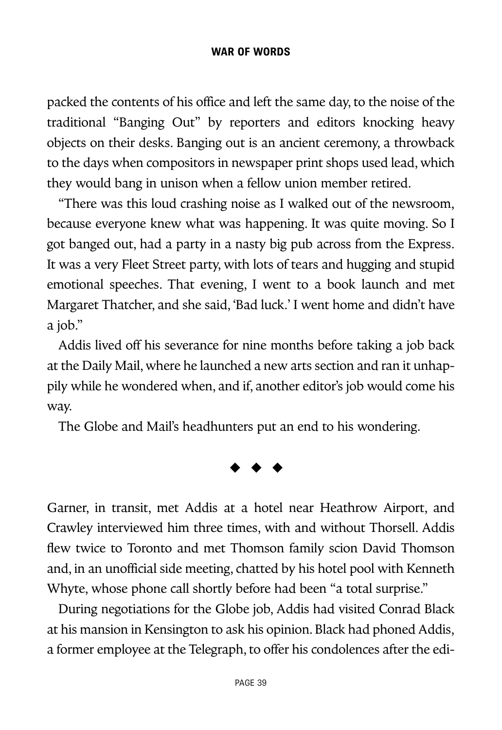packed the contents of his office and left the same day, to the noise of the traditional "Banging Out" by reporters and editors knocking heavy objects on their desks. Banging out is an ancient ceremony, a throwback to the days when compositors in newspaper print shops used lead, which they would bang in unison when a fellow union member retired.

"There was this loud crashing noise as I walked out of the newsroom, because everyone knew what was happening. It was quite moving. So I got banged out, had a party in a nasty big pub across from the Express. It was a very Fleet Street party, with lots of tears and hugging and stupid emotional speeches. That evening, I went to a book launch and met Margaret Thatcher, and she said, 'Bad luck.' I went home and didn't have a job."

Addis lived off his severance for nine months before taking a job back at the Daily Mail, where he launched a new arts section and ran it unhappily while he wondered when, and if, another editor's job would come his way.

The Globe and Mail's headhunters put an end to his wondering.

◆ ◆ ◆

Garner, in transit, met Addis at a hotel near Heathrow Airport, and Crawley interviewed him three times, with and without Thorsell. Addis flew twice to Toronto and met Thomson family scion David Thomson and, in an unofficial side meeting, chatted by his hotel pool with Kenneth Whyte, whose phone call shortly before had been "a total surprise."

During negotiations for the Globe job, Addis had visited Conrad Black at his mansion in Kensington to ask his opinion. Black had phoned Addis, a former employee at the Telegraph, to offer his condolences after the edi-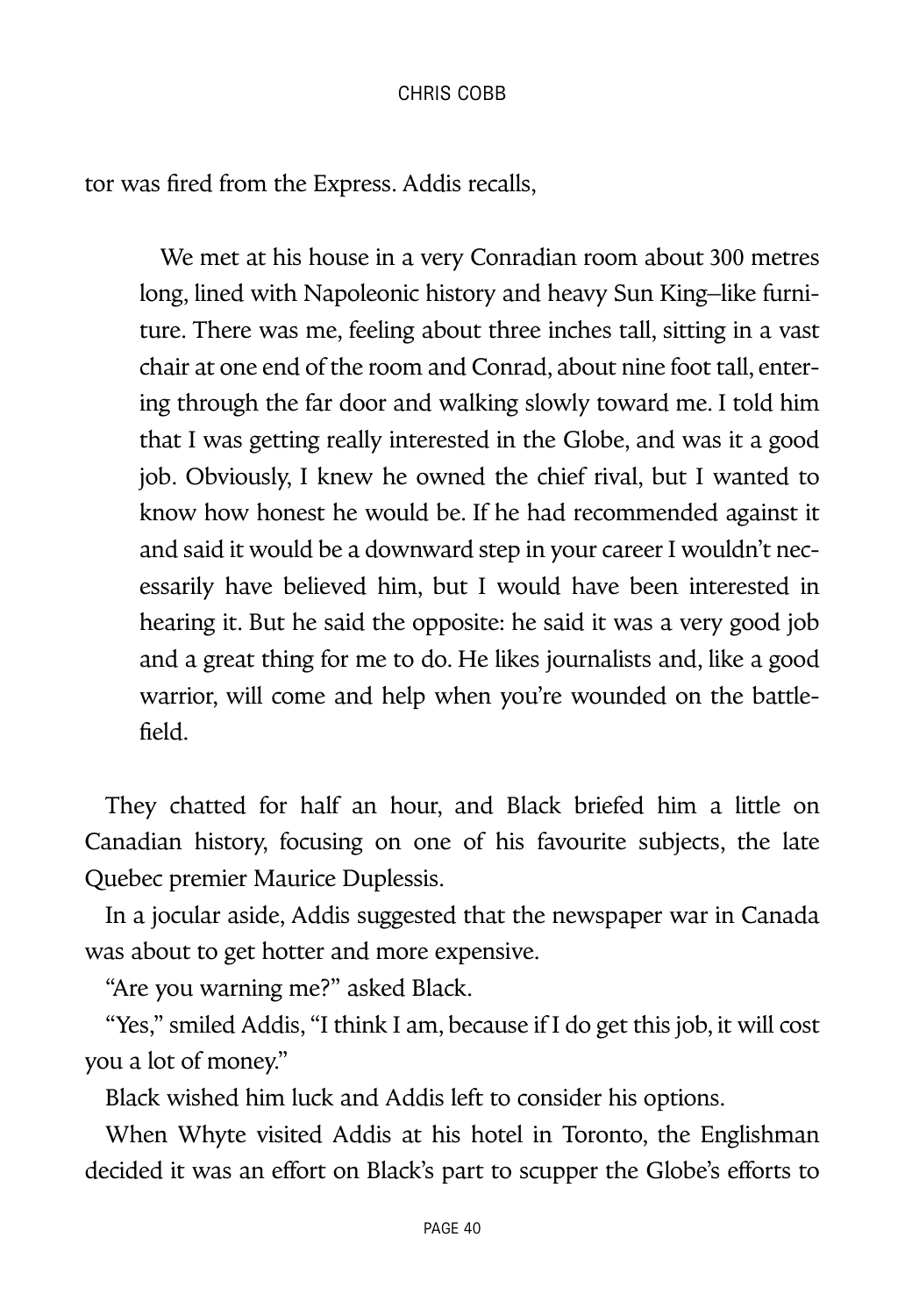tor was fired from the Express. Addis recalls,

> We met at his house in a very Conradian room about 300 metres long, lined with Napoleonic history and heavy Sun King–like furniture. There was me, feeling about three inches tall, sitting in a vast chair at one end of the room and Conrad, about nine foot tall, entering through the far door and walking slowly toward me. I told him that I was getting really interested in the Globe, and was it a good job. Obviously, I knew he owned the chief rival, but I wanted to know how honest he would be. If he had recommended against it and said it would be a downward step in your career I wouldn't necessarily have believed him, but I would have been interested in hearing it. But he said the opposite: he said it was a very good job and a great thing for me to do. He likes journalists and, like a good warrior, will come and help when you're wounded on the battlefield.

They chatted for half an hour, and Black briefed him a little on Canadian history, focusing on one of his favourite subjects, the late Quebec premier Maurice Duplessis.

In a jocular aside, Addis suggested that the newspaper war in Canada was about to get hotter and more expensive.

"Are you warning me?" asked Black.

"Yes," smiled Addis, "I think I am, because if I do get this job, it will cost you a lot of money."

Black wished him luck and Addis left to consider his options.

When Whyte visited Addis at his hotel in Toronto, the Englishman decided it was an effort on Black's part to scupper the Globe's efforts to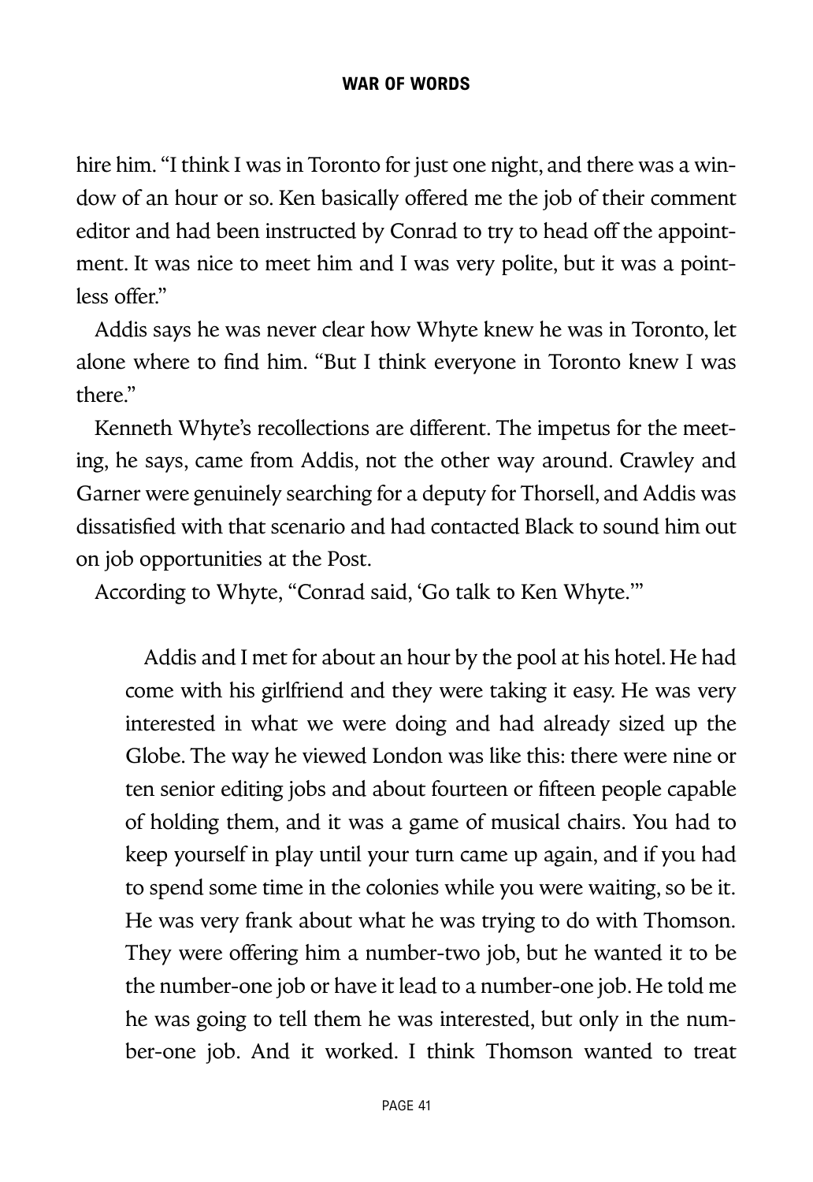hire him. "I think I was in Toronto for just one night, and there was a window of an hour or so. Ken basically offered me the job of their comment editor and had been instructed by Conrad to try to head off the appointment. It was nice to meet him and I was very polite, but it was a pointless offer."

Addis says he was never clear how Whyte knew he was in Toronto, let alone where to find him. "But I think everyone in Toronto knew I was there."

Kenneth Whyte's recollections are different. The impetus for the meeting, he says, came from Addis, not the other way around. Crawley and Garner were genuinely searching for a deputy for Thorsell, and Addis was dissatisfied with that scenario and had contacted Black to sound him out on job opportunities at the Post.

According to Whyte, "Conrad said, 'Go talk to Ken Whyte.'"

> Addis and I met for about an hour by the pool at his hotel. He had come with his girlfriend and they were taking it easy. He was very interested in what we were doing and had already sized up the Globe. The way he viewed London was like this: there were nine or ten senior editing jobs and about fourteen or fifteen people capable of holding them, and it was a game of musical chairs. You had to keep yourself in play until your turn came up again, and if you had to spend some time in the colonies while you were waiting, so be it. He was very frank about what he was trying to do with Thomson. They were offering him a number-two job, but he wanted it to be the number-one job or have it lead to a number-one job. He told me he was going to tell them he was interested, but only in the number-one job. And it worked. I think Thomson wanted to treat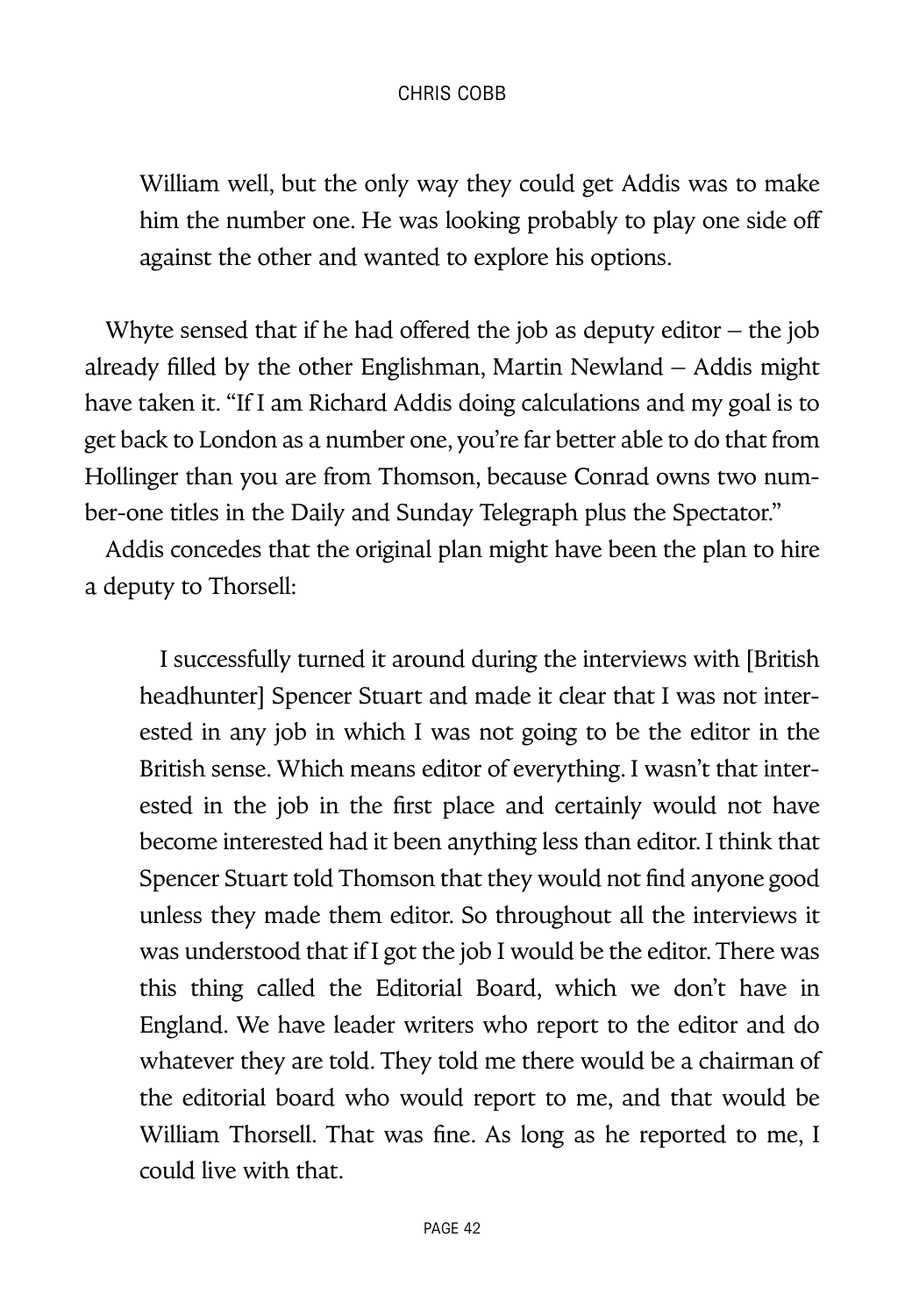> William well, but the only way they could get Addis was to make him the number one. He was looking probably to play one side off against the other and wanted to explore his options.

Whyte sensed that if he had offered the job as deputy editor – the job already filled by the other Englishman, Martin Newland – Addis might have taken it. "If I am Richard Addis doing calculations and my goal is to get back to London as a number one, you're far better able to do that from Hollinger than you are from Thomson, because Conrad owns two number-one titles in the Daily and Sunday Telegraph plus the Spectator."

Addis concedes that the original plan might have been the plan to hire a deputy to Thorsell:

> I successfully turned it around during the interviews with [British headhunter] Spencer Stuart and made it clear that I was not interested in any job in which I was not going to be the editor in the British sense. Which means editor of everything. I wasn't that interested in the job in the first place and certainly would not have become interested had it been anything less than editor. I think that Spencer Stuart told Thomson that they would not find anyone good unless they made them editor. So throughout all the interviews it was understood that if I got the job I would be the editor. There was this thing called the Editorial Board, which we don't have in England. We have leader writers who report to the editor and do whatever they are told. They told me there would be a chairman of the editorial board who would report to me, and that would be William Thorsell. That was fine. As long as he reported to me, I could live with that.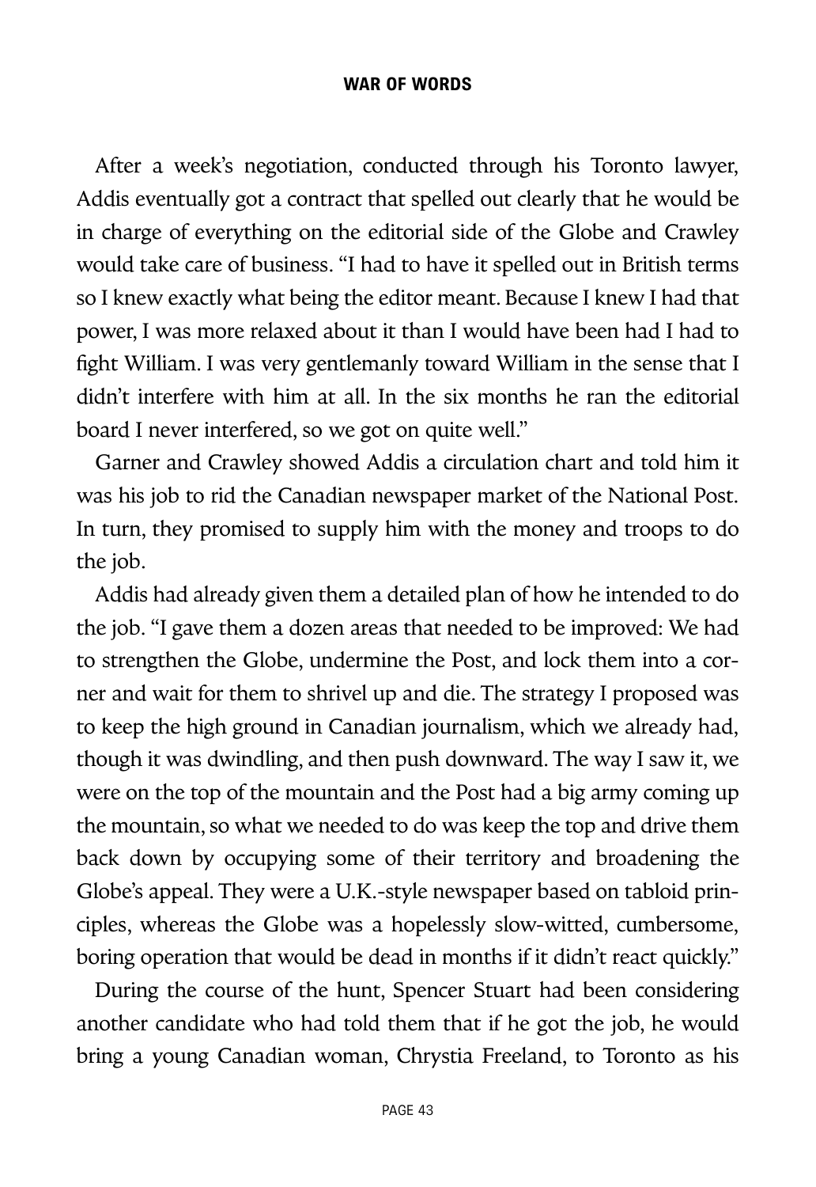After a week's negotiation, conducted through his Toronto lawyer, Addis eventually got a contract that spelled out clearly that he would be in charge of everything on the editorial side of the Globe and Crawley would take care of business. "I had to have it spelled out in British terms so I knew exactly what being the editor meant. Because I knew I had that power, I was more relaxed about it than I would have been had I had to fight William. I was very gentlemanly toward William in the sense that I didn't interfere with him at all. In the six months he ran the editorial board I never interfered, so we got on quite well."

Garner and Crawley showed Addis a circulation chart and told him it was his job to rid the Canadian newspaper market of the National Post. In turn, they promised to supply him with the money and troops to do the job.

Addis had already given them a detailed plan of how he intended to do the job. "I gave them a dozen areas that needed to be improved: We had to strengthen the Globe, undermine the Post, and lock them into a corner and wait for them to shrivel up and die. The strategy I proposed was to keep the high ground in Canadian journalism, which we already had, though it was dwindling, and then push downward. The way I saw it, we were on the top of the mountain and the Post had a big army coming up the mountain, so what we needed to do was keep the top and drive them back down by occupying some of their territory and broadening the Globe's appeal. They were a U.K.-style newspaper based on tabloid principles, whereas the Globe was a hopelessly slow-witted, cumbersome, boring operation that would be dead in months if it didn't react quickly."

During the course of the hunt, Spencer Stuart had been considering another candidate who had told them that if he got the job, he would bring a young Canadian woman, Chrystia Freeland, to Toronto as his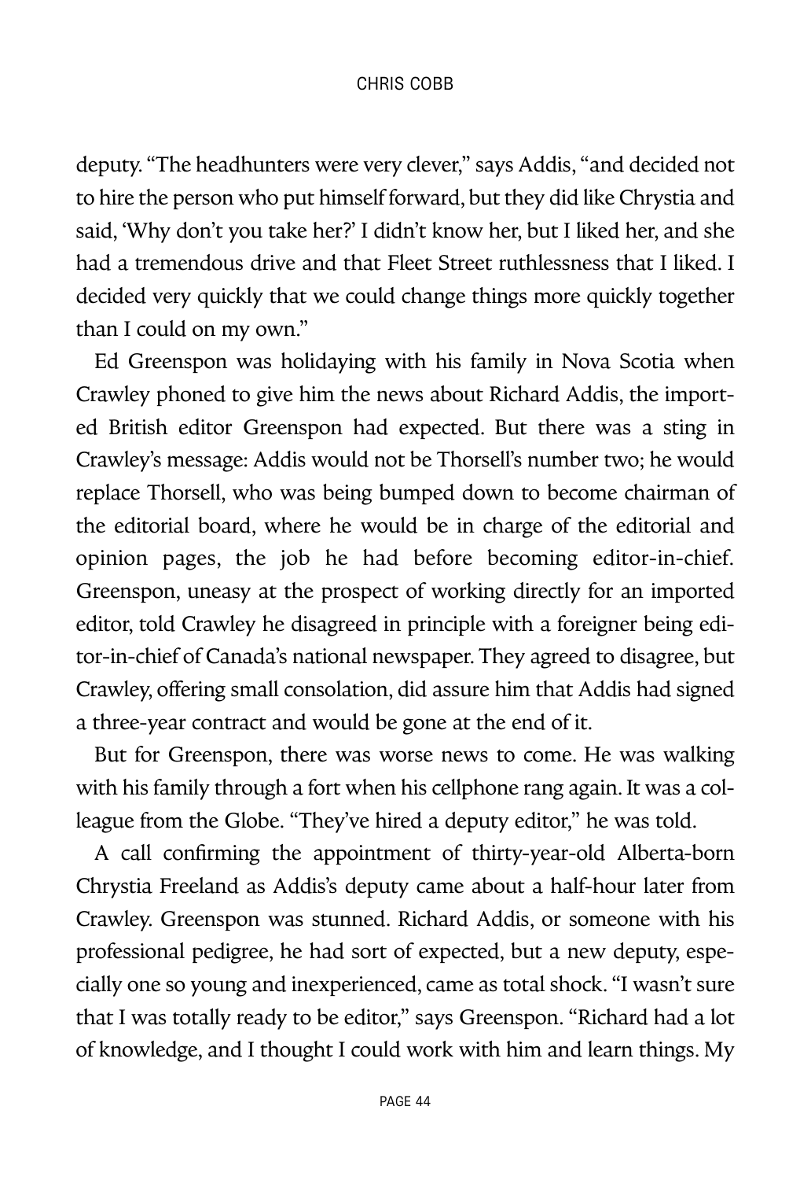deputy. "The headhunters were very clever," says Addis, "and decided not to hire the person who put himself forward, but they did like Chrystia and said, 'Why don't you take her?' I didn't know her, but I liked her, and she had a tremendous drive and that Fleet Street ruthlessness that I liked. I decided very quickly that we could change things more quickly together than I could on my own."

Ed Greenspon was holidaying with his family in Nova Scotia when Crawley phoned to give him the news about Richard Addis, the imported British editor Greenspon had expected. But there was a sting in Crawley's message: Addis would not be Thorsell's number two; he would replace Thorsell, who was being bumped down to become chairman of the editorial board, where he would be in charge of the editorial and opinion pages, the job he had before becoming editor-in-chief. Greenspon, uneasy at the prospect of working directly for an imported editor, told Crawley he disagreed in principle with a foreigner being editor-in-chief of Canada's national newspaper. They agreed to disagree, but Crawley, offering small consolation, did assure him that Addis had signed a three-year contract and would be gone at the end of it.

But for Greenspon, there was worse news to come. He was walking with his family through a fort when his cellphone rang again. It was a colleague from the Globe. "They've hired a deputy editor," he was told.

A call confirming the appointment of thirty-year-old Alberta-born Chrystia Freeland as Addis's deputy came about a half-hour later from Crawley. Greenspon was stunned. Richard Addis, or someone with his professional pedigree, he had sort of expected, but a new deputy, especially one so young and inexperienced, came as total shock. "I wasn't sure that I was totally ready to be editor," says Greenspon. "Richard had a lot of knowledge, and I thought I could work with him and learn things. My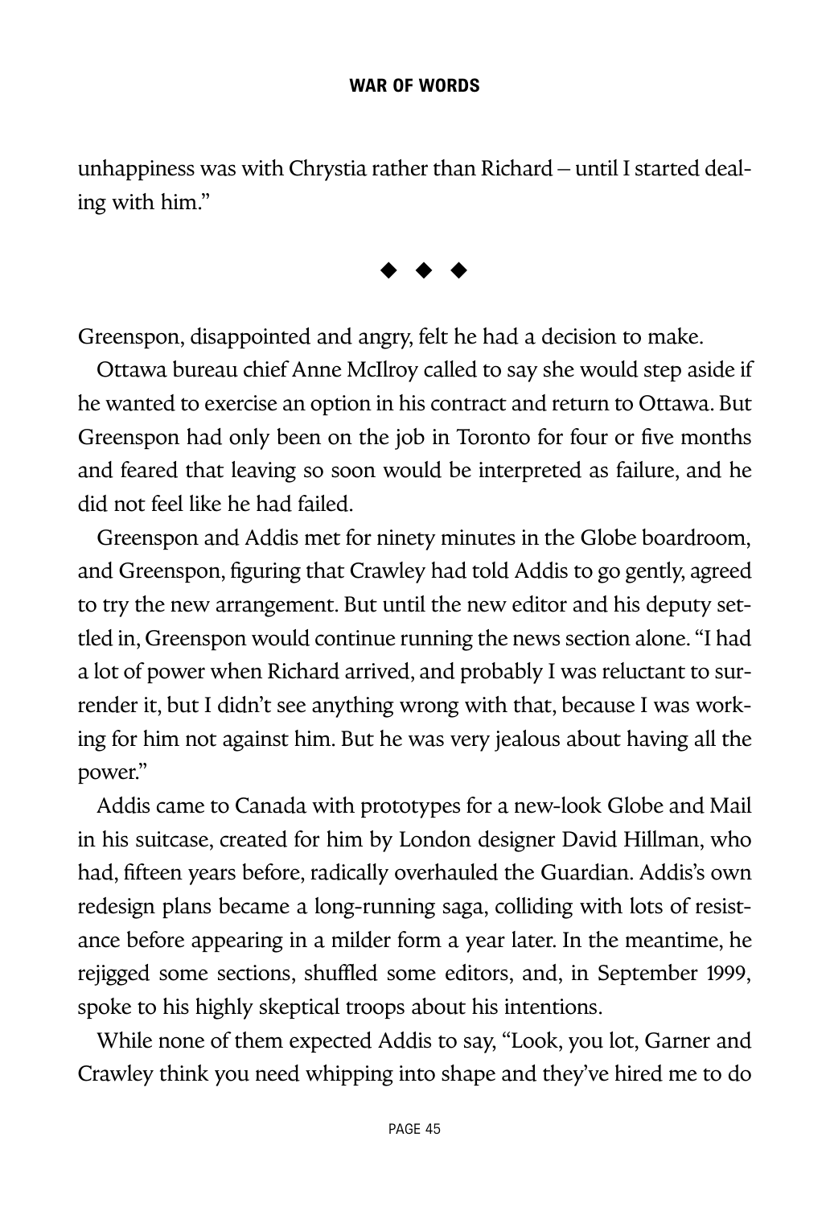unhappiness was with Chrystia rather than Richard – until I started dealing with him."

◆ ◆ ◆

Greenspon, disappointed and angry, felt he had a decision to make.

Ottawa bureau chief Anne McIlroy called to say she would step aside if he wanted to exercise an option in his contract and return to Ottawa. But Greenspon had only been on the job in Toronto for four or five months and feared that leaving so soon would be interpreted as failure, and he did not feel like he had failed.

Greenspon and Addis met for ninety minutes in the Globe boardroom, and Greenspon, figuring that Crawley had told Addis to go gently, agreed to try the new arrangement. But until the new editor and his deputy settled in, Greenspon would continue running the news section alone. "I had a lot of power when Richard arrived, and probably I was reluctant to surrender it, but I didn't see anything wrong with that, because I was working for him not against him. But he was very jealous about having all the power."

Addis came to Canada with prototypes for a new-look Globe and Mail in his suitcase, created for him by London designer David Hillman, who had, fifteen years before, radically overhauled the Guardian. Addis's own redesign plans became a long-running saga, colliding with lots of resistance before appearing in a milder form a year later. In the meantime, he rejigged some sections, shuffled some editors, and, in September 1999, spoke to his highly skeptical troops about his intentions.

While none of them expected Addis to say, "Look, you lot, Garner and Crawley think you need whipping into shape and they've hired me to do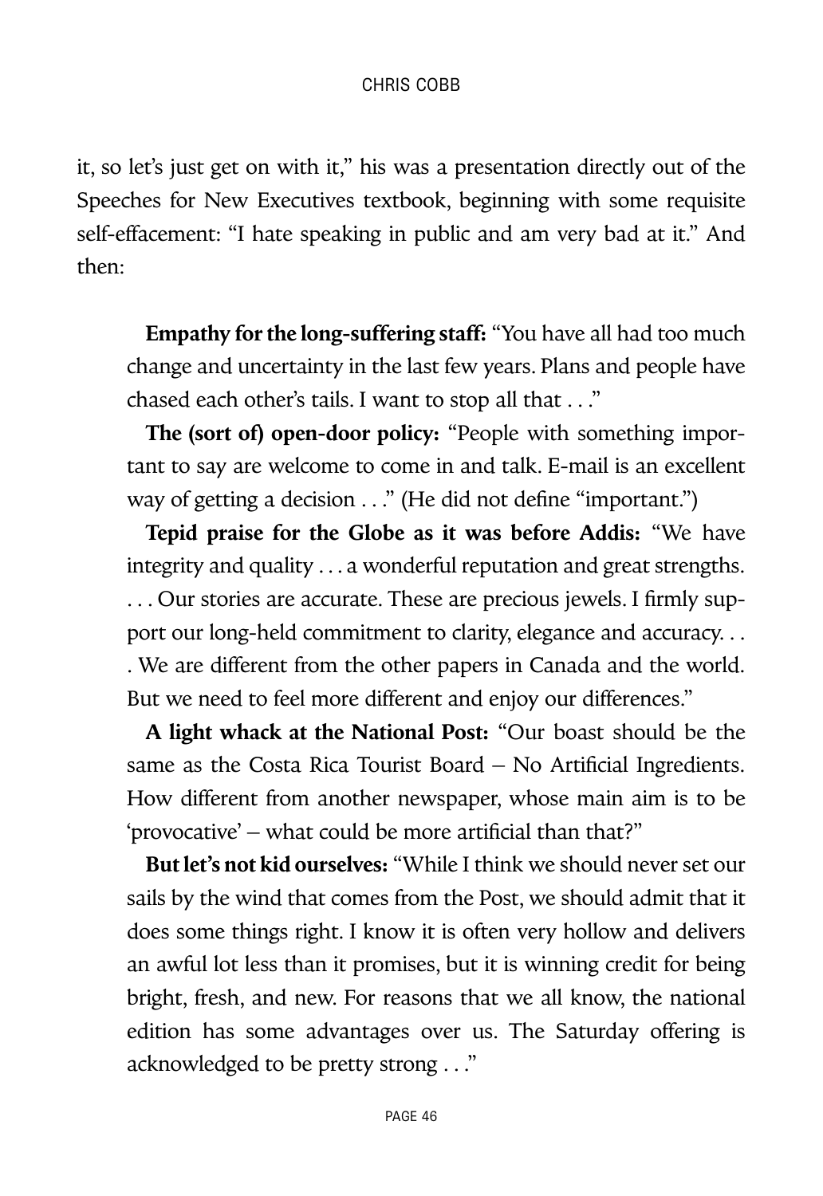it, so let's just get on with it," his was a presentation directly out of the Speeches for New Executives textbook, beginning with some requisite self-effacement: "I hate speaking in public and am very bad at it." And then:

> **Empathy for the long-suffering staff:** "You have all had too much change and uncertainty in the last few years. Plans and people have chased each other's tails. I want to stop all that . . ."
>
> **The (sort of) open-door policy:** "People with something important to say are welcome to come in and talk. E-mail is an excellent way of getting a decision . . ." (He did not define "important.")
>
> **Tepid praise for the Globe as it was before Addis:** "We have integrity and quality . . . a wonderful reputation and great strengths. . . . Our stories are accurate. These are precious jewels. I firmly support our long-held commitment to clarity, elegance and accuracy. . . . We are different from the other papers in Canada and the world. But we need to feel more different and enjoy our differences."
>
> **A light whack at the National Post:** "Our boast should be the same as the Costa Rica Tourist Board – No Artificial Ingredients. How different from another newspaper, whose main aim is to be 'provocative' – what could be more artificial than that?"
>
> **But let's not kid ourselves:** "While I think we should never set our sails by the wind that comes from the Post, we should admit that it does some things right. I know it is often very hollow and delivers an awful lot less than it promises, but it is winning credit for being bright, fresh, and new. For reasons that we all know, the national edition has some advantages over us. The Saturday offering is acknowledged to be pretty strong . . ."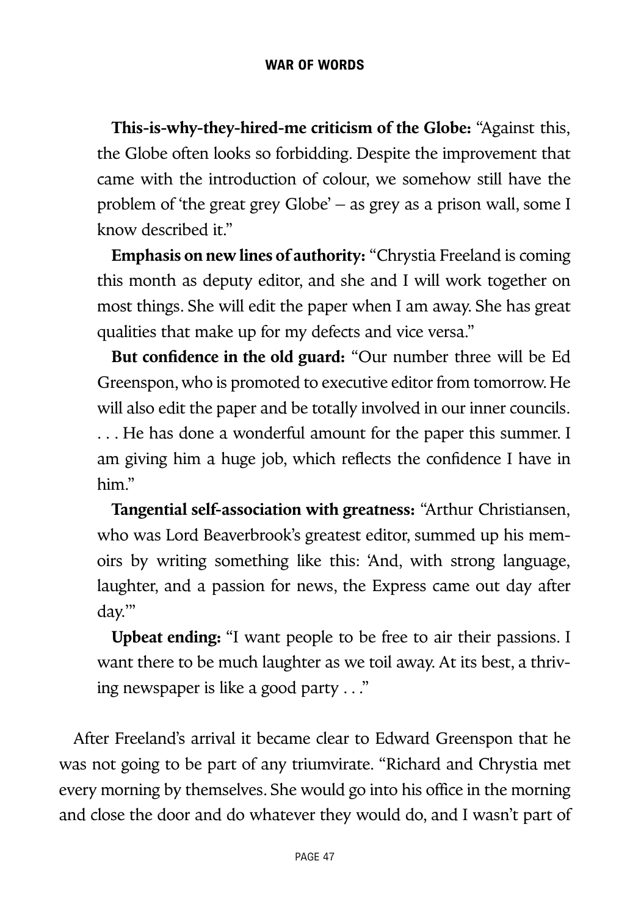**This-is-why-they-hired-me criticism of the Globe:** "Against this, the Globe often looks so forbidding. Despite the improvement that came with the introduction of colour, we somehow still have the problem of 'the great grey Globe' – as grey as a prison wall, some I know described it."

**Emphasis on new lines of authority:** "Chrystia Freeland is coming this month as deputy editor, and she and I will work together on most things. She will edit the paper when I am away. She has great qualities that make up for my defects and vice versa."

**But confidence in the old guard:** "Our number three will be Ed Greenspon, who is promoted to executive editor from tomorrow. He will also edit the paper and be totally involved in our inner councils. . . . He has done a wonderful amount for the paper this summer. I am giving him a huge job, which reflects the confidence I have in him."

**Tangential self-association with greatness:** "Arthur Christiansen, who was Lord Beaverbrook's greatest editor, summed up his memoirs by writing something like this: 'And, with strong language, laughter, and a passion for news, the Express came out day after day.'"

**Upbeat ending:** "I want people to be free to air their passions. I want there to be much laughter as we toil away. At its best, a thriving newspaper is like a good party . . ."

After Freeland's arrival it became clear to Edward Greenspon that he was not going to be part of any triumvirate. "Richard and Chrystia met every morning by themselves. She would go into his office in the morning and close the door and do whatever they would do, and I wasn't part of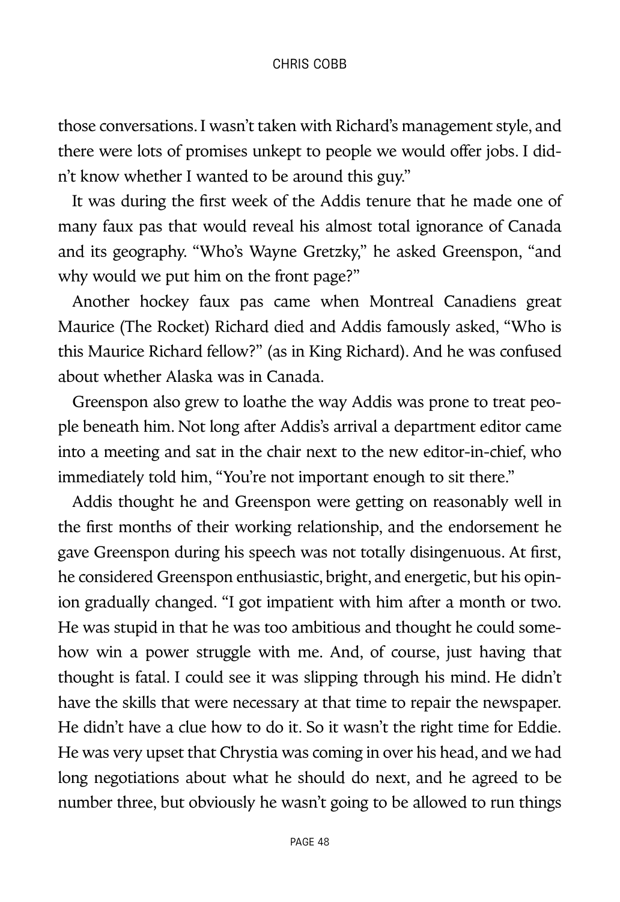those conversations. I wasn't taken with Richard's management style, and there were lots of promises unkept to people we would offer jobs. I didn't know whether I wanted to be around this guy."

It was during the first week of the Addis tenure that he made one of many faux pas that would reveal his almost total ignorance of Canada and its geography. "Who's Wayne Gretzky," he asked Greenspon, "and why would we put him on the front page?"

Another hockey faux pas came when Montreal Canadiens great Maurice (The Rocket) Richard died and Addis famously asked, "Who is this Maurice Richard fellow?" (as in King Richard). And he was confused about whether Alaska was in Canada.

Greenspon also grew to loathe the way Addis was prone to treat people beneath him. Not long after Addis's arrival a department editor came into a meeting and sat in the chair next to the new editor-in-chief, who immediately told him, "You're not important enough to sit there."

Addis thought he and Greenspon were getting on reasonably well in the first months of their working relationship, and the endorsement he gave Greenspon during his speech was not totally disingenuous. At first, he considered Greenspon enthusiastic, bright, and energetic, but his opinion gradually changed. "I got impatient with him after a month or two. He was stupid in that he was too ambitious and thought he could somehow win a power struggle with me. And, of course, just having that thought is fatal. I could see it was slipping through his mind. He didn't have the skills that were necessary at that time to repair the newspaper. He didn't have a clue how to do it. So it wasn't the right time for Eddie. He was very upset that Chrystia was coming in over his head, and we had long negotiations about what he should do next, and he agreed to be number three, but obviously he wasn't going to be allowed to run things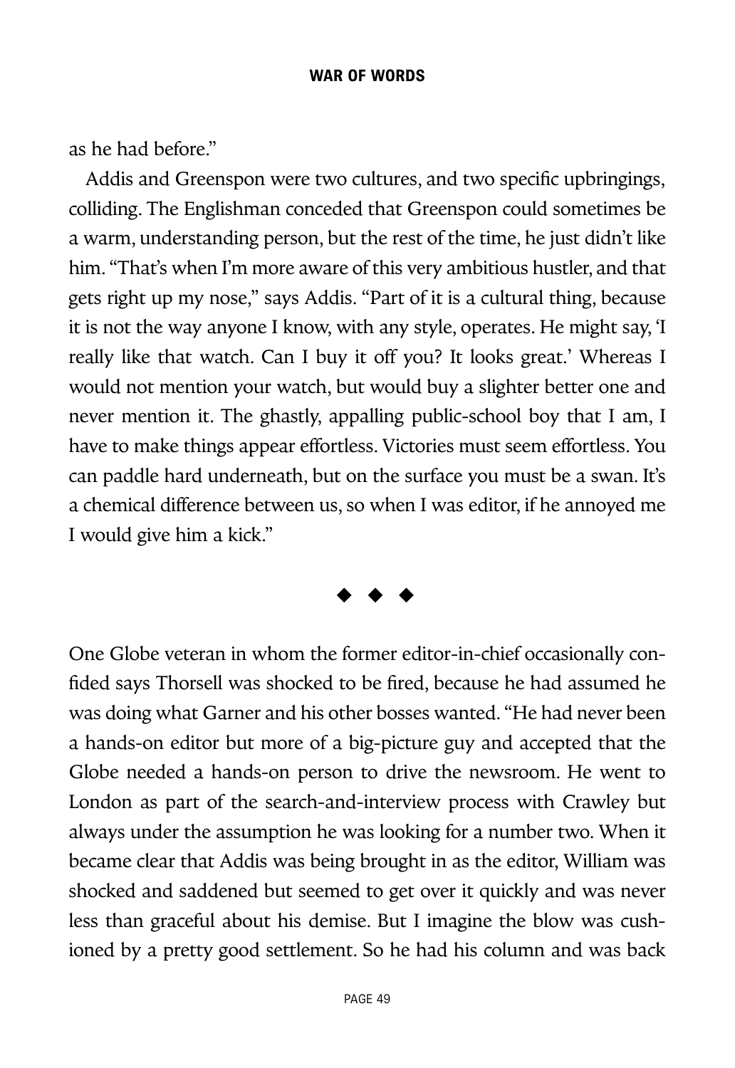as he had before."

Addis and Greenspon were two cultures, and two specific upbringings, colliding. The Englishman conceded that Greenspon could sometimes be a warm, understanding person, but the rest of the time, he just didn't like him. "That's when I'm more aware of this very ambitious hustler, and that gets right up my nose," says Addis. "Part of it is a cultural thing, because it is not the way anyone I know, with any style, operates. He might say, 'I really like that watch. Can I buy it off you? It looks great.' Whereas I would not mention your watch, but would buy a slighter better one and never mention it. The ghastly, appalling public-school boy that I am, I have to make things appear effortless. Victories must seem effortless. You can paddle hard underneath, but on the surface you must be a swan. It's a chemical difference between us, so when I was editor, if he annoyed me I would give him a kick."

◆ ◆ ◆

One Globe veteran in whom the former editor-in-chief occasionally confided says Thorsell was shocked to be fired, because he had assumed he was doing what Garner and his other bosses wanted. "He had never been a hands-on editor but more of a big-picture guy and accepted that the Globe needed a hands-on person to drive the newsroom. He went to London as part of the search-and-interview process with Crawley but always under the assumption he was looking for a number two. When it became clear that Addis was being brought in as the editor, William was shocked and saddened but seemed to get over it quickly and was never less than graceful about his demise. But I imagine the blow was cushioned by a pretty good settlement. So he had his column and was back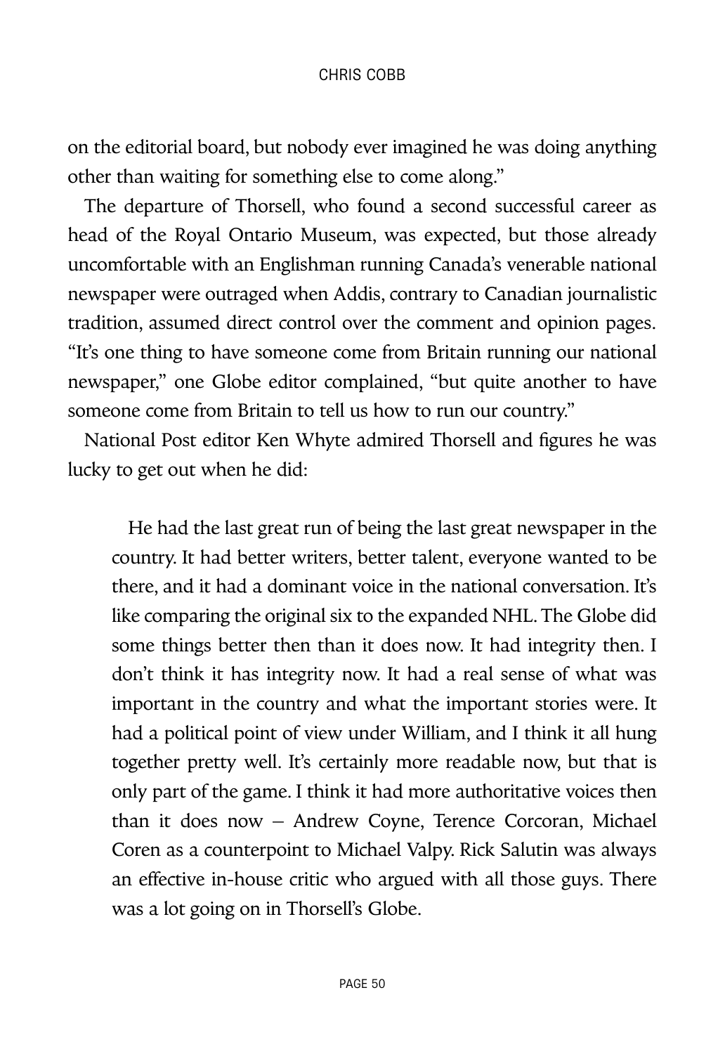on the editorial board, but nobody ever imagined he was doing anything other than waiting for something else to come along."

The departure of Thorsell, who found a second successful career as head of the Royal Ontario Museum, was expected, but those already uncomfortable with an Englishman running Canada's venerable national newspaper were outraged when Addis, contrary to Canadian journalistic tradition, assumed direct control over the comment and opinion pages. "It's one thing to have someone come from Britain running our national newspaper," one Globe editor complained, "but quite another to have someone come from Britain to tell us how to run our country."

National Post editor Ken Whyte admired Thorsell and figures he was lucky to get out when he did:

> He had the last great run of being the last great newspaper in the country. It had better writers, better talent, everyone wanted to be there, and it had a dominant voice in the national conversation. It's like comparing the original six to the expanded NHL. The Globe did some things better then than it does now. It had integrity then. I don't think it has integrity now. It had a real sense of what was important in the country and what the important stories were. It had a political point of view under William, and I think it all hung together pretty well. It's certainly more readable now, but that is only part of the game. I think it had more authoritative voices then than it does now – Andrew Coyne, Terence Corcoran, Michael Coren as a counterpoint to Michael Valpy. Rick Salutin was always an effective in-house critic who argued with all those guys. There was a lot going on in Thorsell's Globe.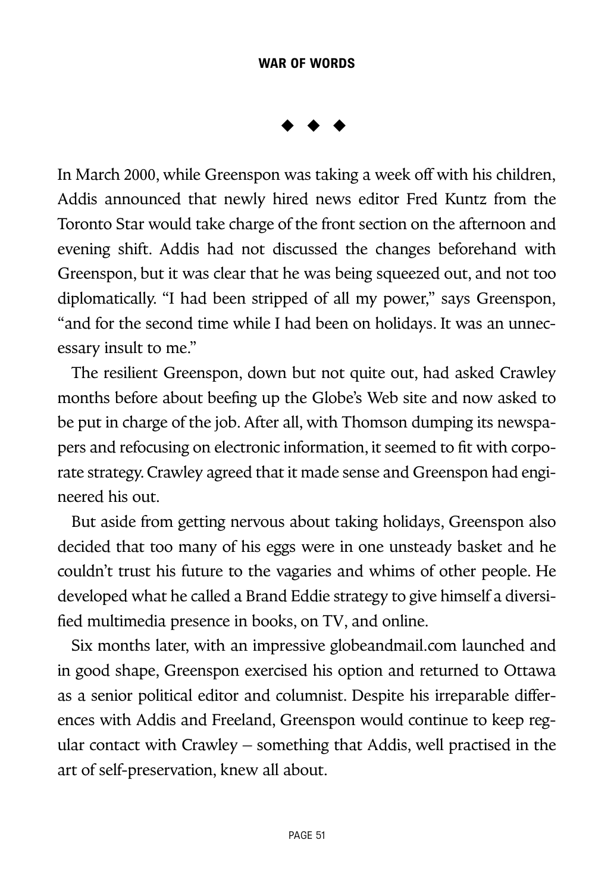◆ ◆ ◆

In March 2000, while Greenspon was taking a week off with his children, Addis announced that newly hired news editor Fred Kuntz from the Toronto Star would take charge of the front section on the afternoon and evening shift. Addis had not discussed the changes beforehand with Greenspon, but it was clear that he was being squeezed out, and not too diplomatically. "I had been stripped of all my power," says Greenspon, "and for the second time while I had been on holidays. It was an unnecessary insult to me."

The resilient Greenspon, down but not quite out, had asked Crawley months before about beefing up the Globe's Web site and now asked to be put in charge of the job. After all, with Thomson dumping its newspapers and refocusing on electronic information, it seemed to fit with corporate strategy. Crawley agreed that it made sense and Greenspon had engineered his out.

But aside from getting nervous about taking holidays, Greenspon also decided that too many of his eggs were in one unsteady basket and he couldn't trust his future to the vagaries and whims of other people. He developed what he called a Brand Eddie strategy to give himself a diversified multimedia presence in books, on TV, and online.

Six months later, with an impressive globeandmail.com launched and in good shape, Greenspon exercised his option and returned to Ottawa as a senior political editor and columnist. Despite his irreparable differences with Addis and Freeland, Greenspon would continue to keep regular contact with Crawley – something that Addis, well practised in the art of self-preservation, knew all about.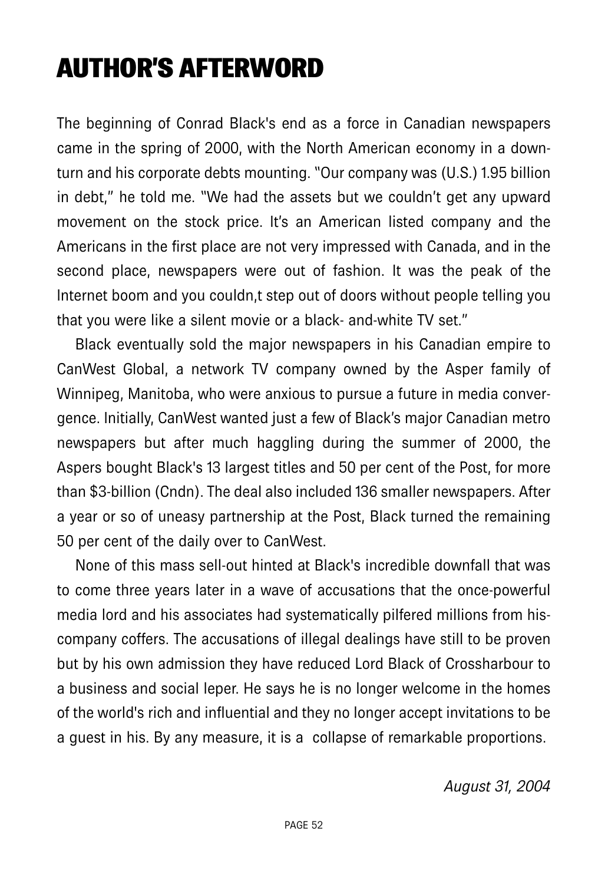# AUTHOR'S AFTERWORD

The beginning of Conrad Black's end as a force in Canadian newspapers came in the spring of 2000, with the North American economy in a downturn and his corporate debts mounting. "Our company was (U.S.) 1.95 billion in debt," he told me. "We had the assets but we couldn't get any upward movement on the stock price. It's an American listed company and the Americans in the first place are not very impressed with Canada, and in the second place, newspapers were out of fashion. It was the peak of the Internet boom and you couldn,t step out of doors without people telling you that you were like a silent movie or a black- and-white TV set."

Black eventually sold the major newspapers in his Canadian empire to CanWest Global, a network TV company owned by the Asper family of Winnipeg, Manitoba, who were anxious to pursue a future in media convergence. Initially, CanWest wanted just a few of Black's major Canadian metro newspapers but after much haggling during the summer of 2000, the Aspers bought Black's 13 largest titles and 50 per cent of the Post, for more than $3-billion (Cndn). The deal also included 136 smaller newspapers. After a year or so of uneasy partnership at the Post, Black turned the remaining 50 per cent of the daily over to CanWest.

None of this mass sell-out hinted at Black's incredible downfall that was to come three years later in a wave of accusations that the once-powerful media lord and his associates had systematically pilfered millions from his-company coffers. The accusations of illegal dealings have still to be proven but by his own admission they have reduced Lord Black of Crossharbour to a business and social leper. He says he is no longer welcome in the homes of the world's rich and influential and they no longer accept invitations to be a guest in his. By any measure, it is a collapse of remarkable proportions.

*August 31, 2004*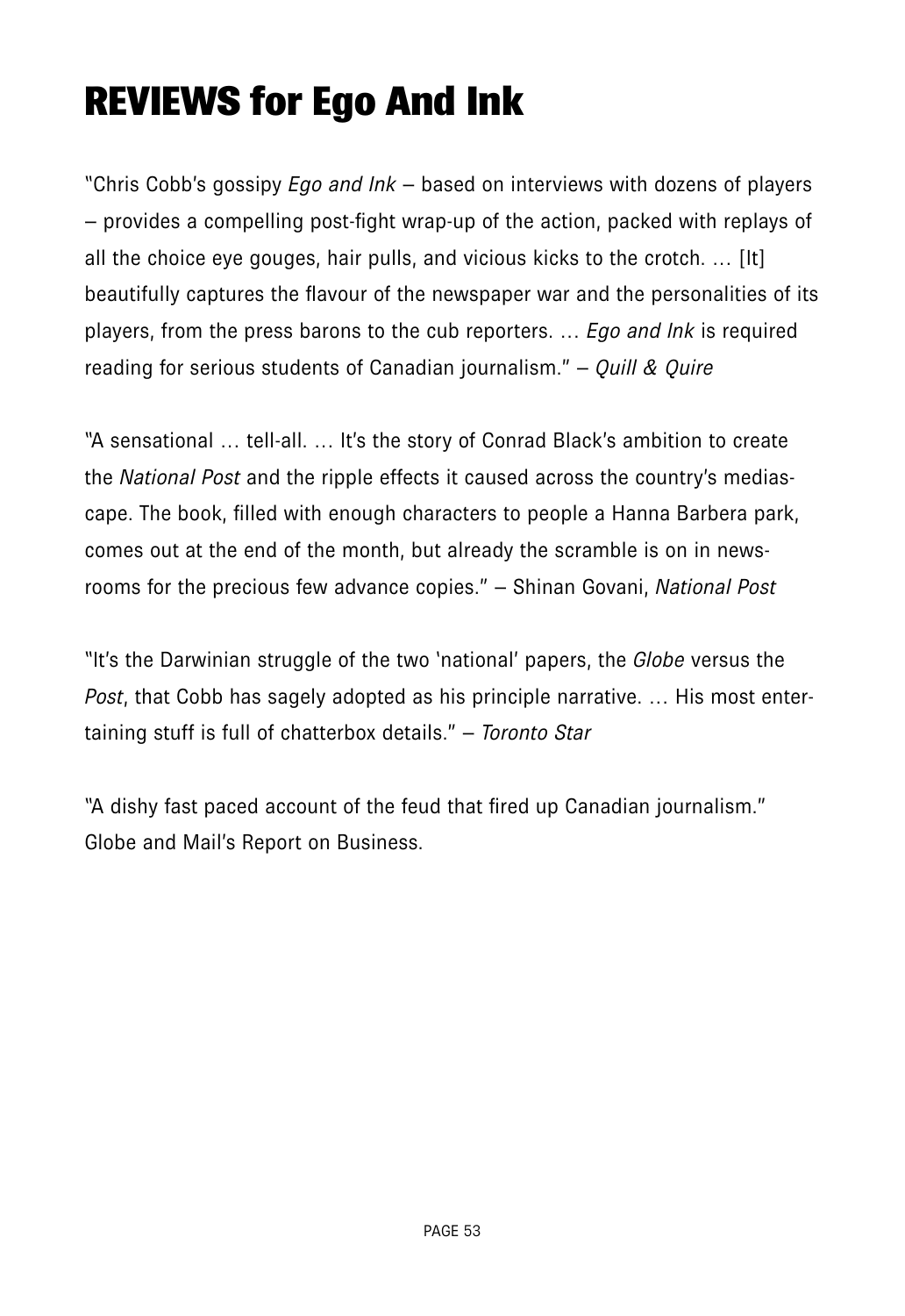# REVIEWS for Ego And Ink

"Chris Cobb's gossipy *Ego and Ink* – based on interviews with dozens of players – provides a compelling post-fight wrap-up of the action, packed with replays of all the choice eye gouges, hair pulls, and vicious kicks to the crotch. … [It] beautifully captures the flavour of the newspaper war and the personalities of its players, from the press barons to the cub reporters. … *Ego and Ink* is required reading for serious students of Canadian journalism." – *Quill & Quire*

"A sensational … tell-all. … It's the story of Conrad Black's ambition to create the *National Post* and the ripple effects it caused across the country's mediascape. The book, filled with enough characters to people a Hanna Barbera park, comes out at the end of the month, but already the scramble is on in newsrooms for the precious few advance copies." – Shinan Govani, *National Post*

"It's the Darwinian struggle of the two 'national' papers, the *Globe* versus the *Post*, that Cobb has sagely adopted as his principle narrative. … His most entertaining stuff is full of chatterbox details." – *Toronto Star*

"A dishy fast paced account of the feud that fired up Canadian journalism." Globe and Mail's Report on Business.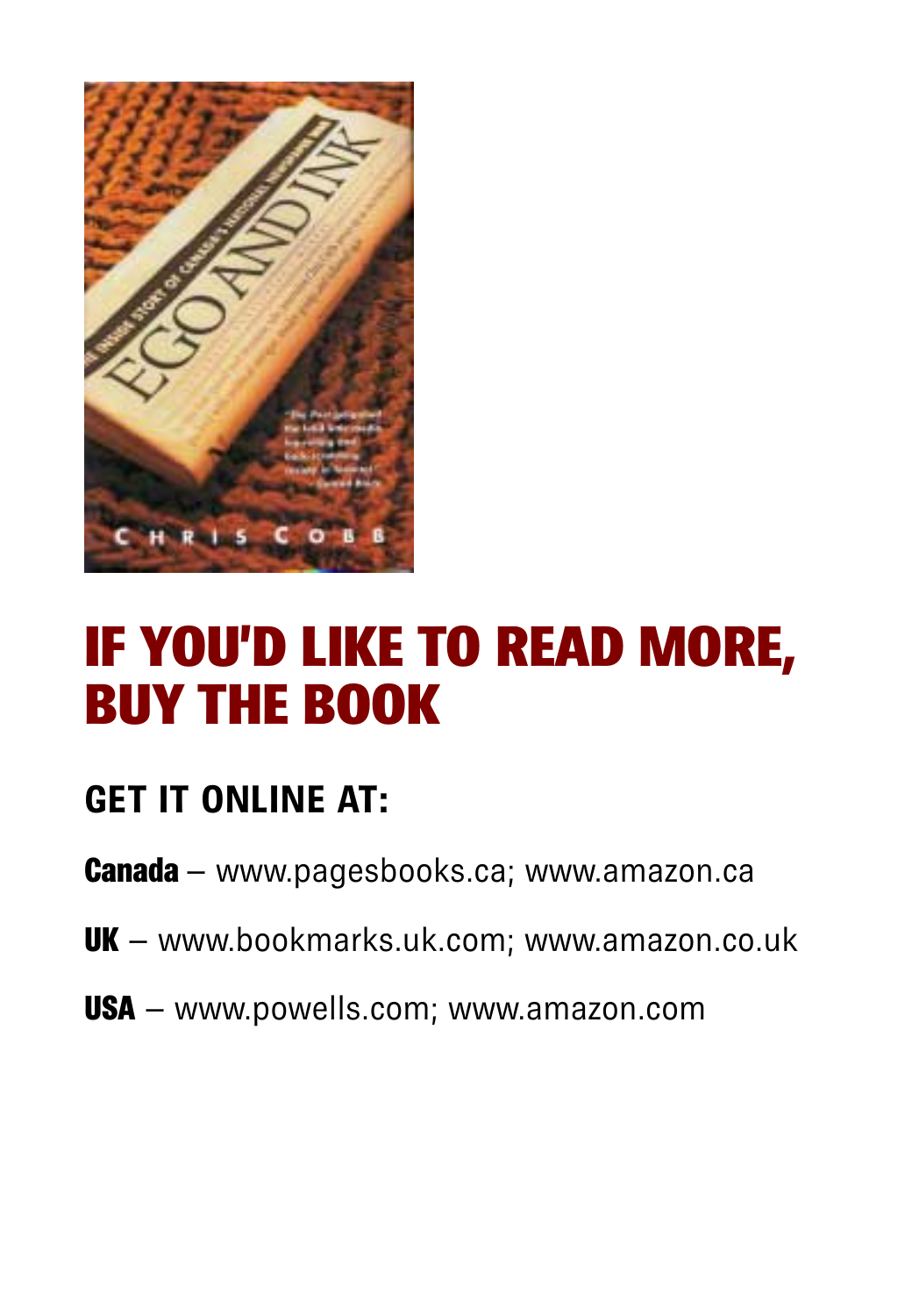# IF YOU'D LIKE TO READ MORE, BUY THE BOOK

## GET IT ONLINE AT:

**Canada** – www.pagesbooks.ca; www.amazon.ca

**UK** – www.bookmarks.uk.com; www.amazon.co.uk

**USA** – www.powells.com; www.amazon.com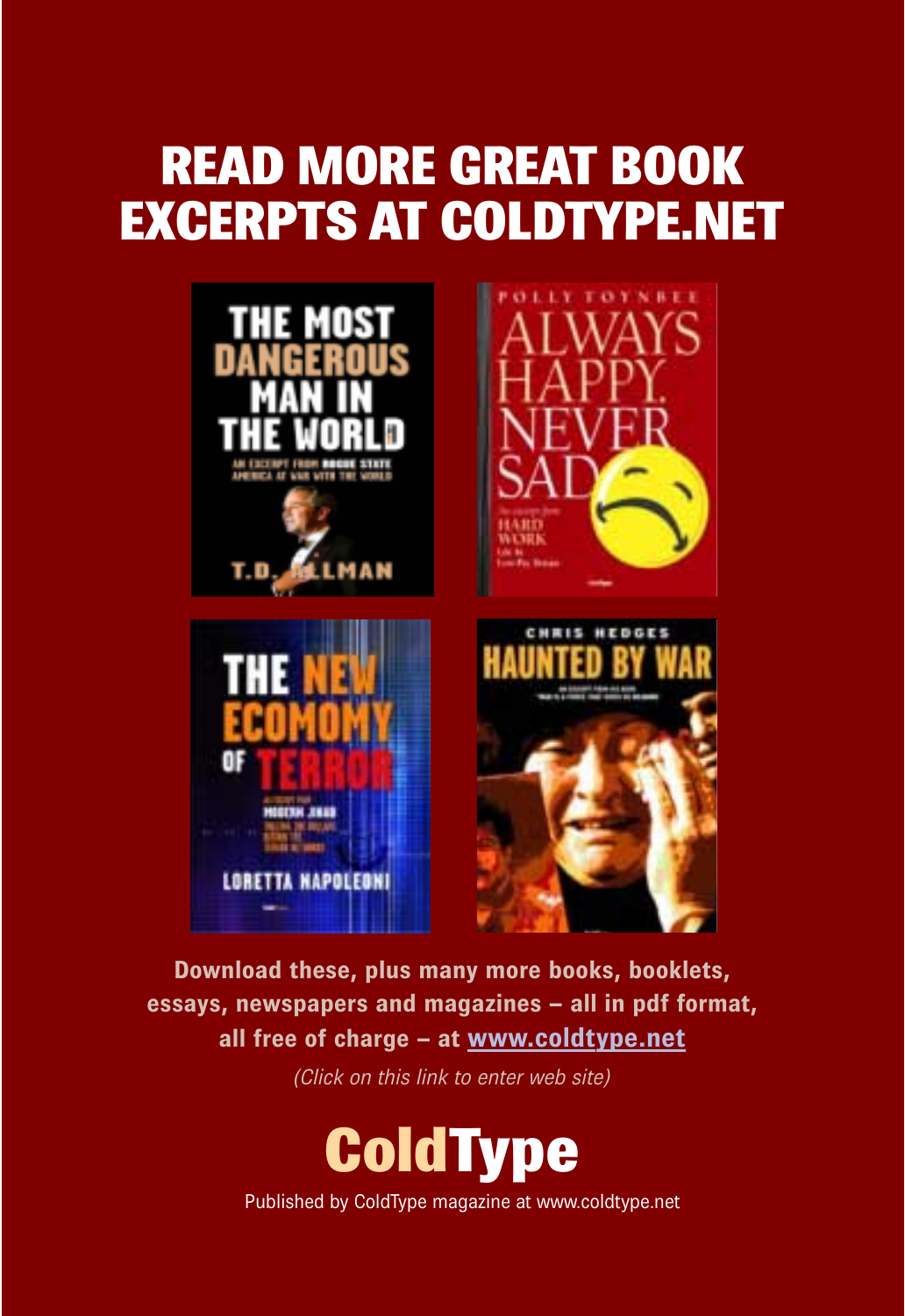# READ MORE GREAT BOOK EXCERPTS AT COLDTYPE.NET

**Download these, plus many more books, booklets, essays, newspapers and magazines – all in pdf format, all free of charge – at [www.coldtype.net](www.coldtype.net)**

*(Click on this link to enter web site)*

**ColdType**

Published by ColdType magazine at www.coldtype.net